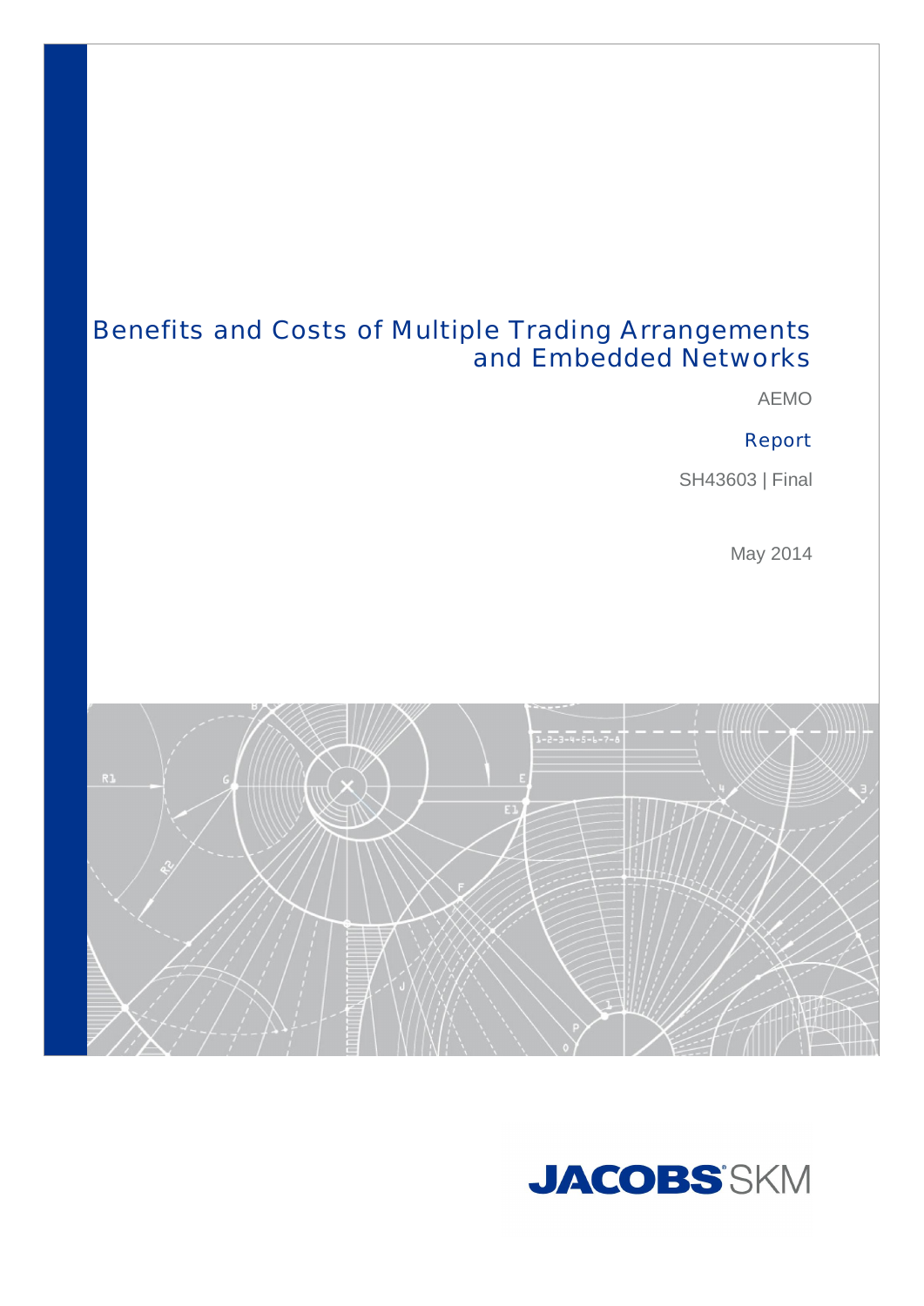# Benefits and Costs of Multiple Trading Arrangements and Embedded Networks

AEMO

Report

SH43603 | Final

May 2014

JACOBS SKM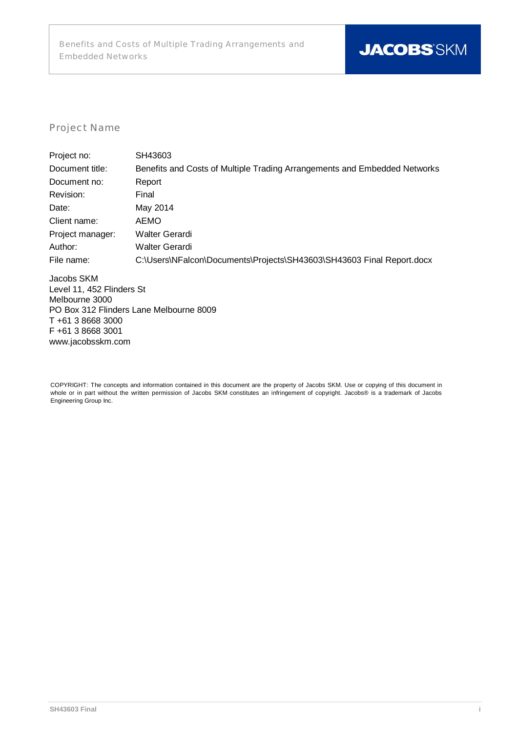## Project Name

| | |
|---|---|
| Project no: | SH43603 |
| Document title: | Benefits and Costs of Multiple Trading Arrangements and Embedded Networks |
| Document no: | Report |
| Revision: | Final |
| Date: | May 2014 |
| Client name: | AEMO |
| Project manager: | Walter Gerardi |
| Author: | Walter Gerardi |
| File name: | C:\Users\NFalcon\Documents\Projects\SH43603\SH43603 Final Report.docx |

Jacobs SKM
Level 11, 452 Flinders St
Melbourne 3000
PO Box 312 Flinders Lane Melbourne 8009
T +61 3 8668 3000
F +61 3 8668 3001
www.jacobsskm.com

COPYRIGHT: The concepts and information contained in this document are the property of Jacobs SKM. Use or copying of this document in whole or in part without the written permission of Jacobs SKM constitutes an infringement of copyright. Jacobs® is a trademark of Jacobs Engineering Group Inc.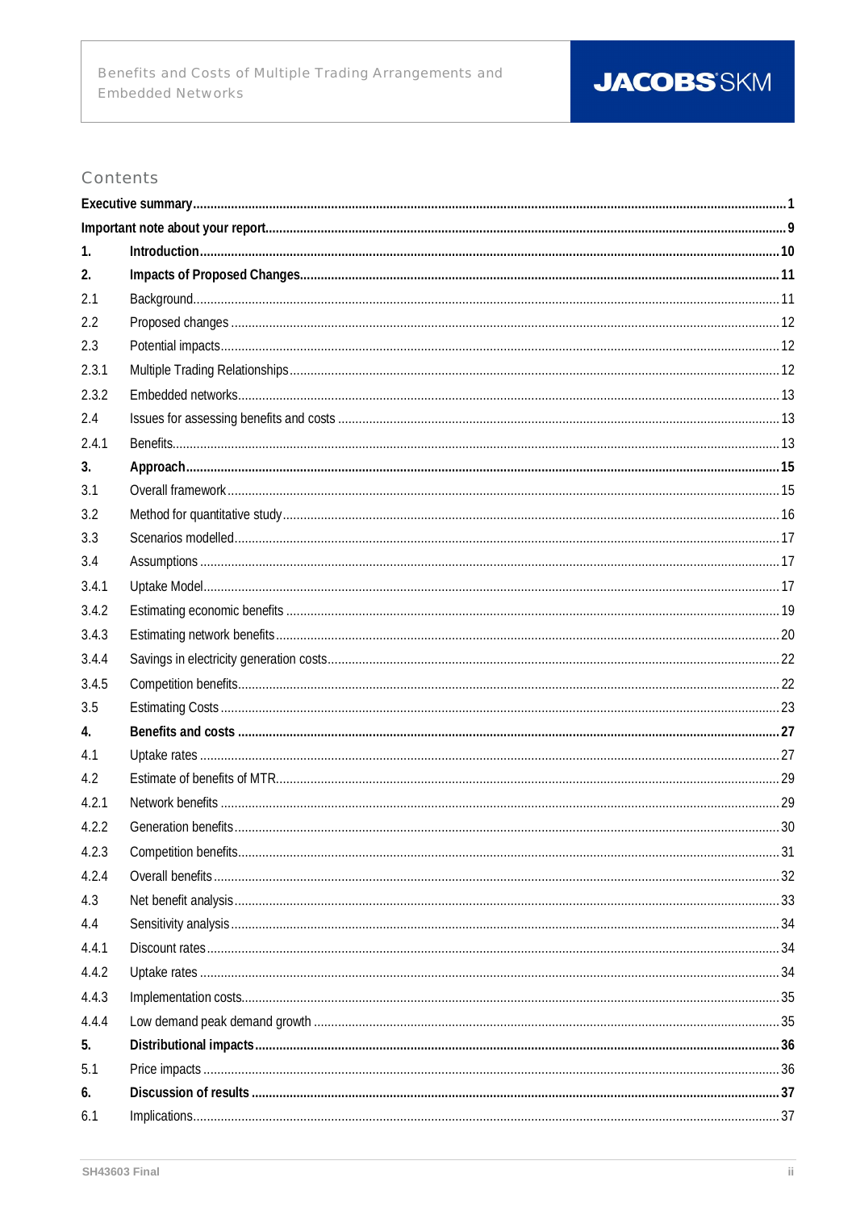## Contents

| | | |
|---|---|---|
| **Executive summary** | | **1** |
| **Important note about your report** | | **9** |
| **1.** | **Introduction** | **10** |
| **2.** | **Impacts of Proposed Changes** | **11** |
| 2.1 | Background | 11 |
| 2.2 | Proposed changes | 12 |
| 2.3 | Potential impacts | 12 |
| 2.3.1 | Multiple Trading Relationships | 12 |
| 2.3.2 | Embedded networks | 13 |
| 2.4 | Issues for assessing benefits and costs | 13 |
| 2.4.1 | Benefits | 13 |
| **3.** | **Approach** | **15** |
| 3.1 | Overall framework | 15 |
| 3.2 | Method for quantitative study | 16 |
| 3.3 | Scenarios modelled | 17 |
| 3.4 | Assumptions | 17 |
| 3.4.1 | Uptake Model | 17 |
| 3.4.2 | Estimating economic benefits | 19 |
| 3.4.3 | Estimating network benefits | 20 |
| 3.4.4 | Savings in electricity generation costs | 22 |
| 3.4.5 | Competition benefits | 22 |
| 3.5 | Estimating Costs | 23 |
| **4.** | **Benefits and costs** | **27** |
| 4.1 | Uptake rates | 27 |
| 4.2 | Estimate of benefits of MTR | 29 |
| 4.2.1 | Network benefits | 29 |
| 4.2.2 | Generation benefits | 30 |
| 4.2.3 | Competition benefits | 31 |
| 4.2.4 | Overall benefits | 32 |
| 4.3 | Net benefit analysis | 33 |
| 4.4 | Sensitivity analysis | 34 |
| 4.4.1 | Discount rates | 34 |
| 4.4.2 | Uptake rates | 34 |
| 4.4.3 | Implementation costs | 35 |
| 4.4.4 | Low demand peak demand growth | 35 |
| **5.** | **Distributional impacts** | **36** |
| 5.1 | Price impacts | 36 |
| **6.** | **Discussion of results** | **37** |
| 6.1 | Implications | 37 |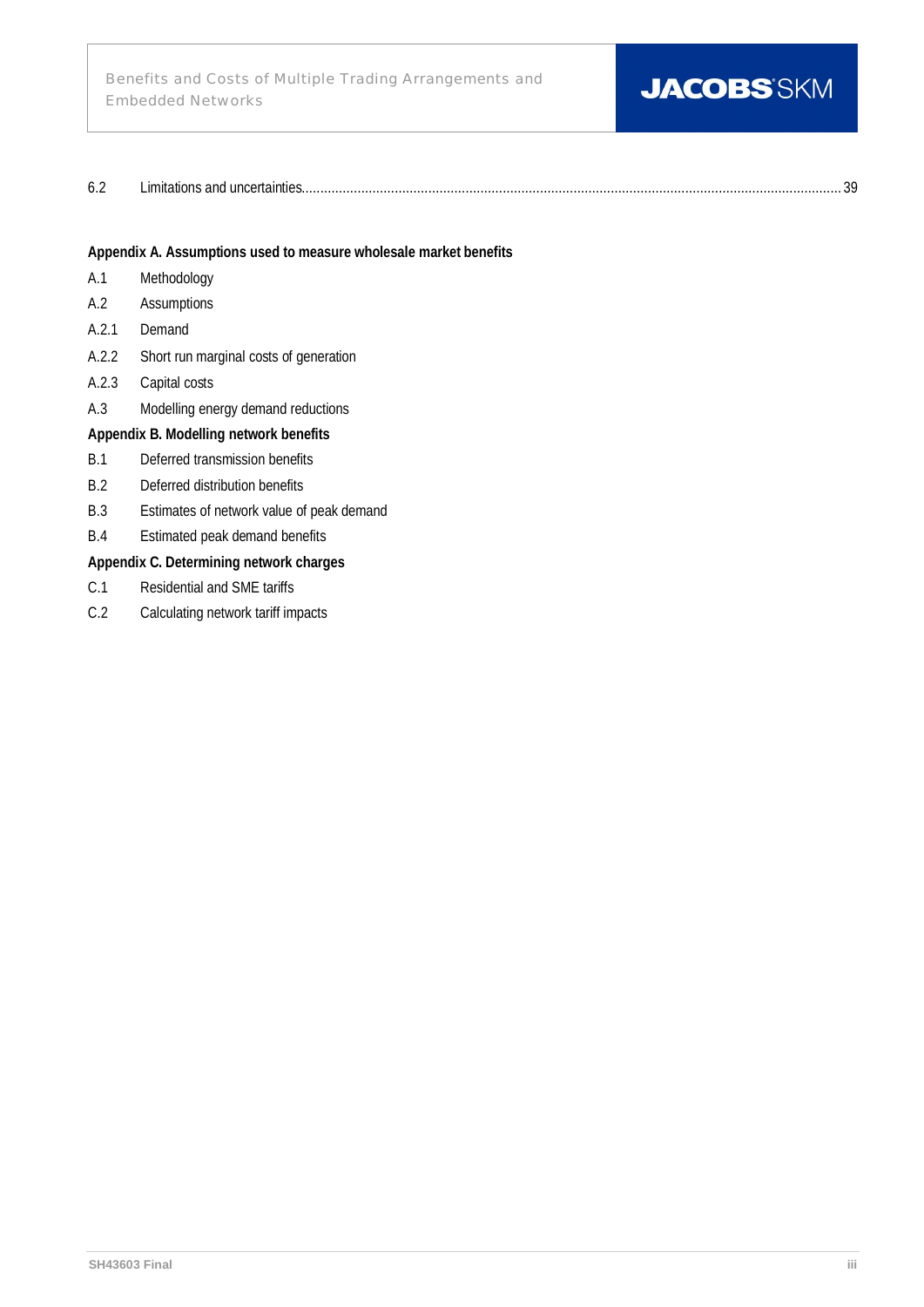6.2 Limitations and uncertainties........................................................................................................................................ 39

**Appendix A. Assumptions used to measure wholesale market benefits**

A.1 Methodology

A.2 Assumptions

A.2.1 Demand

A.2.2 Short run marginal costs of generation

A.2.3 Capital costs

A.3 Modelling energy demand reductions

**Appendix B. Modelling network benefits**

B.1 Deferred transmission benefits

B.2 Deferred distribution benefits

B.3 Estimates of network value of peak demand

B.4 Estimated peak demand benefits

**Appendix C. Determining network charges**

C.1 Residential and SME tariffs

C.2 Calculating network tariff impacts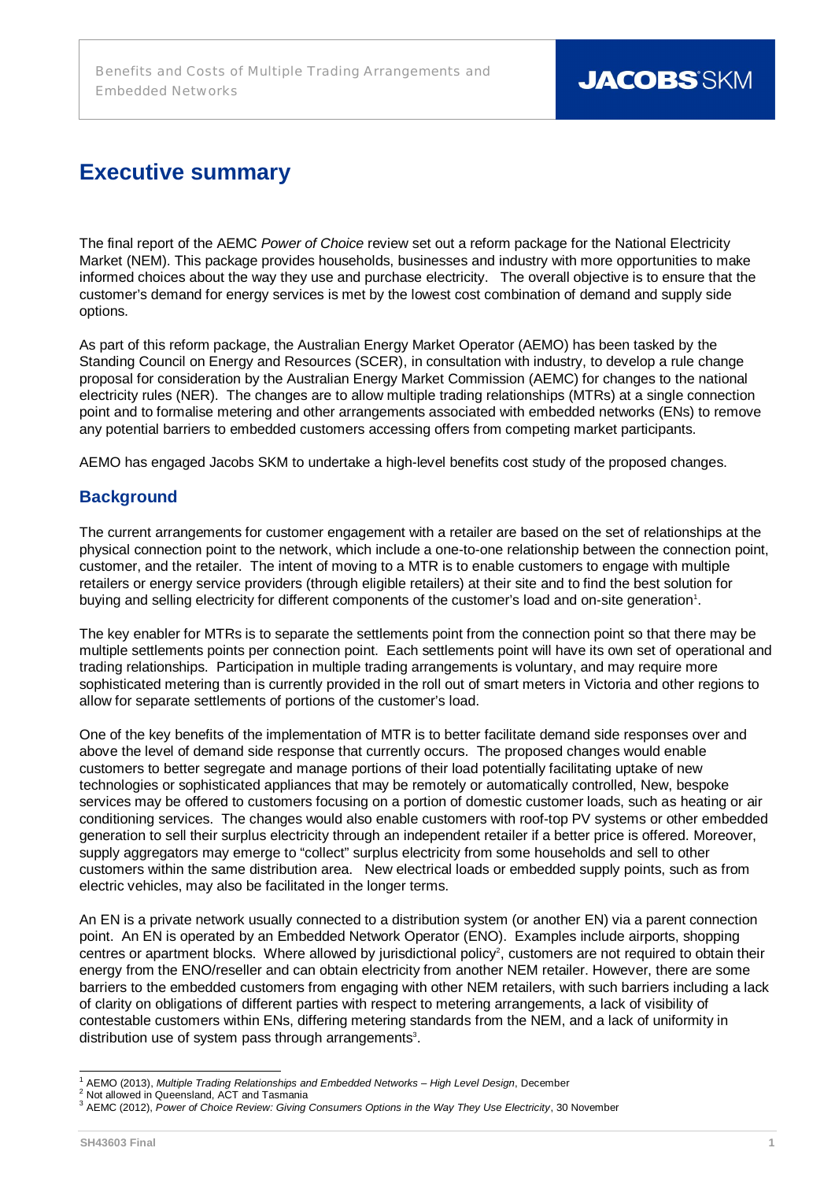# Executive summary

The final report of the AEMC *Power of Choice* review set out a reform package for the National Electricity Market (NEM). This package provides households, businesses and industry with more opportunities to make informed choices about the way they use and purchase electricity. The overall objective is to ensure that the customer's demand for energy services is met by the lowest cost combination of demand and supply side options.

As part of this reform package, the Australian Energy Market Operator (AEMO) has been tasked by the Standing Council on Energy and Resources (SCER), in consultation with industry, to develop a rule change proposal for consideration by the Australian Energy Market Commission (AEMC) for changes to the national electricity rules (NER). The changes are to allow multiple trading relationships (MTRs) at a single connection point and to formalise metering and other arrangements associated with embedded networks (ENs) to remove any potential barriers to embedded customers accessing offers from competing market participants.

AEMO has engaged Jacobs SKM to undertake a high-level benefits cost study of the proposed changes.

## Background

The current arrangements for customer engagement with a retailer are based on the set of relationships at the physical connection point to the network, which include a one-to-one relationship between the connection point, customer, and the retailer. The intent of moving to a MTR is to enable customers to engage with multiple retailers or energy service providers (through eligible retailers) at their site and to find the best solution for buying and selling electricity for different components of the customer's load and on-site generation[1].

The key enabler for MTRs is to separate the settlements point from the connection point so that there may be multiple settlements points per connection point. Each settlements point will have its own set of operational and trading relationships. Participation in multiple trading arrangements is voluntary, and may require more sophisticated metering than is currently provided in the roll out of smart meters in Victoria and other regions to allow for separate settlements of portions of the customer's load.

One of the key benefits of the implementation of MTR is to better facilitate demand side responses over and above the level of demand side response that currently occurs. The proposed changes would enable customers to better segregate and manage portions of their load potentially facilitating uptake of new technologies or sophisticated appliances that may be remotely or automatically controlled, New, bespoke services may be offered to customers focusing on a portion of domestic customer loads, such as heating or air conditioning services. The changes would also enable customers with roof-top PV systems or other embedded generation to sell their surplus electricity through an independent retailer if a better price is offered. Moreover, supply aggregators may emerge to "collect" surplus electricity from some households and sell to other customers within the same distribution area. New electrical loads or embedded supply points, such as from electric vehicles, may also be facilitated in the longer terms.

An EN is a private network usually connected to a distribution system (or another EN) via a parent connection point. An EN is operated by an Embedded Network Operator (ENO). Examples include airports, shopping centres or apartment blocks. Where allowed by jurisdictional policy[2], customers are not required to obtain their energy from the ENO/reseller and can obtain electricity from another NEM retailer. However, there are some barriers to the embedded customers from engaging with other NEM retailers, with such barriers including a lack of clarity on obligations of different parties with respect to metering arrangements, a lack of visibility of contestable customers within ENs, differing metering standards from the NEM, and a lack of uniformity in distribution use of system pass through arrangements[3].

---

[1] AEMO (2013), *Multiple Trading Relationships and Embedded Networks – High Level Design*, December

[2] Not allowed in Queensland, ACT and Tasmania

[3] AEMC (2012), *Power of Choice Review: Giving Consumers Options in the Way They Use Electricity*, 30 November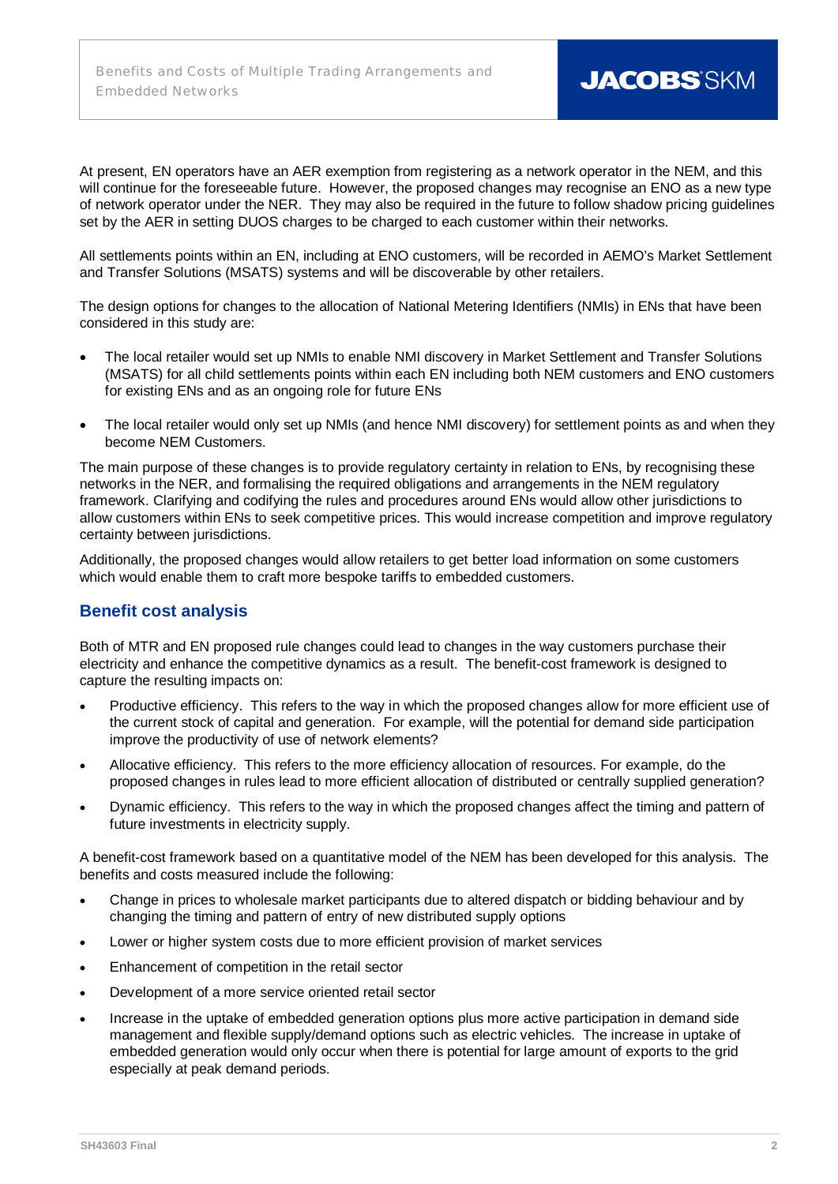At present, EN operators have an AER exemption from registering as a network operator in the NEM, and this will continue for the foreseeable future. However, the proposed changes may recognise an ENO as a new type of network operator under the NER. They may also be required in the future to follow shadow pricing guidelines set by the AER in setting DUOS charges to be charged to each customer within their networks.

All settlements points within an EN, including at ENO customers, will be recorded in AEMO's Market Settlement and Transfer Solutions (MSATS) systems and will be discoverable by other retailers.

The design options for changes to the allocation of National Metering Identifiers (NMIs) in ENs that have been considered in this study are:

- The local retailer would set up NMIs to enable NMI discovery in Market Settlement and Transfer Solutions (MSATS) for all child settlements points within each EN including both NEM customers and ENO customers for existing ENs and as an ongoing role for future ENs
- The local retailer would only set up NMIs (and hence NMI discovery) for settlement points as and when they become NEM Customers.

The main purpose of these changes is to provide regulatory certainty in relation to ENs, by recognising these networks in the NER, and formalising the required obligations and arrangements in the NEM regulatory framework. Clarifying and codifying the rules and procedures around ENs would allow other jurisdictions to allow customers within ENs to seek competitive prices. This would increase competition and improve regulatory certainty between jurisdictions.

Additionally, the proposed changes would allow retailers to get better load information on some customers which would enable them to craft more bespoke tariffs to embedded customers.

## Benefit cost analysis

Both of MTR and EN proposed rule changes could lead to changes in the way customers purchase their electricity and enhance the competitive dynamics as a result. The benefit-cost framework is designed to capture the resulting impacts on:

- Productive efficiency. This refers to the way in which the proposed changes allow for more efficient use of the current stock of capital and generation. For example, will the potential for demand side participation improve the productivity of use of network elements?
- Allocative efficiency. This refers to the more efficiency allocation of resources. For example, do the proposed changes in rules lead to more efficient allocation of distributed or centrally supplied generation?
- Dynamic efficiency. This refers to the way in which the proposed changes affect the timing and pattern of future investments in electricity supply.

A benefit-cost framework based on a quantitative model of the NEM has been developed for this analysis. The benefits and costs measured include the following:

- Change in prices to wholesale market participants due to altered dispatch or bidding behaviour and by changing the timing and pattern of entry of new distributed supply options
- Lower or higher system costs due to more efficient provision of market services
- Enhancement of competition in the retail sector
- Development of a more service oriented retail sector
- Increase in the uptake of embedded generation options plus more active participation in demand side management and flexible supply/demand options such as electric vehicles. The increase in uptake of embedded generation would only occur when there is potential for large amount of exports to the grid especially at peak demand periods.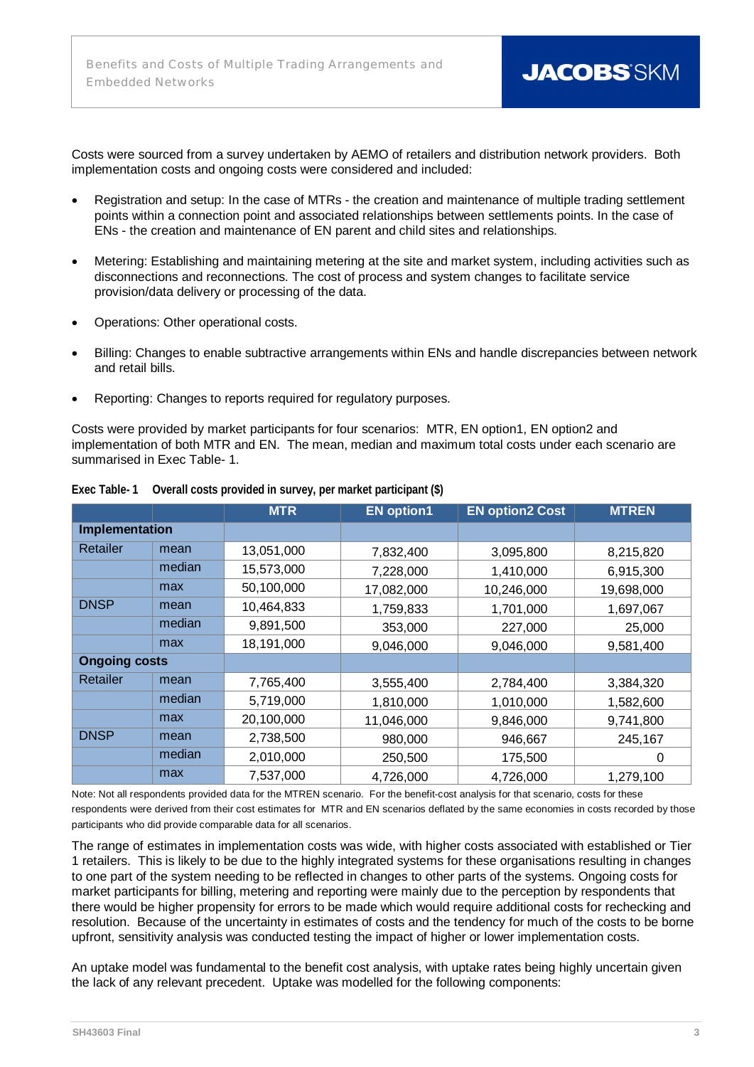Costs were sourced from a survey undertaken by AEMO of retailers and distribution network providers. Both implementation costs and ongoing costs were considered and included:

- Registration and setup: In the case of MTRs - the creation and maintenance of multiple trading settlement points within a connection point and associated relationships between settlements points. In the case of ENs - the creation and maintenance of EN parent and child sites and relationships.
- Metering: Establishing and maintaining metering at the site and market system, including activities such as disconnections and reconnections. The cost of process and system changes to facilitate service provision/data delivery or processing of the data.
- Operations: Other operational costs.
- Billing: Changes to enable subtractive arrangements within ENs and handle discrepancies between network and retail bills.
- Reporting: Changes to reports required for regulatory purposes.

Costs were provided by market participants for four scenarios: MTR, EN option1, EN option2 and implementation of both MTR and EN. The mean, median and maximum total costs under each scenario are summarised in Exec Table- 1.

**Exec Table- 1 Overall costs provided in survey, per market participant ($)**

| | | MTR | EN option1 | EN option2 Cost | MTREN |
|---|---|---|---|---|---|
| **Implementation** | | | | | |
| Retailer | mean | 13,051,000 | 7,832,400 | 3,095,800 | 8,215,820 |
| | median | 15,573,000 | 7,228,000 | 1,410,000 | 6,915,300 |
| | max | 50,100,000 | 17,082,000 | 10,246,000 | 19,698,000 |
| DNSP | mean | 10,464,833 | 1,759,833 | 1,701,000 | 1,697,067 |
| | median | 9,891,500 | 353,000 | 227,000 | 25,000 |
| | max | 18,191,000 | 9,046,000 | 9,046,000 | 9,581,400 |
| **Ongoing costs** | | | | | |
| Retailer | mean | 7,765,400 | 3,555,400 | 2,784,400 | 3,384,320 |
| | median | 5,719,000 | 1,810,000 | 1,010,000 | 1,582,600 |
| | max | 20,100,000 | 11,046,000 | 9,846,000 | 9,741,800 |
| DNSP | mean | 2,738,500 | 980,000 | 946,667 | 245,167 |
| | median | 2,010,000 | 250,500 | 175,500 | 0 |
| | max | 7,537,000 | 4,726,000 | 4,726,000 | 1,279,100 |

Note: Not all respondents provided data for the MTREN scenario. For the benefit-cost analysis for that scenario, costs for these respondents were derived from their cost estimates for MTR and EN scenarios deflated by the same economies in costs recorded by those participants who did provide comparable data for all scenarios.

The range of estimates in implementation costs was wide, with higher costs associated with established or Tier 1 retailers. This is likely to be due to the highly integrated systems for these organisations resulting in changes to one part of the system needing to be reflected in changes to other parts of the systems. Ongoing costs for market participants for billing, metering and reporting were mainly due to the perception by respondents that there would be higher propensity for errors to be made which would require additional costs for rechecking and resolution. Because of the uncertainty in estimates of costs and the tendency for much of the costs to be borne upfront, sensitivity analysis was conducted testing the impact of higher or lower implementation costs.

An uptake model was fundamental to the benefit cost analysis, with uptake rates being highly uncertain given the lack of any relevant precedent. Uptake was modelled for the following components: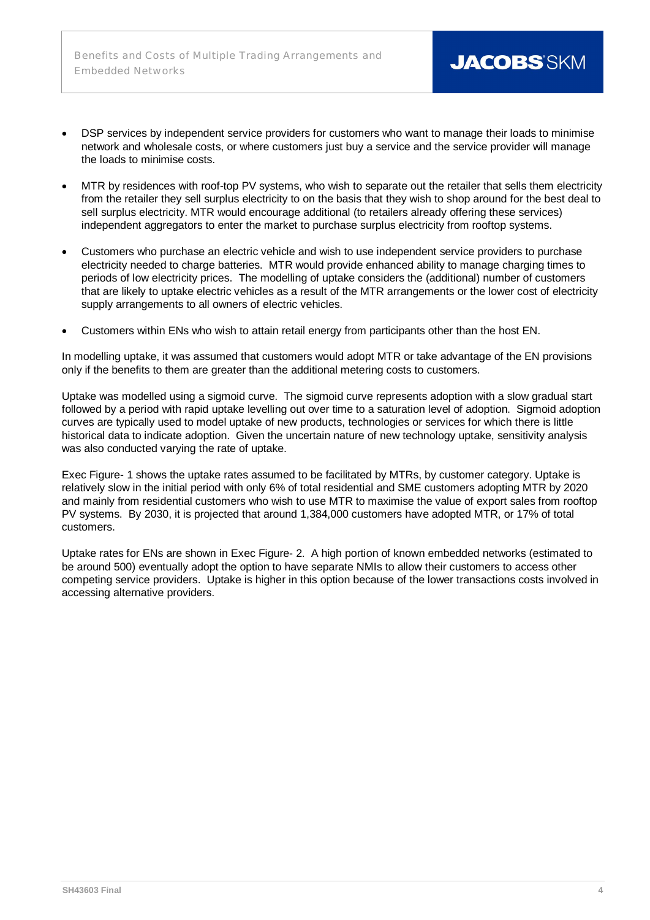- DSP services by independent service providers for customers who want to manage their loads to minimise network and wholesale costs, or where customers just buy a service and the service provider will manage the loads to minimise costs.

- MTR by residences with roof-top PV systems, who wish to separate out the retailer that sells them electricity from the retailer they sell surplus electricity to on the basis that they wish to shop around for the best deal to sell surplus electricity. MTR would encourage additional (to retailers already offering these services) independent aggregators to enter the market to purchase surplus electricity from rooftop systems.

- Customers who purchase an electric vehicle and wish to use independent service providers to purchase electricity needed to charge batteries. MTR would provide enhanced ability to manage charging times to periods of low electricity prices. The modelling of uptake considers the (additional) number of customers that are likely to uptake electric vehicles as a result of the MTR arrangements or the lower cost of electricity supply arrangements to all owners of electric vehicles.

- Customers within ENs who wish to attain retail energy from participants other than the host EN.

In modelling uptake, it was assumed that customers would adopt MTR or take advantage of the EN provisions only if the benefits to them are greater than the additional metering costs to customers.

Uptake was modelled using a sigmoid curve. The sigmoid curve represents adoption with a slow gradual start followed by a period with rapid uptake levelling out over time to a saturation level of adoption. Sigmoid adoption curves are typically used to model uptake of new products, technologies or services for which there is little historical data to indicate adoption. Given the uncertain nature of new technology uptake, sensitivity analysis was also conducted varying the rate of uptake.

Exec Figure- 1 shows the uptake rates assumed to be facilitated by MTRs, by customer category. Uptake is relatively slow in the initial period with only 6% of total residential and SME customers adopting MTR by 2020 and mainly from residential customers who wish to use MTR to maximise the value of export sales from rooftop PV systems. By 2030, it is projected that around 1,384,000 customers have adopted MTR, or 17% of total customers.

Uptake rates for ENs are shown in Exec Figure- 2. A high portion of known embedded networks (estimated to be around 500) eventually adopt the option to have separate NMIs to allow their customers to access other competing service providers. Uptake is higher in this option because of the lower transactions costs involved in accessing alternative providers.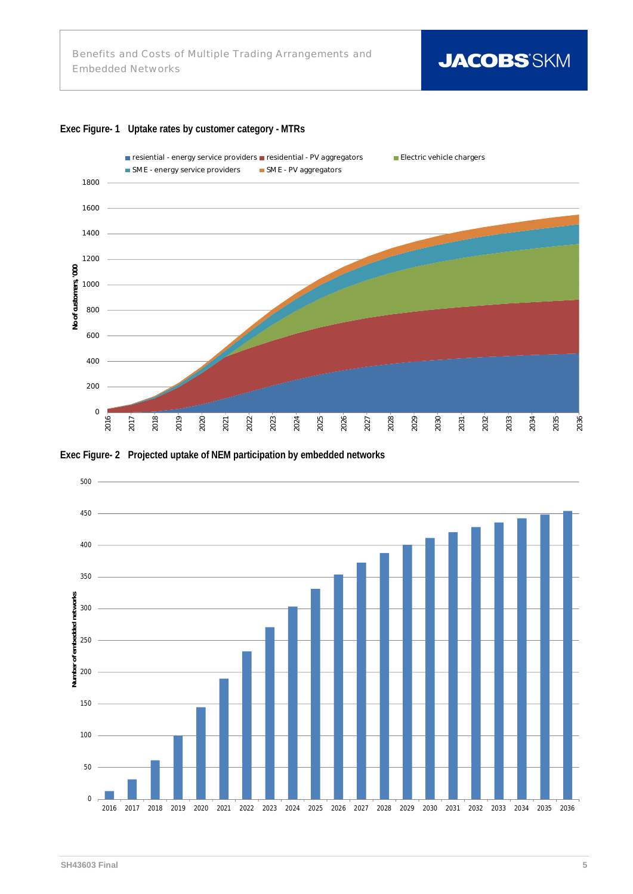**Exec Figure- 1 Uptake rates by customer category - MTRs**

**Exec Figure- 2 Projected uptake of NEM participation by embedded networks**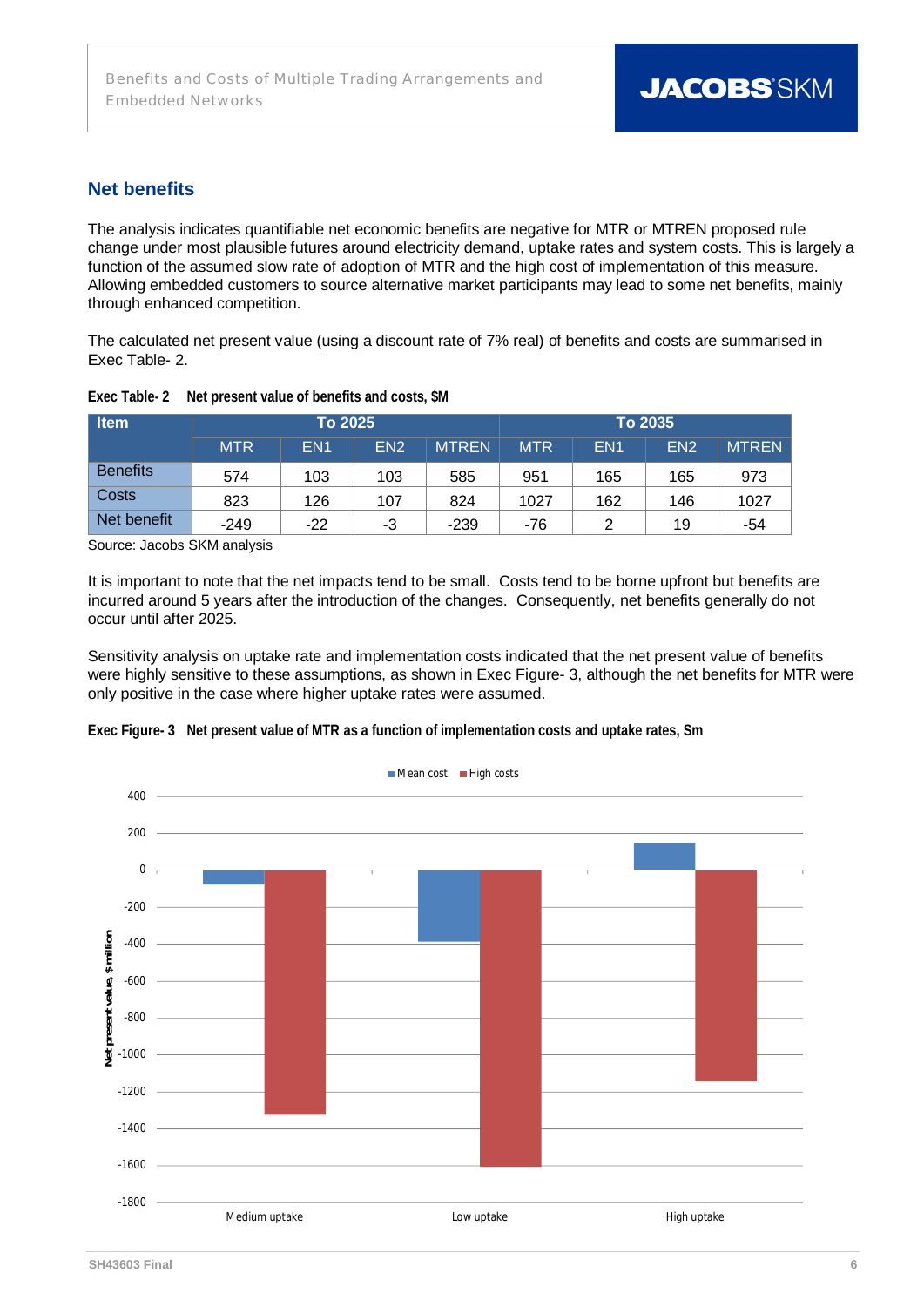## Net benefits

The analysis indicates quantifiable net economic benefits are negative for MTR or MTREN proposed rule change under most plausible futures around electricity demand, uptake rates and system costs. This is largely a function of the assumed slow rate of adoption of MTR and the high cost of implementation of this measure. Allowing embedded customers to source alternative market participants may lead to some net benefits, mainly through enhanced competition.

The calculated net present value (using a discount rate of 7% real) of benefits and costs are summarised in Exec Table- 2.

**Exec Table- 2 Net present value of benefits and costs, $M**

| Item | To 2025 | | | | To 2035 | | | |
|---|---|---|---|---|---|---|---|---|
| | MTR | EN1 | EN2 | MTREN | MTR | EN1 | EN2 | MTREN |
| Benefits | 574 | 103 | 103 | 585 | 951 | 165 | 165 | 973 |
| Costs | 823 | 126 | 107 | 824 | 1027 | 162 | 146 | 1027 |
| Net benefit | -249 | -22 | -3 | -239 | -76 | 2 | 19 | -54 |

Source: Jacobs SKM analysis

It is important to note that the net impacts tend to be small. Costs tend to be borne upfront but benefits are incurred around 5 years after the introduction of the changes. Consequently, net benefits generally do not occur until after 2025.

Sensitivity analysis on uptake rate and implementation costs indicated that the net present value of benefits were highly sensitive to these assumptions, as shown in Exec Figure- 3, although the net benefits for MTR were only positive in the case where higher uptake rates were assumed.

**Exec Figure- 3 Net present value of MTR as a function of implementation costs and uptake rates, $m**

| Uptake | Mean cost | High costs |
|---|---|---|
| Medium uptake | approx. -80 | approx. -1320 |
| Low uptake | approx. -385 | approx. -1610 |
| High uptake | approx. 145 | approx. -1145 |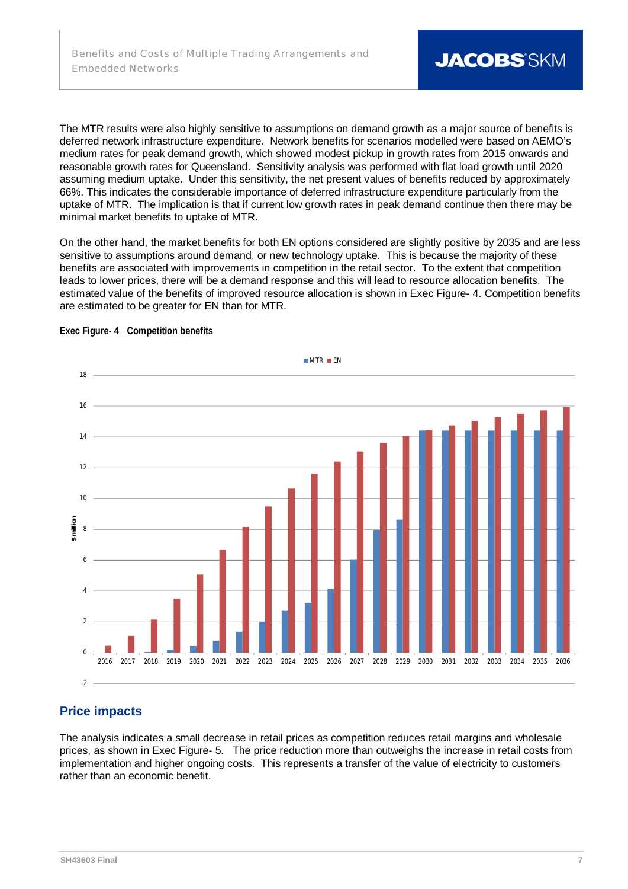The MTR results were also highly sensitive to assumptions on demand growth as a major source of benefits is deferred network infrastructure expenditure. Network benefits for scenarios modelled were based on AEMO's medium rates for peak demand growth, which showed modest pickup in growth rates from 2015 onwards and reasonable growth rates for Queensland. Sensitivity analysis was performed with flat load growth until 2020 assuming medium uptake. Under this sensitivity, the net present values of benefits reduced by approximately 66%. This indicates the considerable importance of deferred infrastructure expenditure particularly from the uptake of MTR. The implication is that if current low growth rates in peak demand continue then there may be minimal market benefits to uptake of MTR.

On the other hand, the market benefits for both EN options considered are slightly positive by 2035 and are less sensitive to assumptions around demand, or new technology uptake. This is because the majority of these benefits are associated with improvements in competition in the retail sector. To the extent that competition leads to lower prices, there will be a demand response and this will lead to resource allocation benefits. The estimated value of the benefits of improved resource allocation is shown in Exec Figure- 4. Competition benefits are estimated to be greater for EN than for MTR.

**Exec Figure- 4 Competition benefits**

## Price impacts

The analysis indicates a small decrease in retail prices as competition reduces retail margins and wholesale prices, as shown in Exec Figure- 5. The price reduction more than outweighs the increase in retail costs from implementation and higher ongoing costs. This represents a transfer of the value of electricity to customers rather than an economic benefit.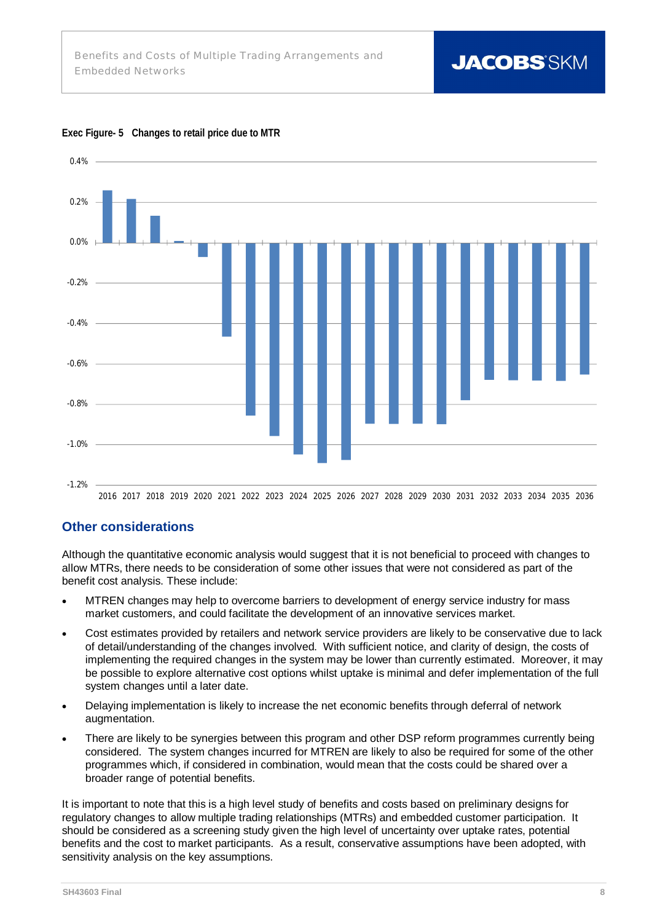**Exec Figure- 5 Changes to retail price due to MTR**

## Other considerations

Although the quantitative economic analysis would suggest that it is not beneficial to proceed with changes to allow MTRs, there needs to be consideration of some other issues that were not considered as part of the benefit cost analysis. These include:

- MTREN changes may help to overcome barriers to development of energy service industry for mass market customers, and could facilitate the development of an innovative services market.
- Cost estimates provided by retailers and network service providers are likely to be conservative due to lack of detail/understanding of the changes involved. With sufficient notice, and clarity of design, the costs of implementing the required changes in the system may be lower than currently estimated. Moreover, it may be possible to explore alternative cost options whilst uptake is minimal and defer implementation of the full system changes until a later date.
- Delaying implementation is likely to increase the net economic benefits through deferral of network augmentation.
- There are likely to be synergies between this program and other DSP reform programmes currently being considered. The system changes incurred for MTREN are likely to also be required for some of the other programmes which, if considered in combination, would mean that the costs could be shared over a broader range of potential benefits.

It is important to note that this is a high level study of benefits and costs based on preliminary designs for regulatory changes to allow multiple trading relationships (MTRs) and embedded customer participation. It should be considered as a screening study given the high level of uncertainty over uptake rates, potential benefits and the cost to market participants. As a result, conservative assumptions have been adopted, with sensitivity analysis on the key assumptions.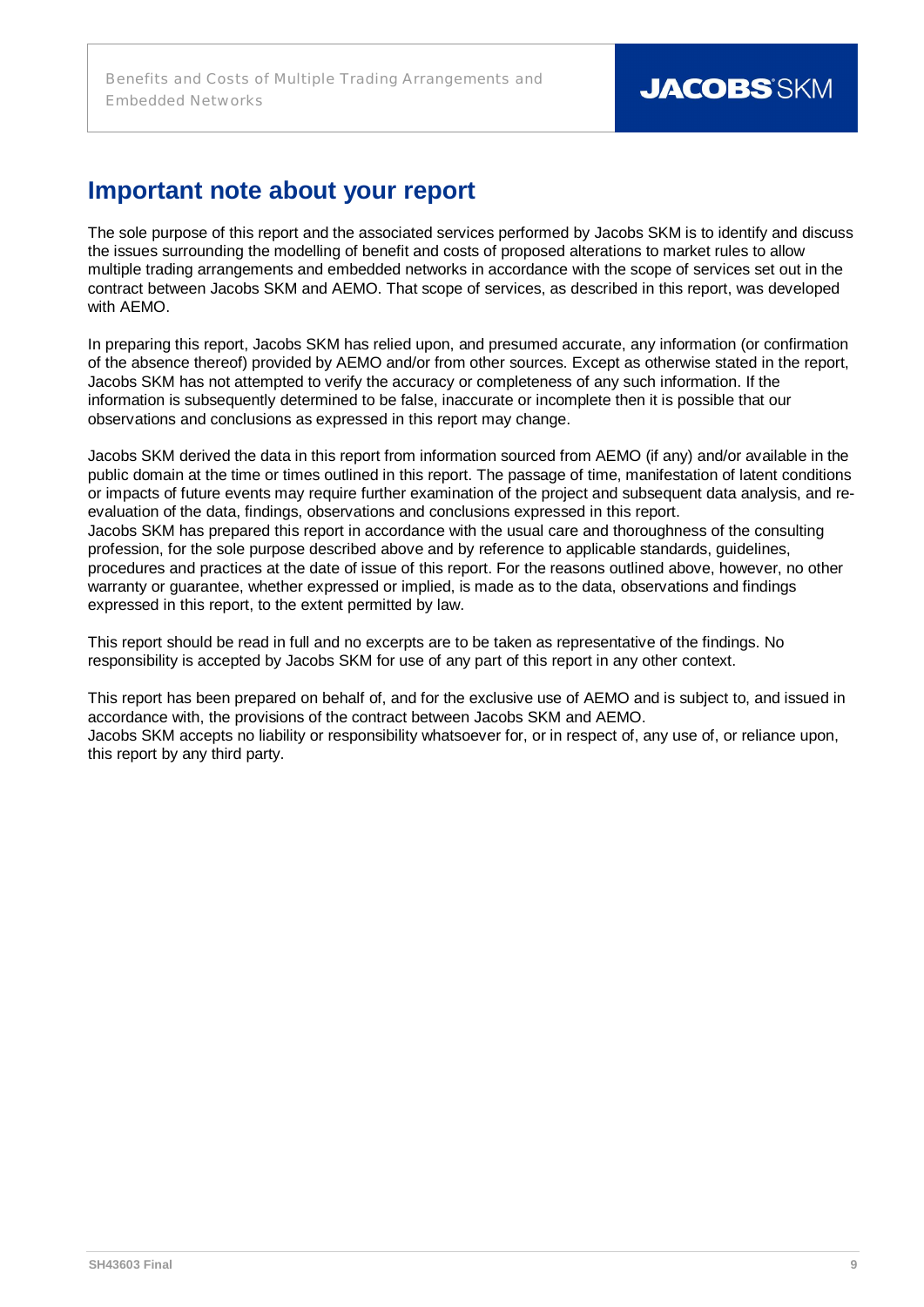# Important note about your report

The sole purpose of this report and the associated services performed by Jacobs SKM is to identify and discuss the issues surrounding the modelling of benefit and costs of proposed alterations to market rules to allow multiple trading arrangements and embedded networks in accordance with the scope of services set out in the contract between Jacobs SKM and AEMO. That scope of services, as described in this report, was developed with AEMO.

In preparing this report, Jacobs SKM has relied upon, and presumed accurate, any information (or confirmation of the absence thereof) provided by AEMO and/or from other sources. Except as otherwise stated in the report, Jacobs SKM has not attempted to verify the accuracy or completeness of any such information. If the information is subsequently determined to be false, inaccurate or incomplete then it is possible that our observations and conclusions as expressed in this report may change.

Jacobs SKM derived the data in this report from information sourced from AEMO (if any) and/or available in the public domain at the time or times outlined in this report. The passage of time, manifestation of latent conditions or impacts of future events may require further examination of the project and subsequent data analysis, and re-evaluation of the data, findings, observations and conclusions expressed in this report.
Jacobs SKM has prepared this report in accordance with the usual care and thoroughness of the consulting profession, for the sole purpose described above and by reference to applicable standards, guidelines, procedures and practices at the date of issue of this report. For the reasons outlined above, however, no other warranty or guarantee, whether expressed or implied, is made as to the data, observations and findings expressed in this report, to the extent permitted by law.

This report should be read in full and no excerpts are to be taken as representative of the findings. No responsibility is accepted by Jacobs SKM for use of any part of this report in any other context.

This report has been prepared on behalf of, and for the exclusive use of AEMO and is subject to, and issued in accordance with, the provisions of the contract between Jacobs SKM and AEMO.
Jacobs SKM accepts no liability or responsibility whatsoever for, or in respect of, any use of, or reliance upon, this report by any third party.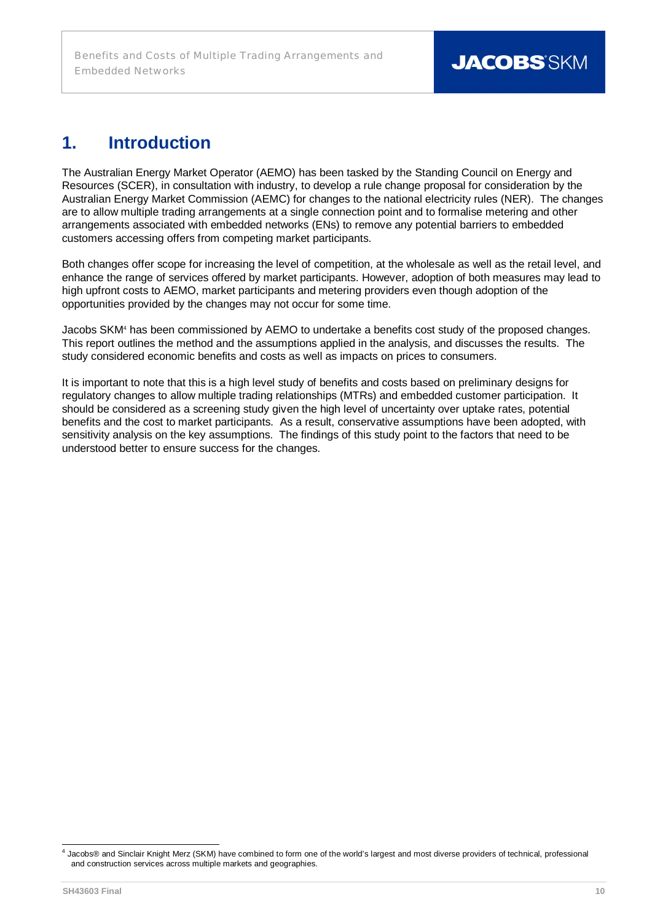# 1. Introduction

The Australian Energy Market Operator (AEMO) has been tasked by the Standing Council on Energy and Resources (SCER), in consultation with industry, to develop a rule change proposal for consideration by the Australian Energy Market Commission (AEMC) for changes to the national electricity rules (NER). The changes are to allow multiple trading arrangements at a single connection point and to formalise metering and other arrangements associated with embedded networks (ENs) to remove any potential barriers to embedded customers accessing offers from competing market participants.

Both changes offer scope for increasing the level of competition, at the wholesale as well as the retail level, and enhance the range of services offered by market participants. However, adoption of both measures may lead to high upfront costs to AEMO, market participants and metering providers even though adoption of the opportunities provided by the changes may not occur for some time.

Jacobs SKM[4] has been commissioned by AEMO to undertake a benefits cost study of the proposed changes. This report outlines the method and the assumptions applied in the analysis, and discusses the results. The study considered economic benefits and costs as well as impacts on prices to consumers.

It is important to note that this is a high level study of benefits and costs based on preliminary designs for regulatory changes to allow multiple trading relationships (MTRs) and embedded customer participation. It should be considered as a screening study given the high level of uncertainty over uptake rates, potential benefits and the cost to market participants. As a result, conservative assumptions have been adopted, with sensitivity analysis on the key assumptions. The findings of this study point to the factors that need to be understood better to ensure success for the changes.

[4] Jacobs® and Sinclair Knight Merz (SKM) have combined to form one of the world's largest and most diverse providers of technical, professional and construction services across multiple markets and geographies.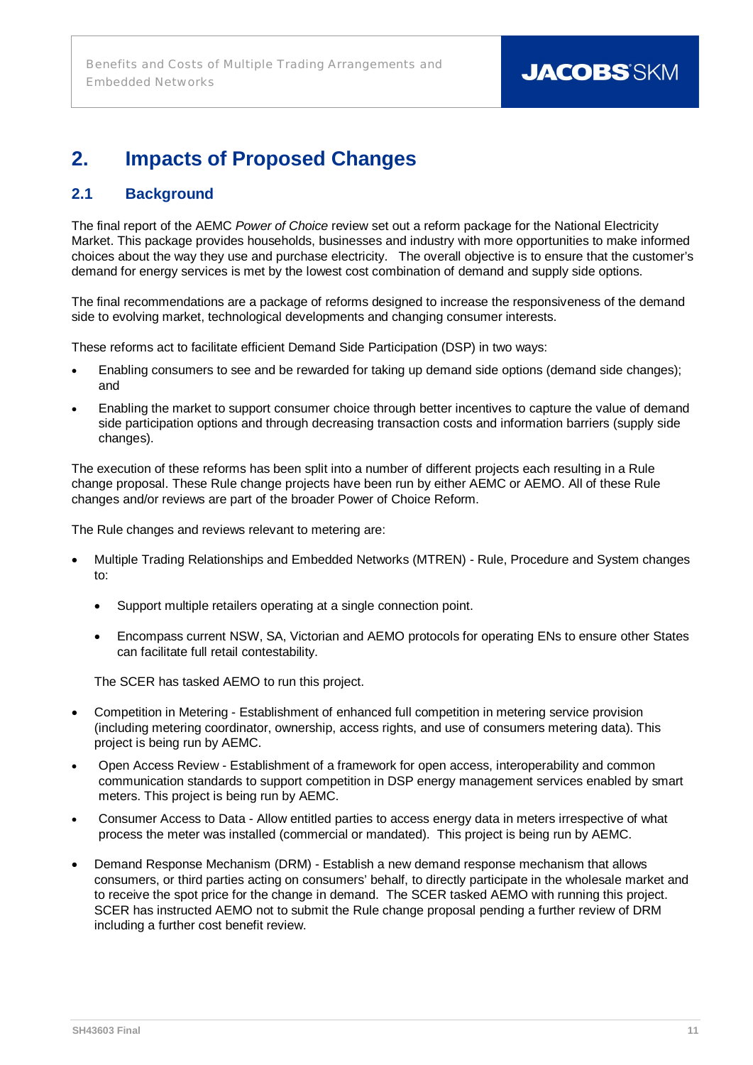# 2. Impacts of Proposed Changes

## 2.1 Background

The final report of the AEMC *Power of Choice* review set out a reform package for the National Electricity Market. This package provides households, businesses and industry with more opportunities to make informed choices about the way they use and purchase electricity. The overall objective is to ensure that the customer's demand for energy services is met by the lowest cost combination of demand and supply side options.

The final recommendations are a package of reforms designed to increase the responsiveness of the demand side to evolving market, technological developments and changing consumer interests.

These reforms act to facilitate efficient Demand Side Participation (DSP) in two ways:

- Enabling consumers to see and be rewarded for taking up demand side options (demand side changes); and
- Enabling the market to support consumer choice through better incentives to capture the value of demand side participation options and through decreasing transaction costs and information barriers (supply side changes).

The execution of these reforms has been split into a number of different projects each resulting in a Rule change proposal. These Rule change projects have been run by either AEMC or AEMO. All of these Rule changes and/or reviews are part of the broader Power of Choice Reform.

The Rule changes and reviews relevant to metering are:

- Multiple Trading Relationships and Embedded Networks (MTREN) - Rule, Procedure and System changes to:
  - Support multiple retailers operating at a single connection point.
  - Encompass current NSW, SA, Victorian and AEMO protocols for operating ENs to ensure other States can facilitate full retail contestability.

  The SCER has tasked AEMO to run this project.
- Competition in Metering - Establishment of enhanced full competition in metering service provision (including metering coordinator, ownership, access rights, and use of consumers metering data). This project is being run by AEMC.
- Open Access Review - Establishment of a framework for open access, interoperability and common communication standards to support competition in DSP energy management services enabled by smart meters. This project is being run by AEMC.
- Consumer Access to Data - Allow entitled parties to access energy data in meters irrespective of what process the meter was installed (commercial or mandated). This project is being run by AEMC.
- Demand Response Mechanism (DRM) - Establish a new demand response mechanism that allows consumers, or third parties acting on consumers' behalf, to directly participate in the wholesale market and to receive the spot price for the change in demand. The SCER tasked AEMO with running this project. SCER has instructed AEMO not to submit the Rule change proposal pending a further review of DRM including a further cost benefit review.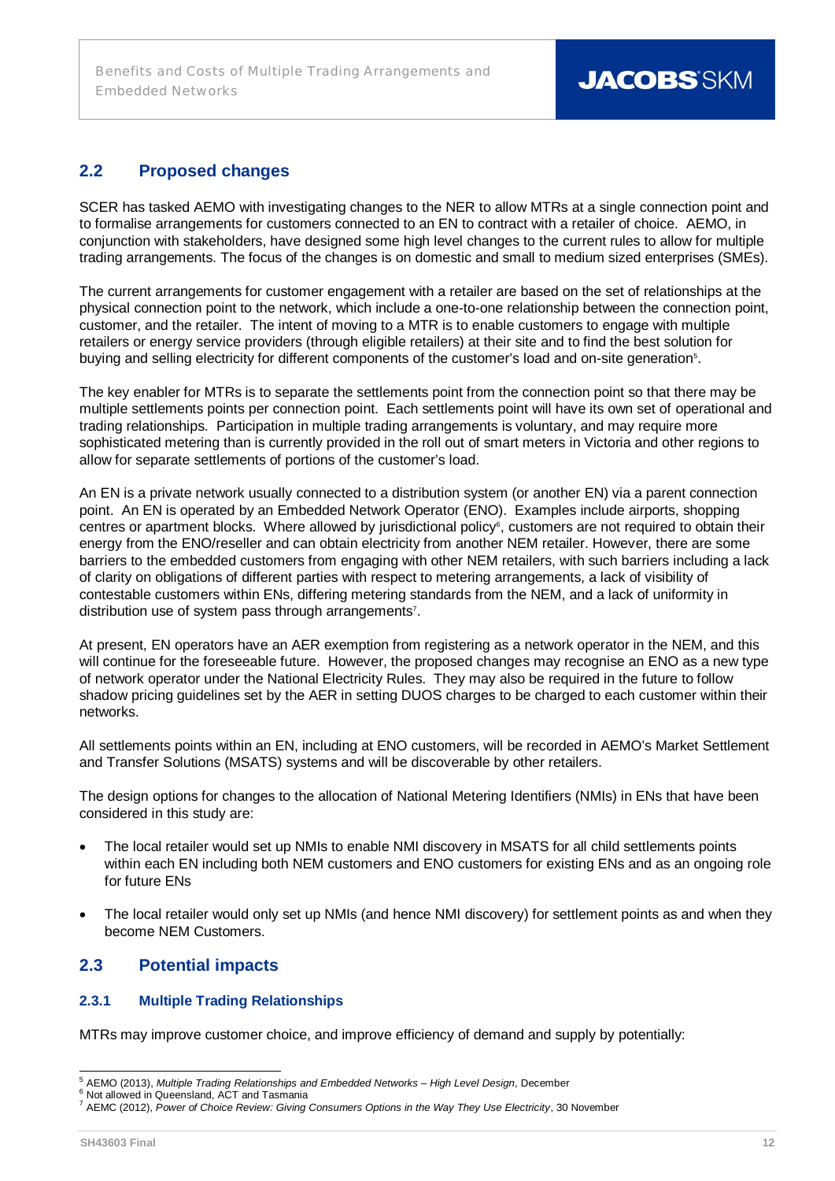## 2.2 Proposed changes

SCER has tasked AEMO with investigating changes to the NER to allow MTRs at a single connection point and to formalise arrangements for customers connected to an EN to contract with a retailer of choice. AEMO, in conjunction with stakeholders, have designed some high level changes to the current rules to allow for multiple trading arrangements. The focus of the changes is on domestic and small to medium sized enterprises (SMEs).

The current arrangements for customer engagement with a retailer are based on the set of relationships at the physical connection point to the network, which include a one-to-one relationship between the connection point, customer, and the retailer. The intent of moving to a MTR is to enable customers to engage with multiple retailers or energy service providers (through eligible retailers) at their site and to find the best solution for buying and selling electricity for different components of the customer's load and on-site generation[5].

The key enabler for MTRs is to separate the settlements point from the connection point so that there may be multiple settlements points per connection point. Each settlements point will have its own set of operational and trading relationships. Participation in multiple trading arrangements is voluntary, and may require more sophisticated metering than is currently provided in the roll out of smart meters in Victoria and other regions to allow for separate settlements of portions of the customer's load.

An EN is a private network usually connected to a distribution system (or another EN) via a parent connection point. An EN is operated by an Embedded Network Operator (ENO). Examples include airports, shopping centres or apartment blocks. Where allowed by jurisdictional policy[6], customers are not required to obtain their energy from the ENO/reseller and can obtain electricity from another NEM retailer. However, there are some barriers to the embedded customers from engaging with other NEM retailers, with such barriers including a lack of clarity on obligations of different parties with respect to metering arrangements, a lack of visibility of contestable customers within ENs, differing metering standards from the NEM, and a lack of uniformity in distribution use of system pass through arrangements[7].

At present, EN operators have an AER exemption from registering as a network operator in the NEM, and this will continue for the foreseeable future. However, the proposed changes may recognise an ENO as a new type of network operator under the National Electricity Rules. They may also be required in the future to follow shadow pricing guidelines set by the AER in setting DUOS charges to be charged to each customer within their networks.

All settlements points within an EN, including at ENO customers, will be recorded in AEMO's Market Settlement and Transfer Solutions (MSATS) systems and will be discoverable by other retailers.

The design options for changes to the allocation of National Metering Identifiers (NMIs) in ENs that have been considered in this study are:

- The local retailer would set up NMIs to enable NMI discovery in MSATS for all child settlements points within each EN including both NEM customers and ENO customers for existing ENs and as an ongoing role for future ENs
- The local retailer would only set up NMIs (and hence NMI discovery) for settlement points as and when they become NEM Customers.

## 2.3 Potential impacts

### 2.3.1 Multiple Trading Relationships

MTRs may improve customer choice, and improve efficiency of demand and supply by potentially:

[5] AEMO (2013), *Multiple Trading Relationships and Embedded Networks – High Level Design*, December

[6] Not allowed in Queensland, ACT and Tasmania

[7] AEMC (2012), *Power of Choice Review: Giving Consumers Options in the Way They Use Electricity*, 30 November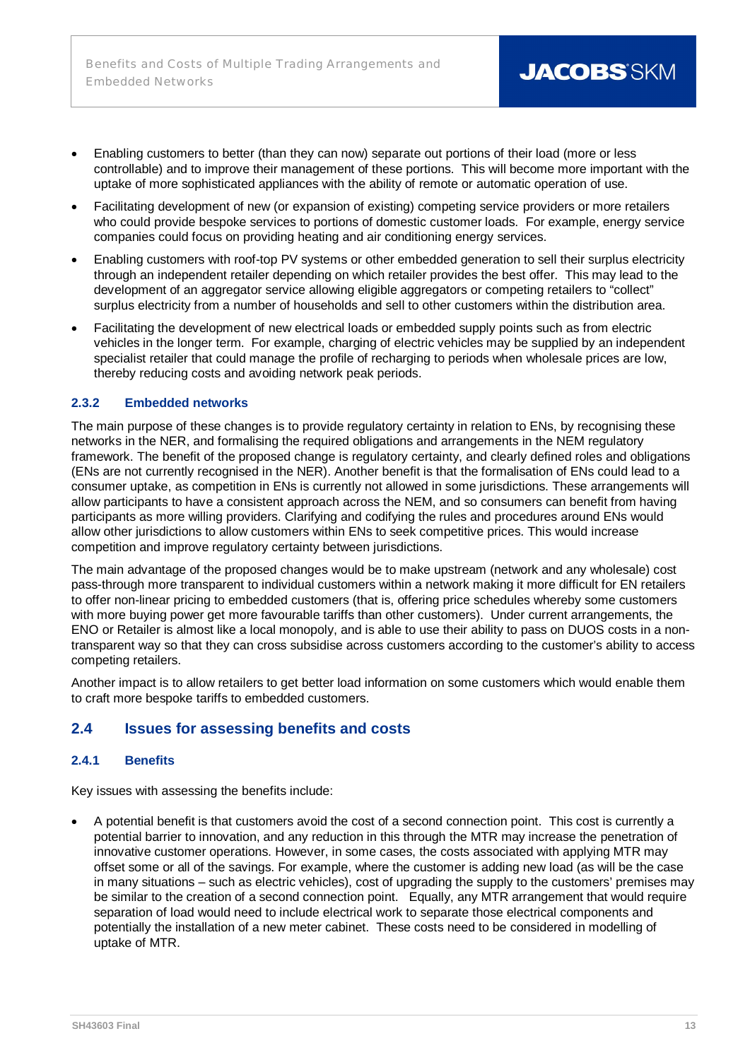- Enabling customers to better (than they can now) separate out portions of their load (more or less controllable) and to improve their management of these portions. This will become more important with the uptake of more sophisticated appliances with the ability of remote or automatic operation of use.
- Facilitating development of new (or expansion of existing) competing service providers or more retailers who could provide bespoke services to portions of domestic customer loads. For example, energy service companies could focus on providing heating and air conditioning energy services.
- Enabling customers with roof-top PV systems or other embedded generation to sell their surplus electricity through an independent retailer depending on which retailer provides the best offer. This may lead to the development of an aggregator service allowing eligible aggregators or competing retailers to "collect" surplus electricity from a number of households and sell to other customers within the distribution area.
- Facilitating the development of new electrical loads or embedded supply points such as from electric vehicles in the longer term. For example, charging of electric vehicles may be supplied by an independent specialist retailer that could manage the profile of recharging to periods when wholesale prices are low, thereby reducing costs and avoiding network peak periods.

#### 2.3.2 Embedded networks

The main purpose of these changes is to provide regulatory certainty in relation to ENs, by recognising these networks in the NER, and formalising the required obligations and arrangements in the NEM regulatory framework. The benefit of the proposed change is regulatory certainty, and clearly defined roles and obligations (ENs are not currently recognised in the NER). Another benefit is that the formalisation of ENs could lead to a consumer uptake, as competition in ENs is currently not allowed in some jurisdictions. These arrangements will allow participants to have a consistent approach across the NEM, and so consumers can benefit from having participants as more willing providers. Clarifying and codifying the rules and procedures around ENs would allow other jurisdictions to allow customers within ENs to seek competitive prices. This would increase competition and improve regulatory certainty between jurisdictions.

The main advantage of the proposed changes would be to make upstream (network and any wholesale) cost pass-through more transparent to individual customers within a network making it more difficult for EN retailers to offer non-linear pricing to embedded customers (that is, offering price schedules whereby some customers with more buying power get more favourable tariffs than other customers). Under current arrangements, the ENO or Retailer is almost like a local monopoly, and is able to use their ability to pass on DUOS costs in a non-transparent way so that they can cross subsidise across customers according to the customer's ability to access competing retailers.

Another impact is to allow retailers to get better load information on some customers which would enable them to craft more bespoke tariffs to embedded customers.

### 2.4 Issues for assessing benefits and costs

#### 2.4.1 Benefits

Key issues with assessing the benefits include:

- A potential benefit is that customers avoid the cost of a second connection point. This cost is currently a potential barrier to innovation, and any reduction in this through the MTR may increase the penetration of innovative customer operations. However, in some cases, the costs associated with applying MTR may offset some or all of the savings. For example, where the customer is adding new load (as will be the case in many situations – such as electric vehicles), cost of upgrading the supply to the customers' premises may be similar to the creation of a second connection point. Equally, any MTR arrangement that would require separation of load would need to include electrical work to separate those electrical components and potentially the installation of a new meter cabinet. These costs need to be considered in modelling of uptake of MTR.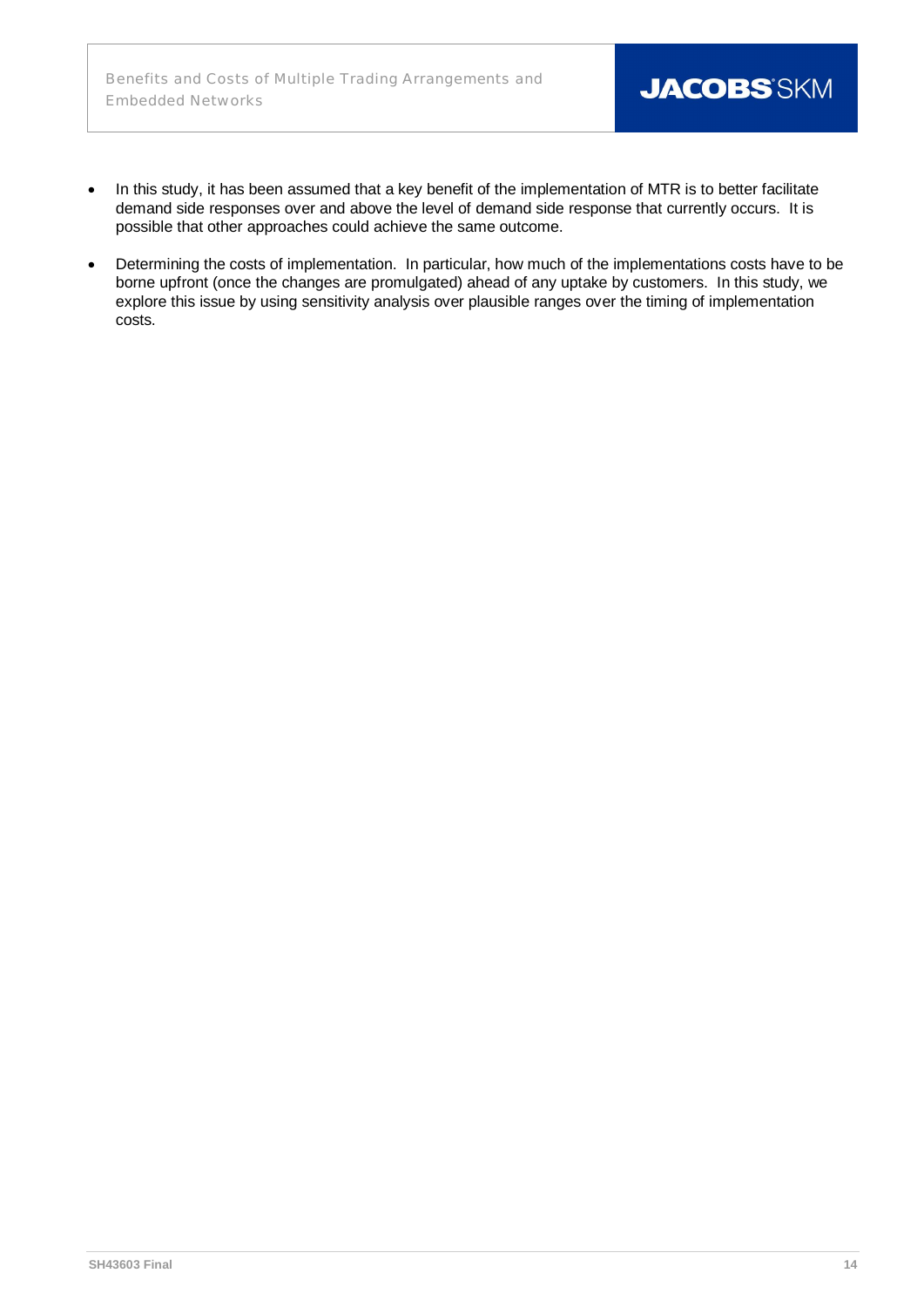- In this study, it has been assumed that a key benefit of the implementation of MTR is to better facilitate demand side responses over and above the level of demand side response that currently occurs. It is possible that other approaches could achieve the same outcome.
- Determining the costs of implementation. In particular, how much of the implementations costs have to be borne upfront (once the changes are promulgated) ahead of any uptake by customers. In this study, we explore this issue by using sensitivity analysis over plausible ranges over the timing of implementation costs.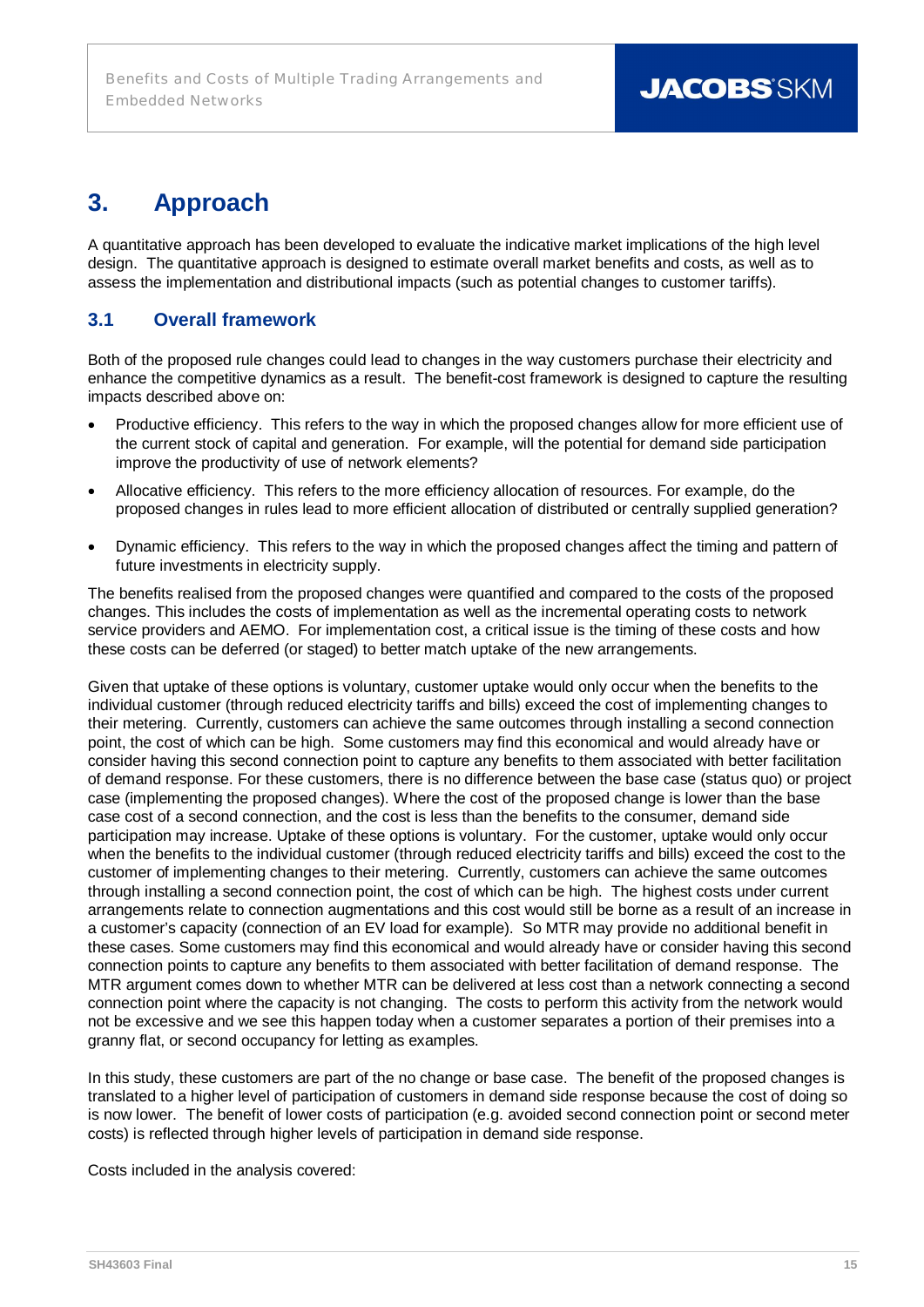# 3. Approach

A quantitative approach has been developed to evaluate the indicative market implications of the high level design. The quantitative approach is designed to estimate overall market benefits and costs, as well as to assess the implementation and distributional impacts (such as potential changes to customer tariffs).

## 3.1 Overall framework

Both of the proposed rule changes could lead to changes in the way customers purchase their electricity and enhance the competitive dynamics as a result. The benefit-cost framework is designed to capture the resulting impacts described above on:

- Productive efficiency. This refers to the way in which the proposed changes allow for more efficient use of the current stock of capital and generation. For example, will the potential for demand side participation improve the productivity of use of network elements?
- Allocative efficiency. This refers to the more efficiency allocation of resources. For example, do the proposed changes in rules lead to more efficient allocation of distributed or centrally supplied generation?
- Dynamic efficiency. This refers to the way in which the proposed changes affect the timing and pattern of future investments in electricity supply.

The benefits realised from the proposed changes were quantified and compared to the costs of the proposed changes. This includes the costs of implementation as well as the incremental operating costs to network service providers and AEMO. For implementation cost, a critical issue is the timing of these costs and how these costs can be deferred (or staged) to better match uptake of the new arrangements.

Given that uptake of these options is voluntary, customer uptake would only occur when the benefits to the individual customer (through reduced electricity tariffs and bills) exceed the cost of implementing changes to their metering. Currently, customers can achieve the same outcomes through installing a second connection point, the cost of which can be high. Some customers may find this economical and would already have or consider having this second connection point to capture any benefits to them associated with better facilitation of demand response. For these customers, there is no difference between the base case (status quo) or project case (implementing the proposed changes). Where the cost of the proposed change is lower than the base case cost of a second connection, and the cost is less than the benefits to the consumer, demand side participation may increase. Uptake of these options is voluntary. For the customer, uptake would only occur when the benefits to the individual customer (through reduced electricity tariffs and bills) exceed the cost to the customer of implementing changes to their metering. Currently, customers can achieve the same outcomes through installing a second connection point, the cost of which can be high. The highest costs under current arrangements relate to connection augmentations and this cost would still be borne as a result of an increase in a customer's capacity (connection of an EV load for example). So MTR may provide no additional benefit in these cases. Some customers may find this economical and would already have or consider having this second connection points to capture any benefits to them associated with better facilitation of demand response. The MTR argument comes down to whether MTR can be delivered at less cost than a network connecting a second connection point where the capacity is not changing. The costs to perform this activity from the network would not be excessive and we see this happen today when a customer separates a portion of their premises into a granny flat, or second occupancy for letting as examples.

In this study, these customers are part of the no change or base case. The benefit of the proposed changes is translated to a higher level of participation of customers in demand side response because the cost of doing so is now lower. The benefit of lower costs of participation (e.g. avoided second connection point or second meter costs) is reflected through higher levels of participation in demand side response.

Costs included in the analysis covered: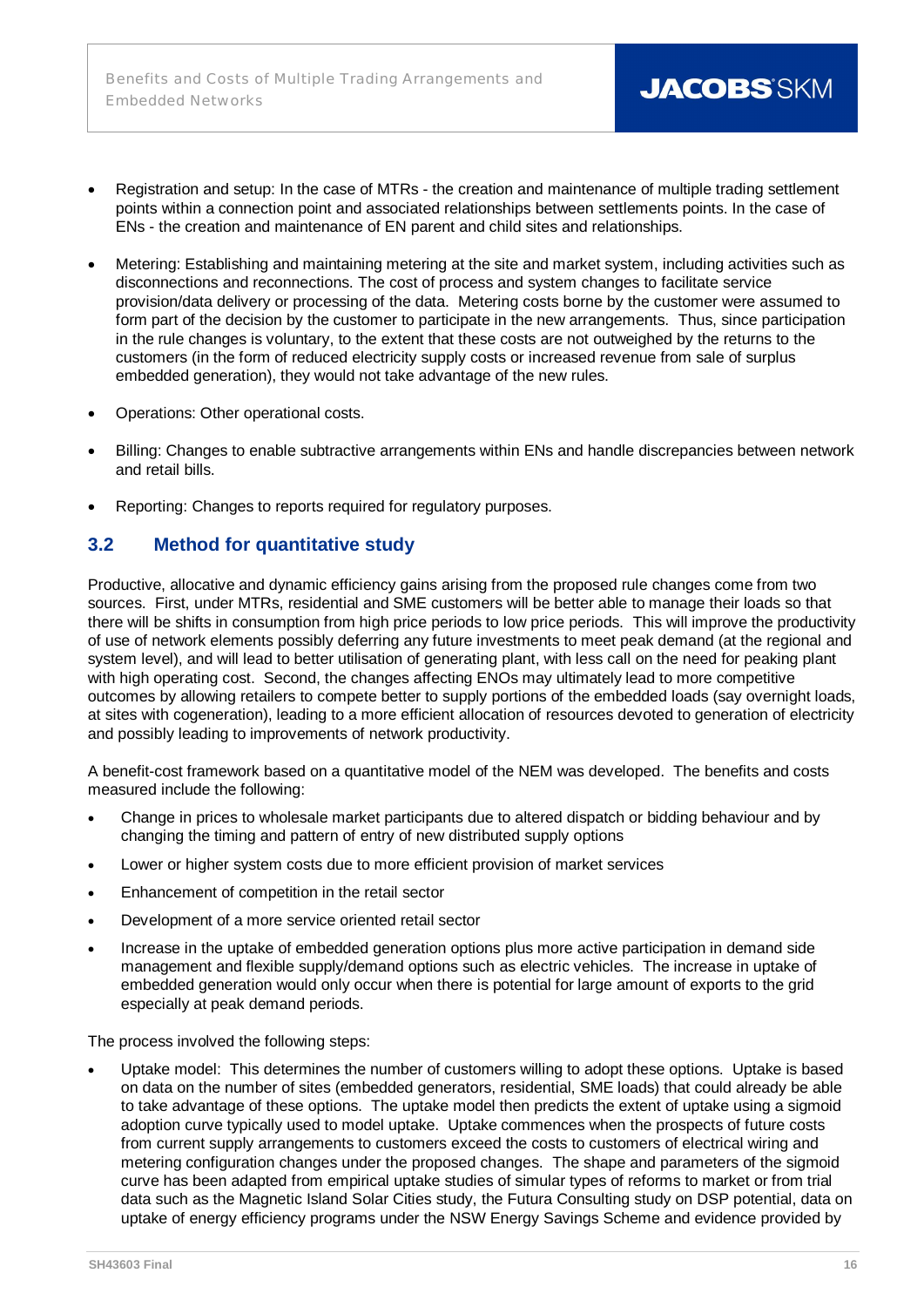- Registration and setup: In the case of MTRs - the creation and maintenance of multiple trading settlement points within a connection point and associated relationships between settlements points. In the case of ENs - the creation and maintenance of EN parent and child sites and relationships.

- Metering: Establishing and maintaining metering at the site and market system, including activities such as disconnections and reconnections. The cost of process and system changes to facilitate service provision/data delivery or processing of the data. Metering costs borne by the customer were assumed to form part of the decision by the customer to participate in the new arrangements. Thus, since participation in the rule changes is voluntary, to the extent that these costs are not outweighed by the returns to the customers (in the form of reduced electricity supply costs or increased revenue from sale of surplus embedded generation), they would not take advantage of the new rules.

- Operations: Other operational costs.

- Billing: Changes to enable subtractive arrangements within ENs and handle discrepancies between network and retail bills.

- Reporting: Changes to reports required for regulatory purposes.

## 3.2 Method for quantitative study

Productive, allocative and dynamic efficiency gains arising from the proposed rule changes come from two sources. First, under MTRs, residential and SME customers will be better able to manage their loads so that there will be shifts in consumption from high price periods to low price periods. This will improve the productivity of use of network elements possibly deferring any future investments to meet peak demand (at the regional and system level), and will lead to better utilisation of generating plant, with less call on the need for peaking plant with high operating cost. Second, the changes affecting ENOs may ultimately lead to more competitive outcomes by allowing retailers to compete better to supply portions of the embedded loads (say overnight loads, at sites with cogeneration), leading to a more efficient allocation of resources devoted to generation of electricity and possibly leading to improvements of network productivity.

A benefit-cost framework based on a quantitative model of the NEM was developed. The benefits and costs measured include the following:

- Change in prices to wholesale market participants due to altered dispatch or bidding behaviour and by changing the timing and pattern of entry of new distributed supply options
- Lower or higher system costs due to more efficient provision of market services
- Enhancement of competition in the retail sector
- Development of a more service oriented retail sector
- Increase in the uptake of embedded generation options plus more active participation in demand side management and flexible supply/demand options such as electric vehicles. The increase in uptake of embedded generation would only occur when there is potential for large amount of exports to the grid especially at peak demand periods.

The process involved the following steps:

- Uptake model: This determines the number of customers willing to adopt these options. Uptake is based on data on the number of sites (embedded generators, residential, SME loads) that could already be able to take advantage of these options. The uptake model then predicts the extent of uptake using a sigmoid adoption curve typically used to model uptake. Uptake commences when the prospects of future costs from current supply arrangements to customers exceed the costs to customers of electrical wiring and metering configuration changes under the proposed changes. The shape and parameters of the sigmoid curve has been adapted from empirical uptake studies of simular types of reforms to market or from trial data such as the Magnetic Island Solar Cities study, the Futura Consulting study on DSP potential, data on uptake of energy efficiency programs under the NSW Energy Savings Scheme and evidence provided by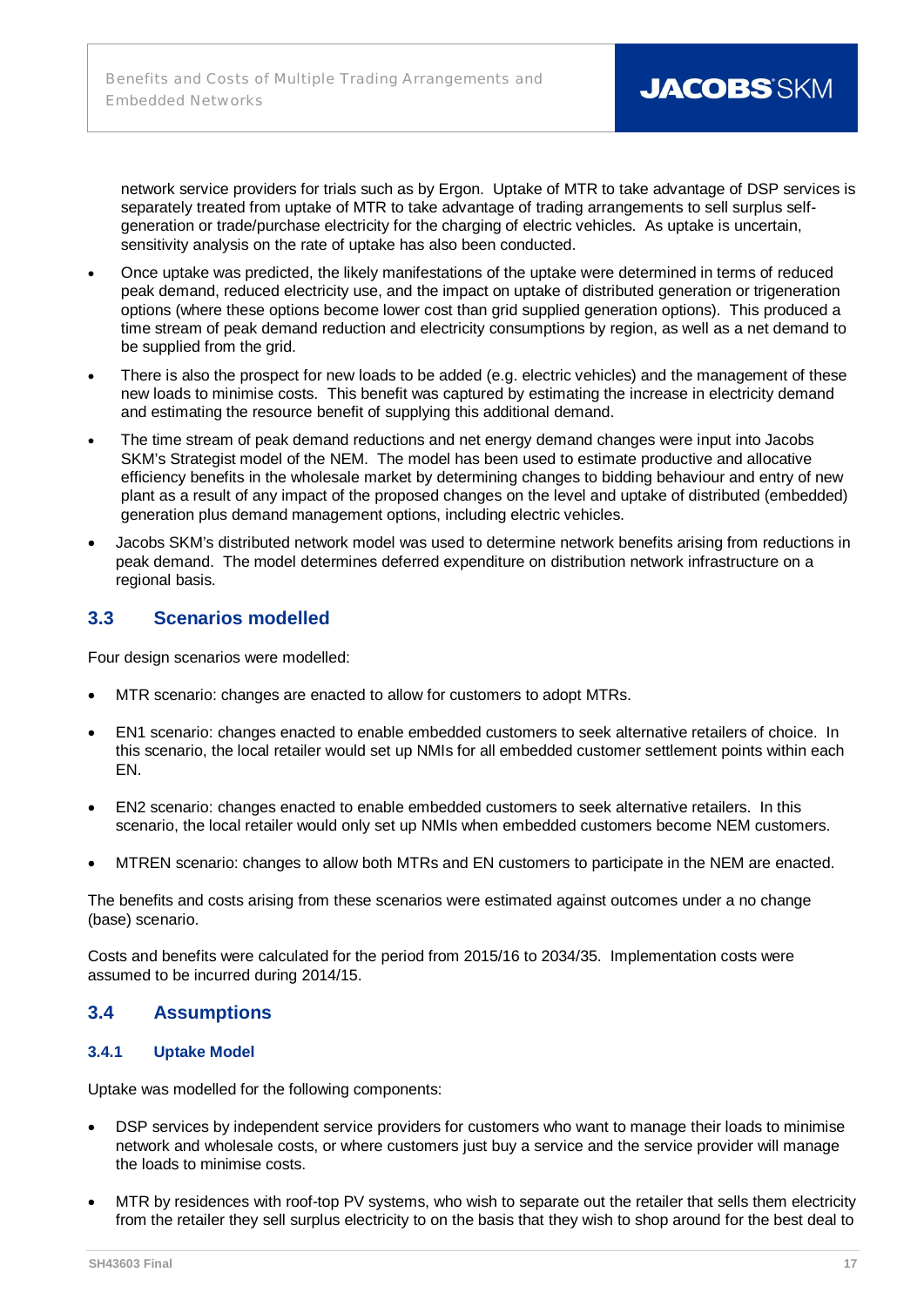network service providers for trials such as by Ergon. Uptake of MTR to take advantage of DSP services is separately treated from uptake of MTR to take advantage of trading arrangements to sell surplus self-generation or trade/purchase electricity for the charging of electric vehicles. As uptake is uncertain, sensitivity analysis on the rate of uptake has also been conducted.

- Once uptake was predicted, the likely manifestations of the uptake were determined in terms of reduced peak demand, reduced electricity use, and the impact on uptake of distributed generation or trigeneration options (where these options become lower cost than grid supplied generation options). This produced a time stream of peak demand reduction and electricity consumptions by region, as well as a net demand to be supplied from the grid.
- There is also the prospect for new loads to be added (e.g. electric vehicles) and the management of these new loads to minimise costs. This benefit was captured by estimating the increase in electricity demand and estimating the resource benefit of supplying this additional demand.
- The time stream of peak demand reductions and net energy demand changes were input into Jacobs SKM's Strategist model of the NEM. The model has been used to estimate productive and allocative efficiency benefits in the wholesale market by determining changes to bidding behaviour and entry of new plant as a result of any impact of the proposed changes on the level and uptake of distributed (embedded) generation plus demand management options, including electric vehicles.
- Jacobs SKM's distributed network model was used to determine network benefits arising from reductions in peak demand. The model determines deferred expenditure on distribution network infrastructure on a regional basis.

## 3.3 Scenarios modelled

Four design scenarios were modelled:

- MTR scenario: changes are enacted to allow for customers to adopt MTRs.
- EN1 scenario: changes enacted to enable embedded customers to seek alternative retailers of choice. In this scenario, the local retailer would set up NMIs for all embedded customer settlement points within each EN.
- EN2 scenario: changes enacted to enable embedded customers to seek alternative retailers. In this scenario, the local retailer would only set up NMIs when embedded customers become NEM customers.
- MTREN scenario: changes to allow both MTRs and EN customers to participate in the NEM are enacted.

The benefits and costs arising from these scenarios were estimated against outcomes under a no change (base) scenario.

Costs and benefits were calculated for the period from 2015/16 to 2034/35. Implementation costs were assumed to be incurred during 2014/15.

## 3.4 Assumptions

### 3.4.1 Uptake Model

Uptake was modelled for the following components:

- DSP services by independent service providers for customers who want to manage their loads to minimise network and wholesale costs, or where customers just buy a service and the service provider will manage the loads to minimise costs.
- MTR by residences with roof-top PV systems, who wish to separate out the retailer that sells them electricity from the retailer they sell surplus electricity to on the basis that they wish to shop around for the best deal to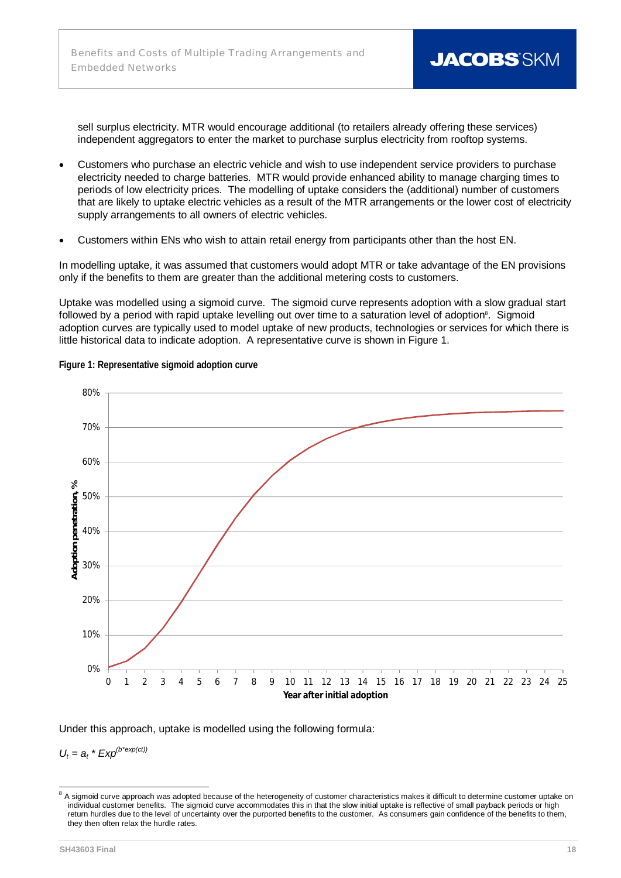sell surplus electricity. MTR would encourage additional (to retailers already offering these services) independent aggregators to enter the market to purchase surplus electricity from rooftop systems.

- Customers who purchase an electric vehicle and wish to use independent service providers to purchase electricity needed to charge batteries. MTR would provide enhanced ability to manage charging times to periods of low electricity prices. The modelling of uptake considers the (additional) number of customers that are likely to uptake electric vehicles as a result of the MTR arrangements or the lower cost of electricity supply arrangements to all owners of electric vehicles.
- Customers within ENs who wish to attain retail energy from participants other than the host EN.

In modelling uptake, it was assumed that customers would adopt MTR or take advantage of the EN provisions only if the benefits to them are greater than the additional metering costs to customers.

Uptake was modelled using a sigmoid curve. The sigmoid curve represents adoption with a slow gradual start followed by a period with rapid uptake levelling out over time to a saturation level of adoption[8]. Sigmoid adoption curves are typically used to model uptake of new products, technologies or services for which there is little historical data to indicate adoption. A representative curve is shown in Figure 1.

**Figure 1: Representative sigmoid adoption curve**

Under this approach, uptake is modelled using the following formula:

$U_t = a_t * Exp^{(b*exp(ct))}$

[8] A sigmoid curve approach was adopted because of the heterogeneity of customer characteristics makes it difficult to determine customer uptake on individual customer benefits. The sigmoid curve accommodates this in that the slow initial uptake is reflective of small payback periods or high return hurdles due to the level of uncertainty over the purported benefits to the customer. As consumers gain confidence of the benefits to them, they then often relax the hurdle rates.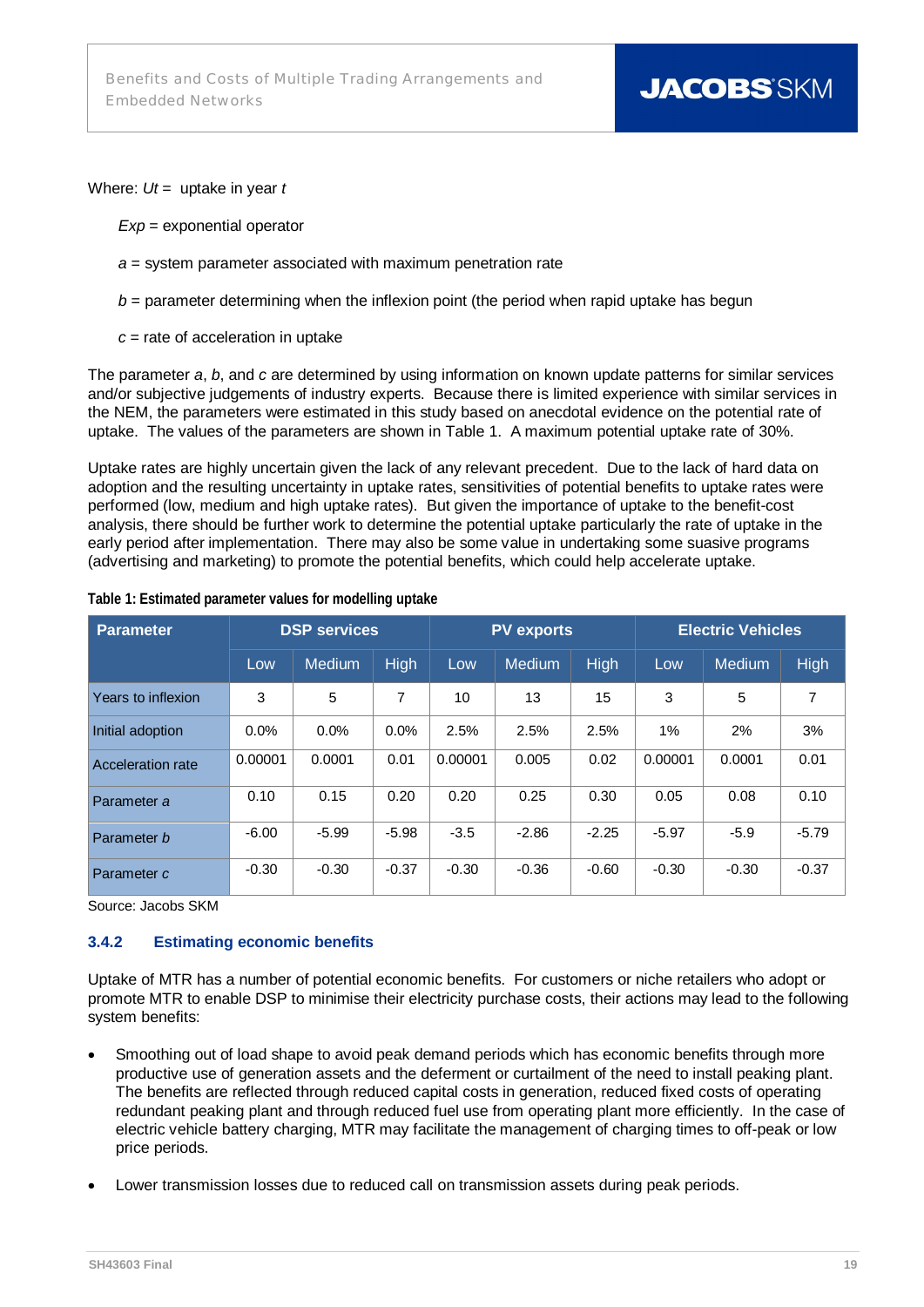Where: $Ut$ = uptake in year $t$

$Exp$ = exponential operator

$a$ = system parameter associated with maximum penetration rate

$b$ = parameter determining when the inflexion point (the period when rapid uptake has begun

$c$ = rate of acceleration in uptake

The parameter *a*, *b*, and *c* are determined by using information on known update patterns for similar services and/or subjective judgements of industry experts. Because there is limited experience with similar services in the NEM, the parameters were estimated in this study based on anecdotal evidence on the potential rate of uptake. The values of the parameters are shown in Table 1. A maximum potential uptake rate of 30%.

Uptake rates are highly uncertain given the lack of any relevant precedent. Due to the lack of hard data on adoption and the resulting uncertainty in uptake rates, sensitivities of potential benefits to uptake rates were performed (low, medium and high uptake rates). But given the importance of uptake to the benefit-cost analysis, there should be further work to determine the potential uptake particularly the rate of uptake in the early period after implementation. There may also be some value in undertaking some suasive programs (advertising and marketing) to promote the potential benefits, which could help accelerate uptake.

**Table 1: Estimated parameter values for modelling uptake**

| Parameter | DSP services | | | PV exports | | | Electric Vehicles | | |
|---|---|---|---|---|---|---|---|---|---|
| | Low | Medium | High | Low | Medium | High | Low | Medium | High |
| Years to inflexion | 3 | 5 | 7 | 10 | 13 | 15 | 3 | 5 | 7 |
| Initial adoption | 0.0% | 0.0% | 0.0% | 2.5% | 2.5% | 2.5% | 1% | 2% | 3% |
| Acceleration rate | 0.00001 | 0.0001 | 0.01 | 0.00001 | 0.005 | 0.02 | 0.00001 | 0.0001 | 0.01 |
| Parameter *a* | 0.10 | 0.15 | 0.20 | 0.20 | 0.25 | 0.30 | 0.05 | 0.08 | 0.10 |
| Parameter *b* | -6.00 | -5.99 | -5.98 | -3.5 | -2.86 | -2.25 | -5.97 | -5.9 | -5.79 |
| Parameter *c* | -0.30 | -0.30 | -0.37 | -0.30 | -0.36 | -0.60 | -0.30 | -0.30 | -0.37 |

Source: Jacobs SKM

### 3.4.2 Estimating economic benefits

Uptake of MTR has a number of potential economic benefits. For customers or niche retailers who adopt or promote MTR to enable DSP to minimise their electricity purchase costs, their actions may lead to the following system benefits:

- Smoothing out of load shape to avoid peak demand periods which has economic benefits through more productive use of generation assets and the deferment or curtailment of the need to install peaking plant. The benefits are reflected through reduced capital costs in generation, reduced fixed costs of operating redundant peaking plant and through reduced fuel use from operating plant more efficiently. In the case of electric vehicle battery charging, MTR may facilitate the management of charging times to off-peak or low price periods.

- Lower transmission losses due to reduced call on transmission assets during peak periods.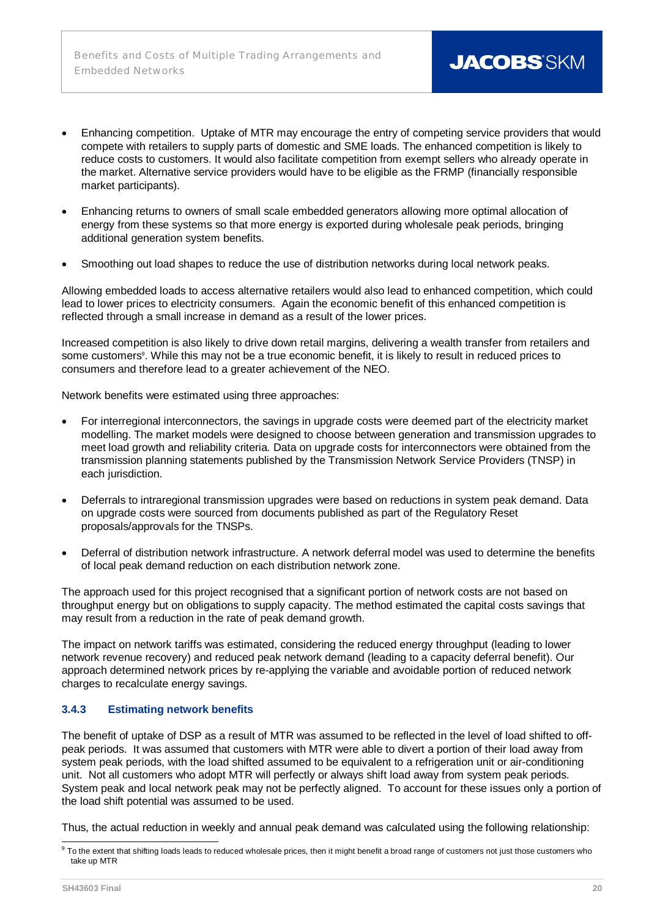- Enhancing competition. Uptake of MTR may encourage the entry of competing service providers that would compete with retailers to supply parts of domestic and SME loads. The enhanced competition is likely to reduce costs to customers. It would also facilitate competition from exempt sellers who already operate in the market. Alternative service providers would have to be eligible as the FRMP (financially responsible market participants).

- Enhancing returns to owners of small scale embedded generators allowing more optimal allocation of energy from these systems so that more energy is exported during wholesale peak periods, bringing additional generation system benefits.

- Smoothing out load shapes to reduce the use of distribution networks during local network peaks.

Allowing embedded loads to access alternative retailers would also lead to enhanced competition, which could lead to lower prices to electricity consumers. Again the economic benefit of this enhanced competition is reflected through a small increase in demand as a result of the lower prices.

Increased competition is also likely to drive down retail margins, delivering a wealth transfer from retailers and some customers[9]. While this may not be a true economic benefit, it is likely to result in reduced prices to consumers and therefore lead to a greater achievement of the NEO.

Network benefits were estimated using three approaches:

- For interregional interconnectors, the savings in upgrade costs were deemed part of the electricity market modelling. The market models were designed to choose between generation and transmission upgrades to meet load growth and reliability criteria. Data on upgrade costs for interconnectors were obtained from the transmission planning statements published by the Transmission Network Service Providers (TNSP) in each jurisdiction.

- Deferrals to intraregional transmission upgrades were based on reductions in system peak demand. Data on upgrade costs were sourced from documents published as part of the Regulatory Reset proposals/approvals for the TNSPs.

- Deferral of distribution network infrastructure. A network deferral model was used to determine the benefits of local peak demand reduction on each distribution network zone.

The approach used for this project recognised that a significant portion of network costs are not based on throughput energy but on obligations to supply capacity. The method estimated the capital costs savings that may result from a reduction in the rate of peak demand growth.

The impact on network tariffs was estimated, considering the reduced energy throughput (leading to lower network revenue recovery) and reduced peak network demand (leading to a capacity deferral benefit). Our approach determined network prices by re-applying the variable and avoidable portion of reduced network charges to recalculate energy savings.

### 3.4.3 Estimating network benefits

The benefit of uptake of DSP as a result of MTR was assumed to be reflected in the level of load shifted to off-peak periods. It was assumed that customers with MTR were able to divert a portion of their load away from system peak periods, with the load shifted assumed to be equivalent to a refrigeration unit or air-conditioning unit. Not all customers who adopt MTR will perfectly or always shift load away from system peak periods. System peak and local network peak may not be perfectly aligned. To account for these issues only a portion of the load shift potential was assumed to be used.

Thus, the actual reduction in weekly and annual peak demand was calculated using the following relationship:

[9] To the extent that shifting loads leads to reduced wholesale prices, then it might benefit a broad range of customers not just those customers who take up MTR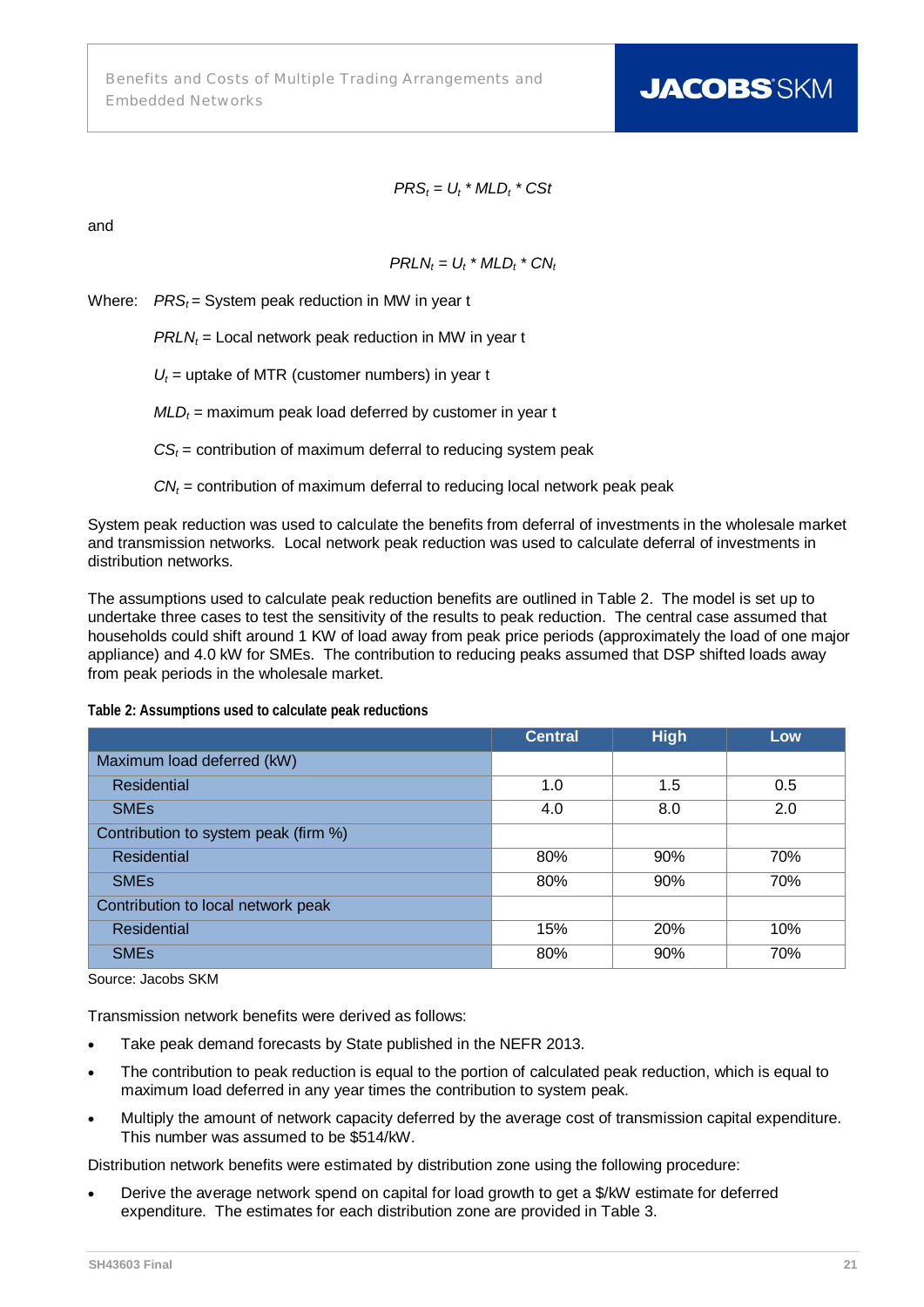$$PRS_t = U_t * MLD_t * CSt$$

and

$$PRLN_t = U_t * MLD_t * CN_t$$

Where: $PRS_t$ = System peak reduction in MW in year t

$PRLN_t$ = Local network peak reduction in MW in year t

$U_t$ = uptake of MTR (customer numbers) in year t

$MLD_t$ = maximum peak load deferred by customer in year t

$CS_t$ = contribution of maximum deferral to reducing system peak

$CN_t$ = contribution of maximum deferral to reducing local network peak peak

System peak reduction was used to calculate the benefits from deferral of investments in the wholesale market and transmission networks. Local network peak reduction was used to calculate deferral of investments in distribution networks.

The assumptions used to calculate peak reduction benefits are outlined in Table 2. The model is set up to undertake three cases to test the sensitivity of the results to peak reduction. The central case assumed that households could shift around 1 KW of load away from peak price periods (approximately the load of one major appliance) and 4.0 kW for SMEs. The contribution to reducing peaks assumed that DSP shifted loads away from peak periods in the wholesale market.

**Table 2: Assumptions used to calculate peak reductions**

| | Central | High | Low |
|---|---|---|---|
| Maximum load deferred (kW) | | | |
| Residential | 1.0 | 1.5 | 0.5 |
| SMEs | 4.0 | 8.0 | 2.0 |
| Contribution to system peak (firm %) | | | |
| Residential | 80% | 90% | 70% |
| SMEs | 80% | 90% | 70% |
| Contribution to local network peak | | | |
| Residential | 15% | 20% | 10% |
| SMEs | 80% | 90% | 70% |

Source: Jacobs SKM

Transmission network benefits were derived as follows:

- Take peak demand forecasts by State published in the NEFR 2013.
- The contribution to peak reduction is equal to the portion of calculated peak reduction, which is equal to maximum load deferred in any year times the contribution to system peak.
- Multiply the amount of network capacity deferred by the average cost of transmission capital expenditure. This number was assumed to be $514/kW.

Distribution network benefits were estimated by distribution zone using the following procedure:

- Derive the average network spend on capital for load growth to get a $/kW estimate for deferred expenditure. The estimates for each distribution zone are provided in Table 3.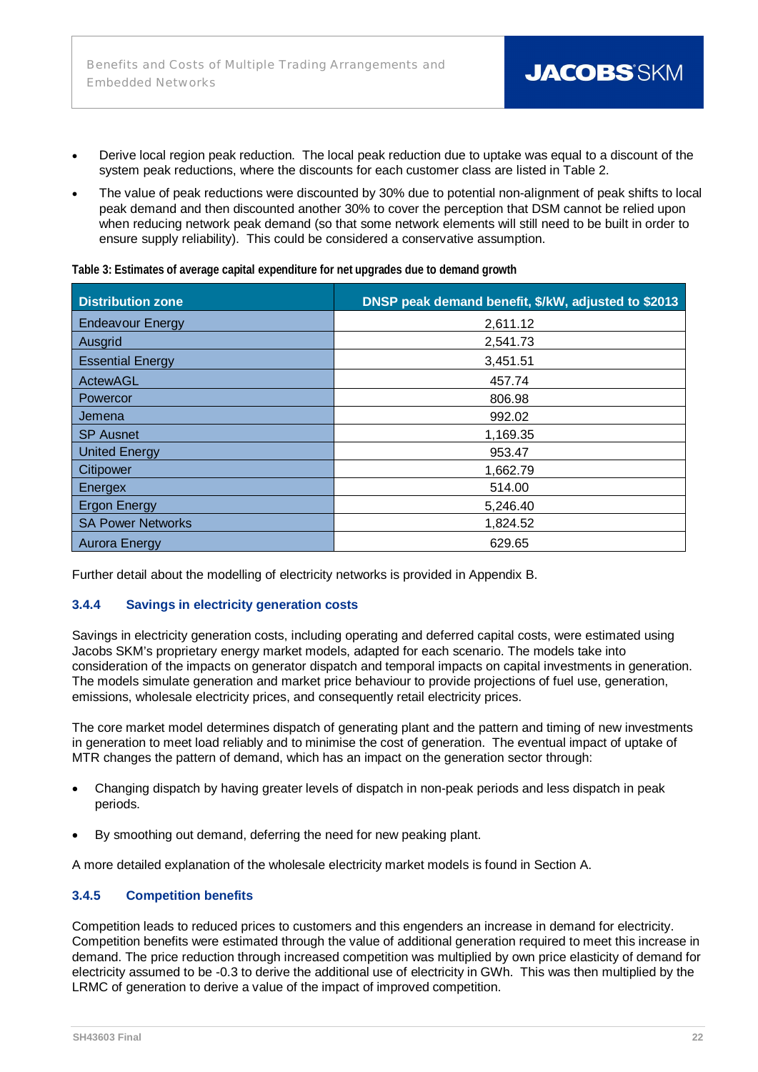- Derive local region peak reduction. The local peak reduction due to uptake was equal to a discount of the system peak reductions, where the discounts for each customer class are listed in Table 2.
- The value of peak reductions were discounted by 30% due to potential non-alignment of peak shifts to local peak demand and then discounted another 30% to cover the perception that DSM cannot be relied upon when reducing network peak demand (so that some network elements will still need to be built in order to ensure supply reliability). This could be considered a conservative assumption.

**Table 3: Estimates of average capital expenditure for net upgrades due to demand growth**

| Distribution zone | DNSP peak demand benefit, $/kW, adjusted to $2013 |
|---|---|
| Endeavour Energy | 2,611.12 |
| Ausgrid | 2,541.73 |
| Essential Energy | 3,451.51 |
| ActewAGL | 457.74 |
| Powercor | 806.98 |
| Jemena | 992.02 |
| SP Ausnet | 1,169.35 |
| United Energy | 953.47 |
| Citipower | 1,662.79 |
| Energex | 514.00 |
| Ergon Energy | 5,246.40 |
| SA Power Networks | 1,824.52 |
| Aurora Energy | 629.65 |

Further detail about the modelling of electricity networks is provided in Appendix B.

### 3.4.4 Savings in electricity generation costs

Savings in electricity generation costs, including operating and deferred capital costs, were estimated using Jacobs SKM's proprietary energy market models, adapted for each scenario. The models take into consideration of the impacts on generator dispatch and temporal impacts on capital investments in generation. The models simulate generation and market price behaviour to provide projections of fuel use, generation, emissions, wholesale electricity prices, and consequently retail electricity prices.

The core market model determines dispatch of generating plant and the pattern and timing of new investments in generation to meet load reliably and to minimise the cost of generation. The eventual impact of uptake of MTR changes the pattern of demand, which has an impact on the generation sector through:

- Changing dispatch by having greater levels of dispatch in non-peak periods and less dispatch in peak periods.
- By smoothing out demand, deferring the need for new peaking plant.

A more detailed explanation of the wholesale electricity market models is found in Section A.

### 3.4.5 Competition benefits

Competition leads to reduced prices to customers and this engenders an increase in demand for electricity. Competition benefits were estimated through the value of additional generation required to meet this increase in demand. The price reduction through increased competition was multiplied by own price elasticity of demand for electricity assumed to be -0.3 to derive the additional use of electricity in GWh. This was then multiplied by the LRMC of generation to derive a value of the impact of improved competition.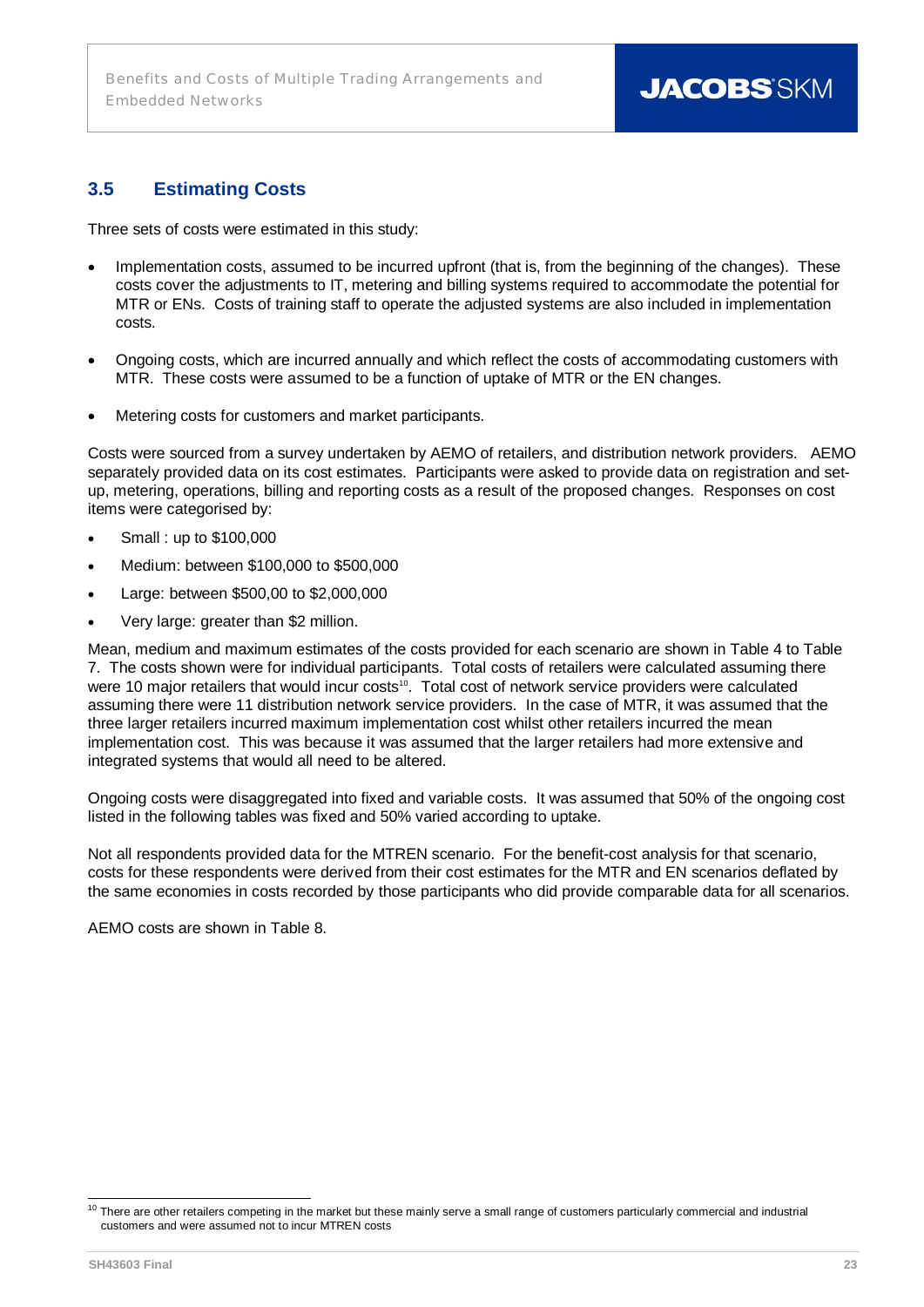## 3.5 Estimating Costs

Three sets of costs were estimated in this study:

- Implementation costs, assumed to be incurred upfront (that is, from the beginning of the changes). These costs cover the adjustments to IT, metering and billing systems required to accommodate the potential for MTR or ENs. Costs of training staff to operate the adjusted systems are also included in implementation costs.
- Ongoing costs, which are incurred annually and which reflect the costs of accommodating customers with MTR. These costs were assumed to be a function of uptake of MTR or the EN changes.
- Metering costs for customers and market participants.

Costs were sourced from a survey undertaken by AEMO of retailers, and distribution network providers. AEMO separately provided data on its cost estimates. Participants were asked to provide data on registration and set-up, metering, operations, billing and reporting costs as a result of the proposed changes. Responses on cost items were categorised by:

- Small : up to $100,000
- Medium: between $100,000 to $500,000
- Large: between $500,00 to $2,000,000
- Very large: greater than $2 million.

Mean, medium and maximum estimates of the costs provided for each scenario are shown in Table 4 to Table 7. The costs shown were for individual participants. Total costs of retailers were calculated assuming there were 10 major retailers that would incur costs[10]. Total cost of network service providers were calculated assuming there were 11 distribution network service providers. In the case of MTR, it was assumed that the three larger retailers incurred maximum implementation cost whilst other retailers incurred the mean implementation cost. This was because it was assumed that the larger retailers had more extensive and integrated systems that would all need to be altered.

Ongoing costs were disaggregated into fixed and variable costs. It was assumed that 50% of the ongoing cost listed in the following tables was fixed and 50% varied according to uptake.

Not all respondents provided data for the MTREN scenario. For the benefit-cost analysis for that scenario, costs for these respondents were derived from their cost estimates for the MTR and EN scenarios deflated by the same economies in costs recorded by those participants who did provide comparable data for all scenarios.

AEMO costs are shown in Table 8.

---

[10] There are other retailers competing in the market but these mainly serve a small range of customers particularly commercial and industrial customers and were assumed not to incur MTREN costs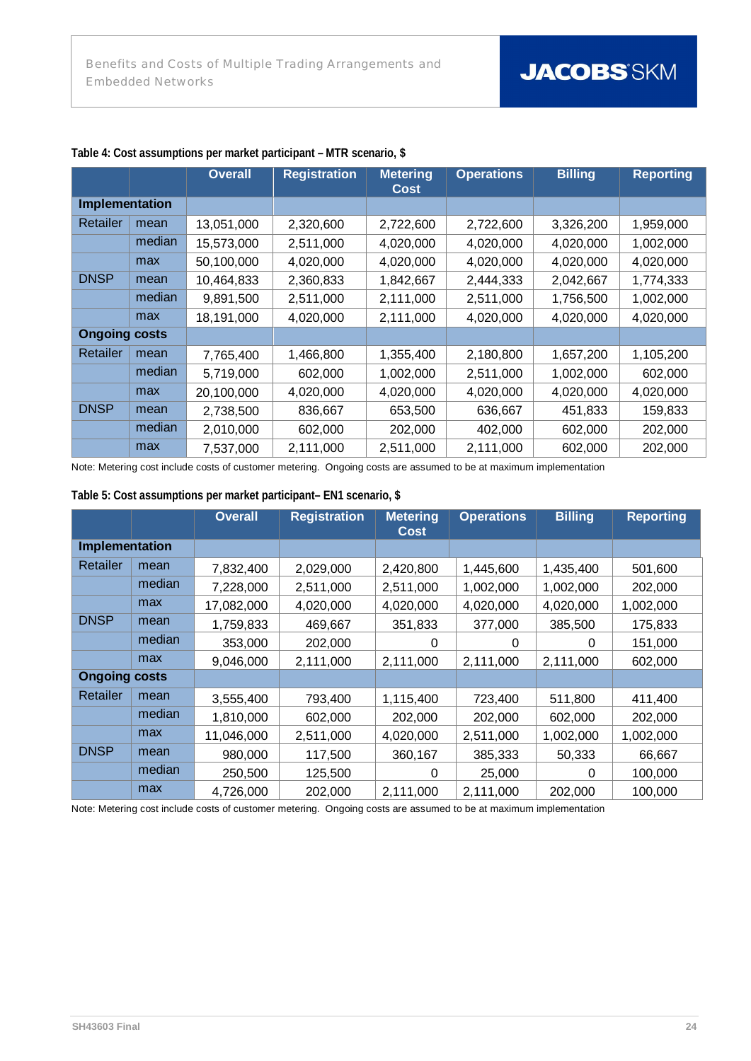**Table 4: Cost assumptions per market participant – MTR scenario, $**

| | | Overall | Registration | Metering Cost | Operations | Billing | Reporting |
|---|---|---|---|---|---|---|---|
| **Implementation** | | | | | | | |
| Retailer | mean | 13,051,000 | 2,320,600 | 2,722,600 | 2,722,600 | 3,326,200 | 1,959,000 |
| | median | 15,573,000 | 2,511,000 | 4,020,000 | 4,020,000 | 4,020,000 | 1,002,000 |
| | max | 50,100,000 | 4,020,000 | 4,020,000 | 4,020,000 | 4,020,000 | 4,020,000 |
| DNSP | mean | 10,464,833 | 2,360,833 | 1,842,667 | 2,444,333 | 2,042,667 | 1,774,333 |
| | median | 9,891,500 | 2,511,000 | 2,111,000 | 2,511,000 | 1,756,500 | 1,002,000 |
| | max | 18,191,000 | 4,020,000 | 2,111,000 | 4,020,000 | 4,020,000 | 4,020,000 |
| **Ongoing costs** | | | | | | | |
| Retailer | mean | 7,765,400 | 1,466,800 | 1,355,400 | 2,180,800 | 1,657,200 | 1,105,200 |
| | median | 5,719,000 | 602,000 | 1,002,000 | 2,511,000 | 1,002,000 | 602,000 |
| | max | 20,100,000 | 4,020,000 | 4,020,000 | 4,020,000 | 4,020,000 | 4,020,000 |
| DNSP | mean | 2,738,500 | 836,667 | 653,500 | 636,667 | 451,833 | 159,833 |
| | median | 2,010,000 | 602,000 | 202,000 | 402,000 | 602,000 | 202,000 |
| | max | 7,537,000 | 2,111,000 | 2,511,000 | 2,111,000 | 602,000 | 202,000 |

Note: Metering cost include costs of customer metering. Ongoing costs are assumed to be at maximum implementation

**Table 5: Cost assumptions per market participant– EN1 scenario, $**

| | | Overall | Registration | Metering Cost | Operations | Billing | Reporting |
|---|---|---|---|---|---|---|---|
| **Implementation** | | | | | | | |
| Retailer | mean | 7,832,400 | 2,029,000 | 2,420,800 | 1,445,600 | 1,435,400 | 501,600 |
| | median | 7,228,000 | 2,511,000 | 2,511,000 | 1,002,000 | 1,002,000 | 202,000 |
| | max | 17,082,000 | 4,020,000 | 4,020,000 | 4,020,000 | 4,020,000 | 1,002,000 |
| DNSP | mean | 1,759,833 | 469,667 | 351,833 | 377,000 | 385,500 | 175,833 |
| | median | 353,000 | 202,000 | 0 | 0 | 0 | 151,000 |
| | max | 9,046,000 | 2,111,000 | 2,111,000 | 2,111,000 | 2,111,000 | 602,000 |
| **Ongoing costs** | | | | | | | |
| Retailer | mean | 3,555,400 | 793,400 | 1,115,400 | 723,400 | 511,800 | 411,400 |
| | median | 1,810,000 | 602,000 | 202,000 | 202,000 | 602,000 | 202,000 |
| | max | 11,046,000 | 2,511,000 | 4,020,000 | 2,511,000 | 1,002,000 | 1,002,000 |
| DNSP | mean | 980,000 | 117,500 | 360,167 | 385,333 | 50,333 | 66,667 |
| | median | 250,500 | 125,500 | 0 | 25,000 | 0 | 100,000 |
| | max | 4,726,000 | 202,000 | 2,111,000 | 2,111,000 | 202,000 | 100,000 |

Note: Metering cost include costs of customer metering. Ongoing costs are assumed to be at maximum implementation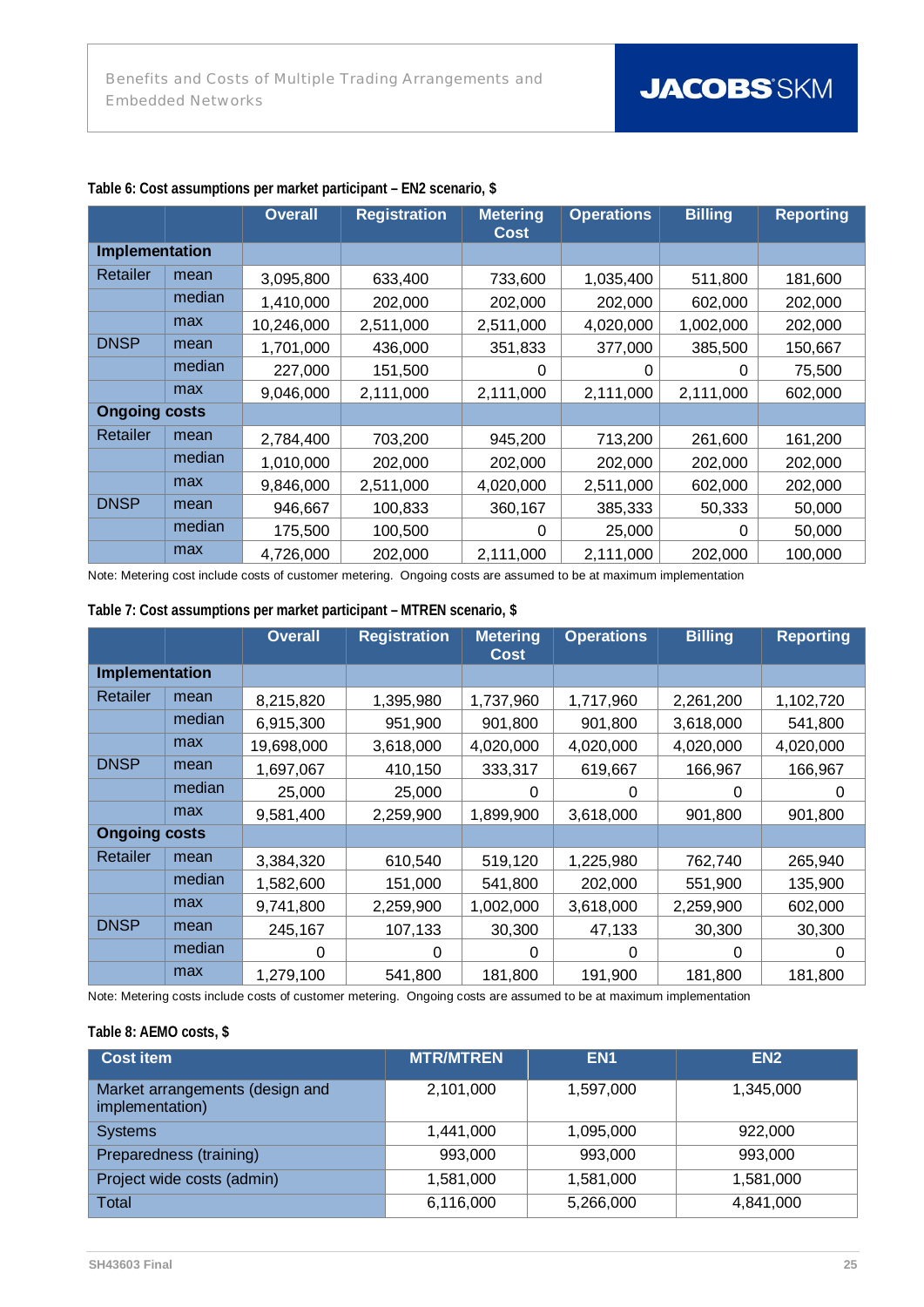**Table 6: Cost assumptions per market participant – EN2 scenario, $**

| | | Overall | Registration | Metering Cost | Operations | Billing | Reporting |
|---|---|---|---|---|---|---|---|
| **Implementation** | | | | | | | |
| Retailer | mean | 3,095,800 | 633,400 | 733,600 | 1,035,400 | 511,800 | 181,600 |
| | median | 1,410,000 | 202,000 | 202,000 | 202,000 | 602,000 | 202,000 |
| | max | 10,246,000 | 2,511,000 | 2,511,000 | 4,020,000 | 1,002,000 | 202,000 |
| DNSP | mean | 1,701,000 | 436,000 | 351,833 | 377,000 | 385,500 | 150,667 |
| | median | 227,000 | 151,500 | 0 | 0 | 0 | 75,500 |
| | max | 9,046,000 | 2,111,000 | 2,111,000 | 2,111,000 | 2,111,000 | 602,000 |
| **Ongoing costs** | | | | | | | |
| Retailer | mean | 2,784,400 | 703,200 | 945,200 | 713,200 | 261,600 | 161,200 |
| | median | 1,010,000 | 202,000 | 202,000 | 202,000 | 202,000 | 202,000 |
| | max | 9,846,000 | 2,511,000 | 4,020,000 | 2,511,000 | 602,000 | 202,000 |
| DNSP | mean | 946,667 | 100,833 | 360,167 | 385,333 | 50,333 | 50,000 |
| | median | 175,500 | 100,500 | 0 | 25,000 | 0 | 50,000 |
| | max | 4,726,000 | 202,000 | 2,111,000 | 2,111,000 | 202,000 | 100,000 |

Note: Metering cost include costs of customer metering. Ongoing costs are assumed to be at maximum implementation

**Table 7: Cost assumptions per market participant – MTREN scenario, $**

| | | Overall | Registration | Metering Cost | Operations | Billing | Reporting |
|---|---|---|---|---|---|---|---|
| **Implementation** | | | | | | | |
| Retailer | mean | 8,215,820 | 1,395,980 | 1,737,960 | 1,717,960 | 2,261,200 | 1,102,720 |
| | median | 6,915,300 | 951,900 | 901,800 | 901,800 | 3,618,000 | 541,800 |
| | max | 19,698,000 | 3,618,000 | 4,020,000 | 4,020,000 | 4,020,000 | 4,020,000 |
| DNSP | mean | 1,697,067 | 410,150 | 333,317 | 619,667 | 166,967 | 166,967 |
| | median | 25,000 | 25,000 | 0 | 0 | 0 | 0 |
| | max | 9,581,400 | 2,259,900 | 1,899,900 | 3,618,000 | 901,800 | 901,800 |
| **Ongoing costs** | | | | | | | |
| Retailer | mean | 3,384,320 | 610,540 | 519,120 | 1,225,980 | 762,740 | 265,940 |
| | median | 1,582,600 | 151,000 | 541,800 | 202,000 | 551,900 | 135,900 |
| | max | 9,741,800 | 2,259,900 | 1,002,000 | 3,618,000 | 2,259,900 | 602,000 |
| DNSP | mean | 245,167 | 107,133 | 30,300 | 47,133 | 30,300 | 30,300 |
| | median | 0 | 0 | 0 | 0 | 0 | 0 |
| | max | 1,279,100 | 541,800 | 181,800 | 191,900 | 181,800 | 181,800 |

Note: Metering costs include costs of customer metering. Ongoing costs are assumed to be at maximum implementation

**Table 8: AEMO costs, $**

| Cost item | MTR/MTREN | EN1 | EN2 |
|---|---|---|---|
| Market arrangements (design and implementation) | 2,101,000 | 1,597,000 | 1,345,000 |
| Systems | 1,441,000 | 1,095,000 | 922,000 |
| Preparedness (training) | 993,000 | 993,000 | 993,000 |
| Project wide costs (admin) | 1,581,000 | 1,581,000 | 1,581,000 |
| Total | 6,116,000 | 5,266,000 | 4,841,000 |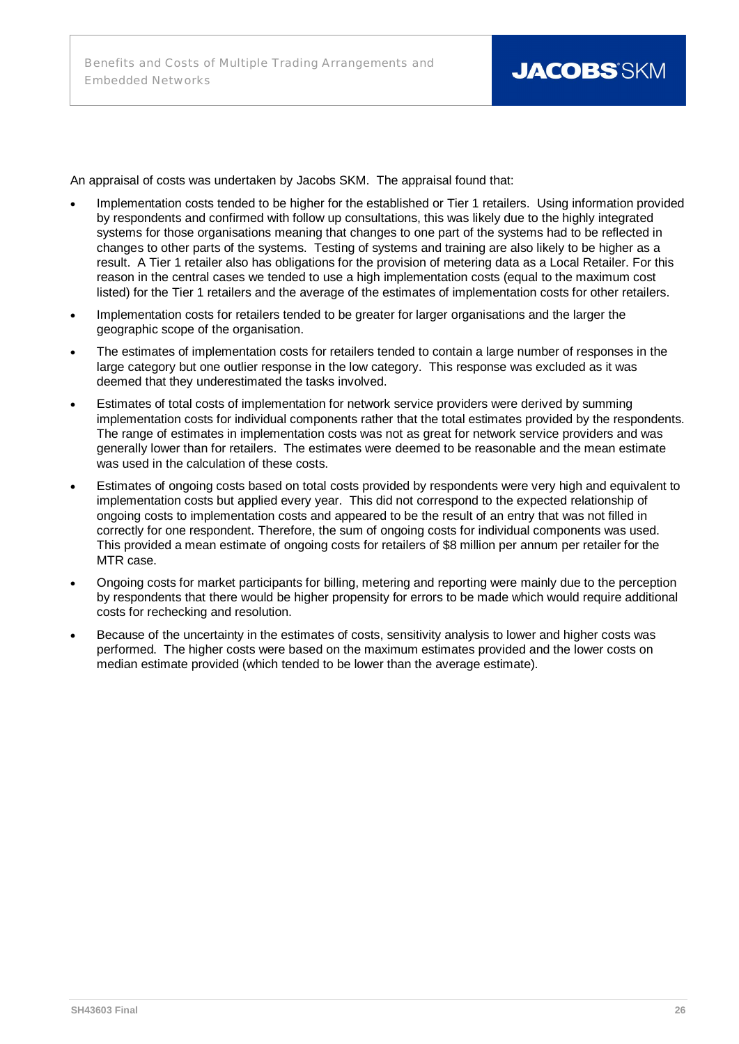An appraisal of costs was undertaken by Jacobs SKM. The appraisal found that:

- Implementation costs tended to be higher for the established or Tier 1 retailers. Using information provided by respondents and confirmed with follow up consultations, this was likely due to the highly integrated systems for those organisations meaning that changes to one part of the systems had to be reflected in changes to other parts of the systems. Testing of systems and training are also likely to be higher as a result. A Tier 1 retailer also has obligations for the provision of metering data as a Local Retailer. For this reason in the central cases we tended to use a high implementation costs (equal to the maximum cost listed) for the Tier 1 retailers and the average of the estimates of implementation costs for other retailers.
- Implementation costs for retailers tended to be greater for larger organisations and the larger the geographic scope of the organisation.
- The estimates of implementation costs for retailers tended to contain a large number of responses in the large category but one outlier response in the low category. This response was excluded as it was deemed that they underestimated the tasks involved.
- Estimates of total costs of implementation for network service providers were derived by summing implementation costs for individual components rather that the total estimates provided by the respondents. The range of estimates in implementation costs was not as great for network service providers and was generally lower than for retailers. The estimates were deemed to be reasonable and the mean estimate was used in the calculation of these costs.
- Estimates of ongoing costs based on total costs provided by respondents were very high and equivalent to implementation costs but applied every year. This did not correspond to the expected relationship of ongoing costs to implementation costs and appeared to be the result of an entry that was not filled in correctly for one respondent. Therefore, the sum of ongoing costs for individual components was used. This provided a mean estimate of ongoing costs for retailers of $8 million per annum per retailer for the MTR case.
- Ongoing costs for market participants for billing, metering and reporting were mainly due to the perception by respondents that there would be higher propensity for errors to be made which would require additional costs for rechecking and resolution.
- Because of the uncertainty in the estimates of costs, sensitivity analysis to lower and higher costs was performed. The higher costs were based on the maximum estimates provided and the lower costs on median estimate provided (which tended to be lower than the average estimate).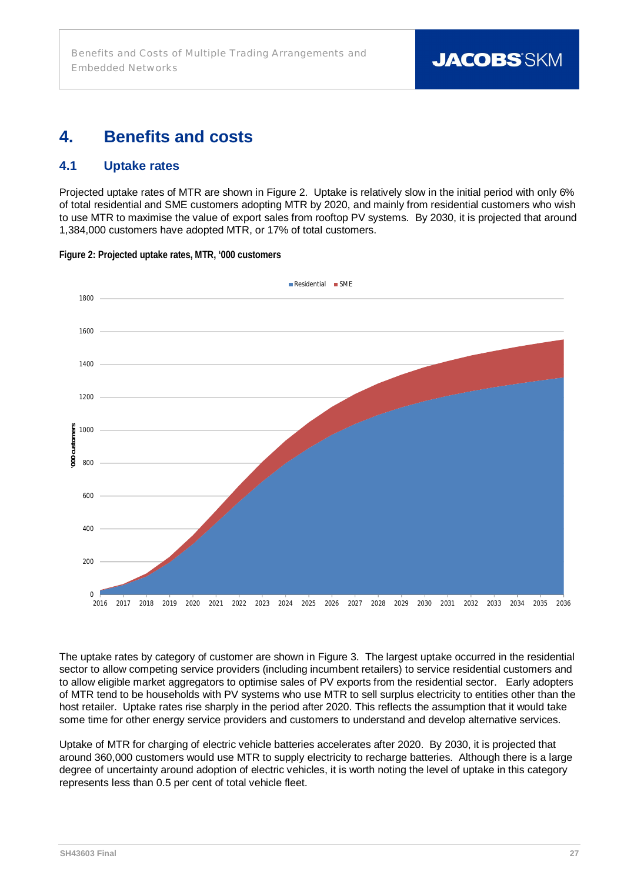# 4. Benefits and costs

## 4.1 Uptake rates

Projected uptake rates of MTR are shown in Figure 2. Uptake is relatively slow in the initial period with only 6% of total residential and SME customers adopting MTR by 2020, and mainly from residential customers who wish to use MTR to maximise the value of export sales from rooftop PV systems. By 2030, it is projected that around 1,384,000 customers have adopted MTR, or 17% of total customers.

**Figure 2: Projected uptake rates, MTR, '000 customers**

The uptake rates by category of customer are shown in Figure 3. The largest uptake occurred in the residential sector to allow competing service providers (including incumbent retailers) to service residential customers and to allow eligible market aggregators to optimise sales of PV exports from the residential sector. Early adopters of MTR tend to be households with PV systems who use MTR to sell surplus electricity to entities other than the host retailer. Uptake rates rise sharply in the period after 2020. This reflects the assumption that it would take some time for other energy service providers and customers to understand and develop alternative services.

Uptake of MTR for charging of electric vehicle batteries accelerates after 2020. By 2030, it is projected that around 360,000 customers would use MTR to supply electricity to recharge batteries. Although there is a large degree of uncertainty around adoption of electric vehicles, it is worth noting the level of uptake in this category represents less than 0.5 per cent of total vehicle fleet.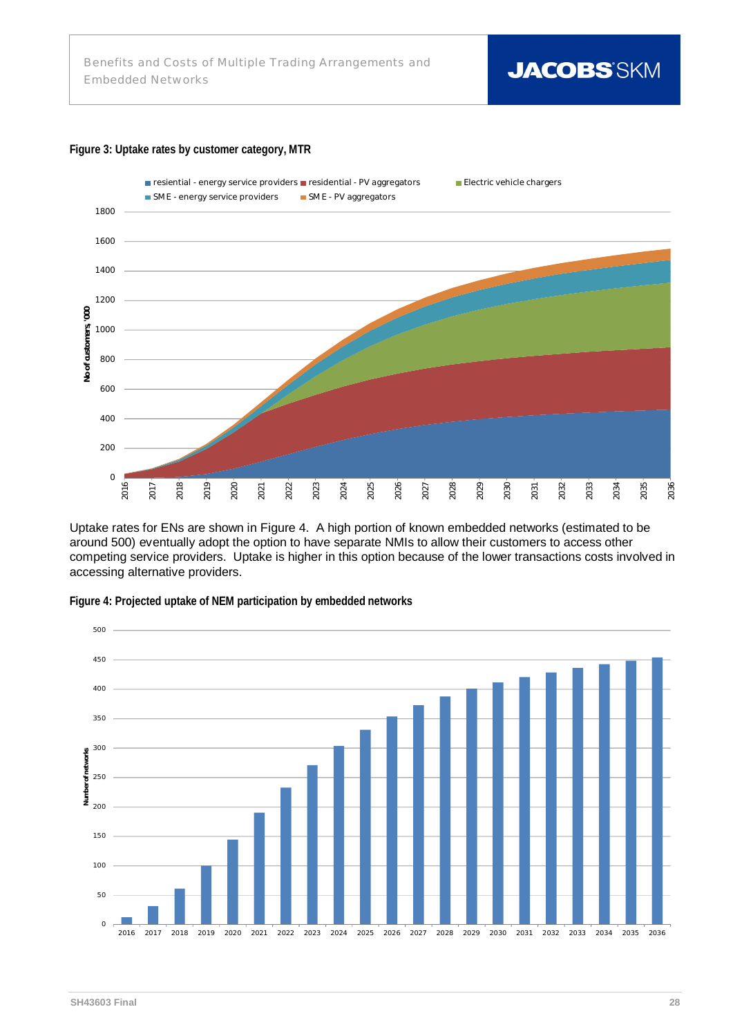**Figure 3: Uptake rates by customer category, MTR**

Uptake rates for ENs are shown in Figure 4. A high portion of known embedded networks (estimated to be around 500) eventually adopt the option to have separate NMIs to allow their customers to access other competing service providers. Uptake is higher in this option because of the lower transactions costs involved in accessing alternative providers.

**Figure 4: Projected uptake of NEM participation by embedded networks**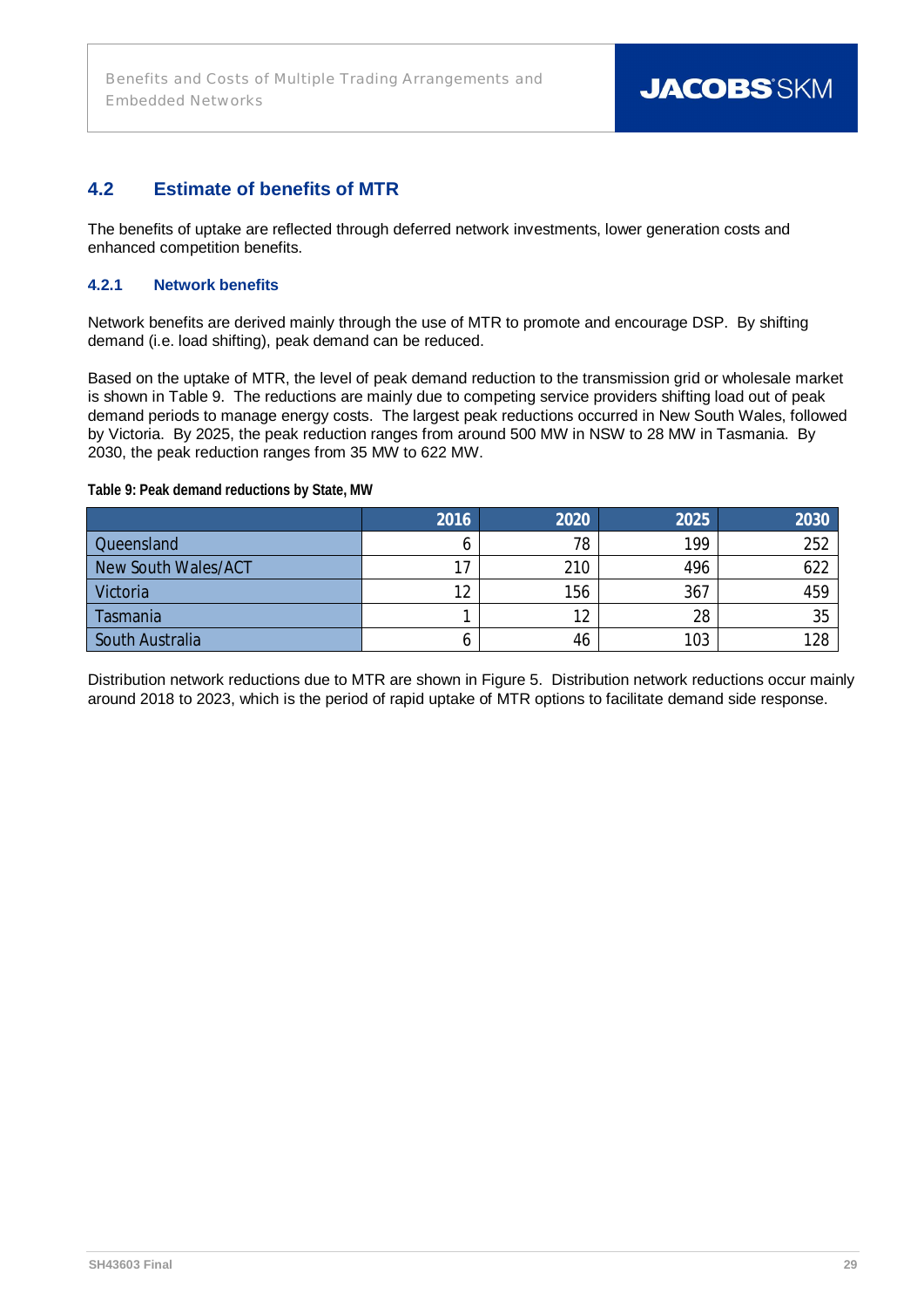## 4.2 Estimate of benefits of MTR

The benefits of uptake are reflected through deferred network investments, lower generation costs and enhanced competition benefits.

### 4.2.1 Network benefits

Network benefits are derived mainly through the use of MTR to promote and encourage DSP. By shifting demand (i.e. load shifting), peak demand can be reduced.

Based on the uptake of MTR, the level of peak demand reduction to the transmission grid or wholesale market is shown in Table 9. The reductions are mainly due to competing service providers shifting load out of peak demand periods to manage energy costs. The largest peak reductions occurred in New South Wales, followed by Victoria. By 2025, the peak reduction ranges from around 500 MW in NSW to 28 MW in Tasmania. By 2030, the peak reduction ranges from 35 MW to 622 MW.

**Table 9: Peak demand reductions by State, MW**

| | 2016 | 2020 | 2025 | 2030 |
|---|---|---|---|---|
| Queensland | 6 | 78 | 199 | 252 |
| New South Wales/ACT | 17 | 210 | 496 | 622 |
| Victoria | 12 | 156 | 367 | 459 |
| Tasmania | 1 | 12 | 28 | 35 |
| South Australia | 6 | 46 | 103 | 128 |

Distribution network reductions due to MTR are shown in Figure 5. Distribution network reductions occur mainly around 2018 to 2023, which is the period of rapid uptake of MTR options to facilitate demand side response.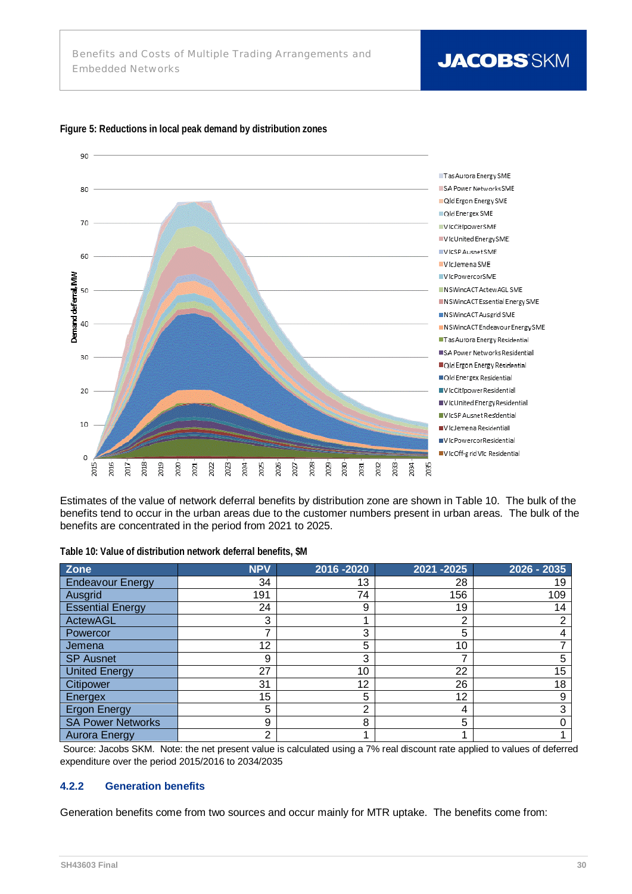**Figure 5: Reductions in local peak demand by distribution zones**

Estimates of the value of network deferral benefits by distribution zone are shown in Table 10. The bulk of the benefits tend to occur in the urban areas due to the customer numbers present in urban areas. The bulk of the benefits are concentrated in the period from 2021 to 2025.

**Table 10: Value of distribution network deferral benefits, $M**

| Zone | NPV | 2016 -2020 | 2021 -2025 | 2026 - 2035 |
|---|---|---|---|---|
| Endeavour Energy | 34 | 13 | 28 | 19 |
| Ausgrid | 191 | 74 | 156 | 109 |
| Essential Energy | 24 | 9 | 19 | 14 |
| ActewAGL | 3 | 1 | 2 | 2 |
| Powercor | 7 | 3 | 5 | 4 |
| Jemena | 12 | 5 | 10 | 7 |
| SP Ausnet | 9 | 3 | 7 | 5 |
| United Energy | 27 | 10 | 22 | 15 |
| Citipower | 31 | 12 | 26 | 18 |
| Energex | 15 | 5 | 12 | 9 |
| Ergon Energy | 5 | 2 | 4 | 3 |
| SA Power Networks | 9 | 8 | 5 | 0 |
| Aurora Energy | 2 | 1 | 1 | 1 |

Source: Jacobs SKM. Note: the net present value is calculated using a 7% real discount rate applied to values of deferred expenditure over the period 2015/2016 to 2034/2035

### 4.2.2 Generation benefits

Generation benefits come from two sources and occur mainly for MTR uptake. The benefits come from: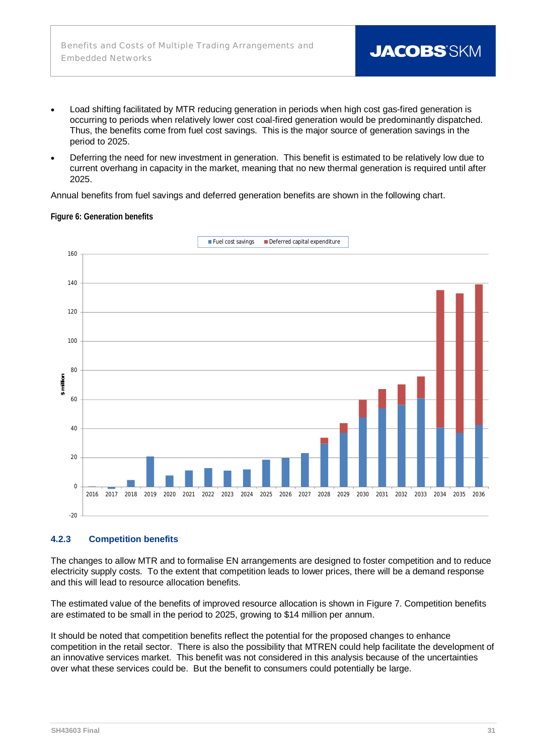- Load shifting facilitated by MTR reducing generation in periods when high cost gas-fired generation is occurring to periods when relatively lower cost coal-fired generation would be predominantly dispatched. Thus, the benefits come from fuel cost savings. This is the major source of generation savings in the period to 2025.
- Deferring the need for new investment in generation. This benefit is estimated to be relatively low due to current overhang in capacity in the market, meaning that no new thermal generation is required until after 2025.

Annual benefits from fuel savings and deferred generation benefits are shown in the following chart.

**Figure 6: Generation benefits**

### 4.2.3 Competition benefits

The changes to allow MTR and to formalise EN arrangements are designed to foster competition and to reduce electricity supply costs. To the extent that competition leads to lower prices, there will be a demand response and this will lead to resource allocation benefits.

The estimated value of the benefits of improved resource allocation is shown in Figure 7. Competition benefits are estimated to be small in the period to 2025, growing to $14 million per annum.

It should be noted that competition benefits reflect the potential for the proposed changes to enhance competition in the retail sector. There is also the possibility that MTREN could help facilitate the development of an innovative services market. This benefit was not considered in this analysis because of the uncertainties over what these services could be. But the benefit to consumers could potentially be large.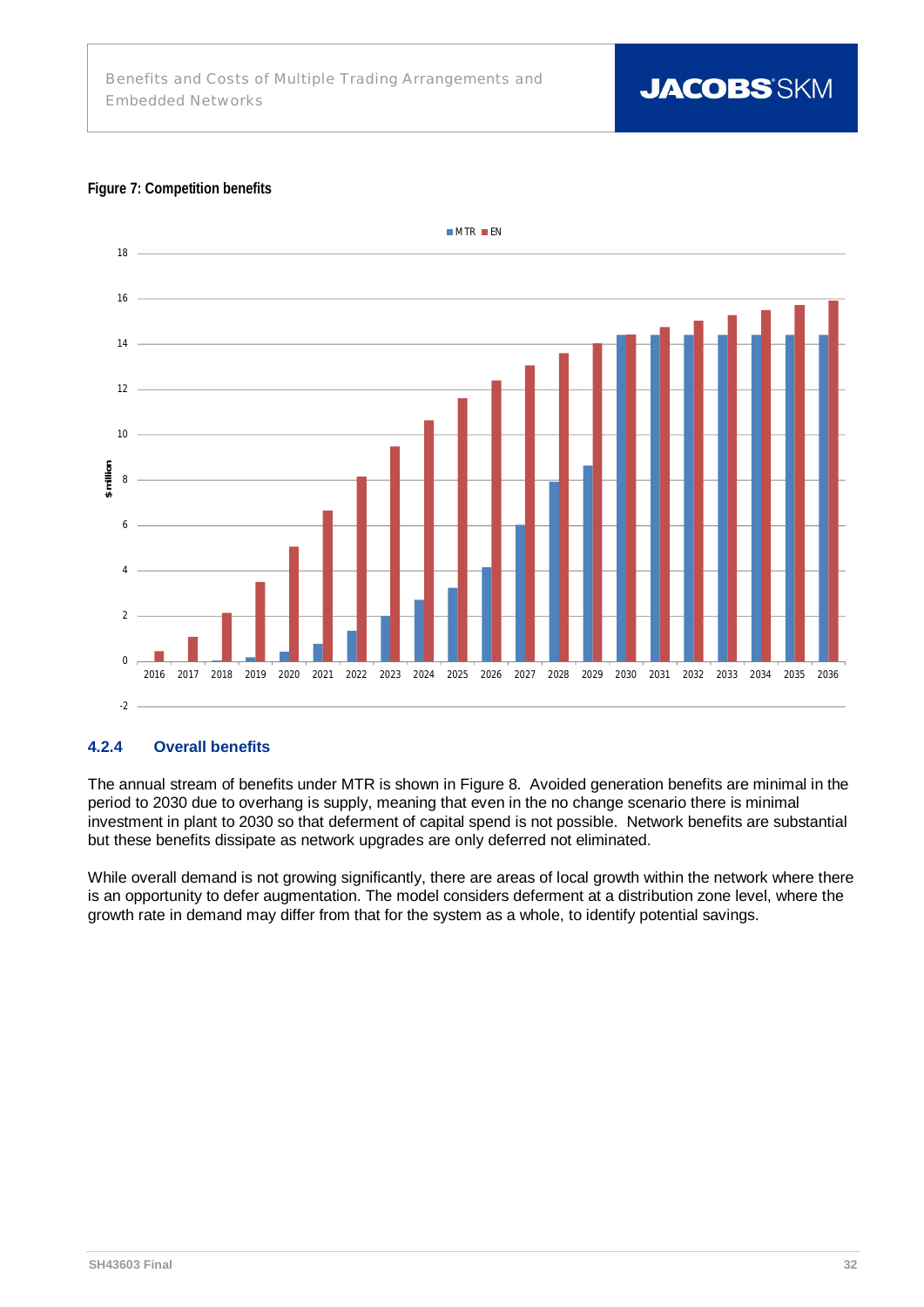**Figure 7: Competition benefits**

### 4.2.4 Overall benefits

The annual stream of benefits under MTR is shown in Figure 8. Avoided generation benefits are minimal in the period to 2030 due to overhang is supply, meaning that even in the no change scenario there is minimal investment in plant to 2030 so that deferment of capital spend is not possible. Network benefits are substantial but these benefits dissipate as network upgrades are only deferred not eliminated.

While overall demand is not growing significantly, there are areas of local growth within the network where there is an opportunity to defer augmentation. The model considers deferment at a distribution zone level, where the growth rate in demand may differ from that for the system as a whole, to identify potential savings.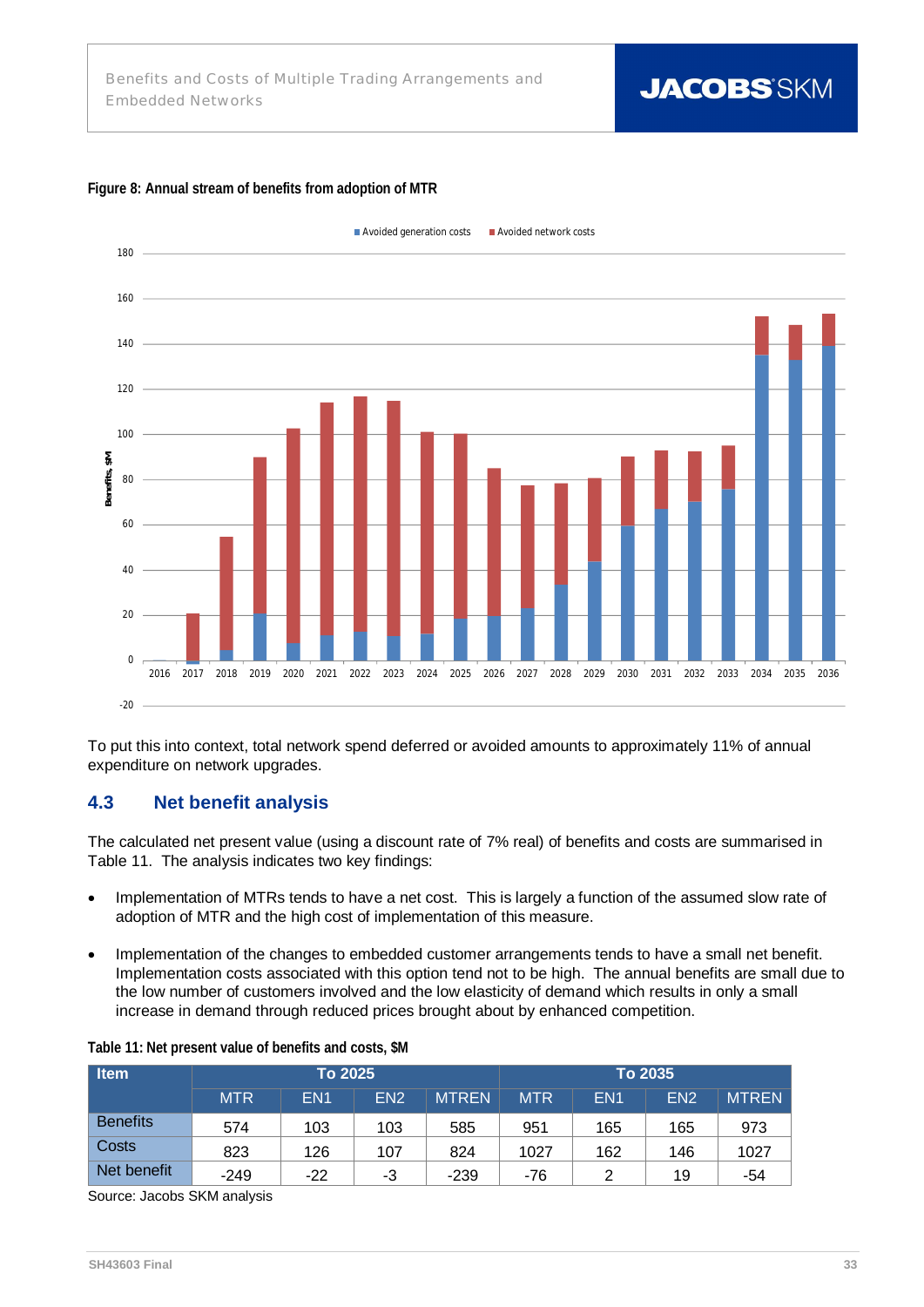**Figure 8: Annual stream of benefits from adoption of MTR**

To put this into context, total network spend deferred or avoided amounts to approximately 11% of annual expenditure on network upgrades.

## 4.3 Net benefit analysis

The calculated net present value (using a discount rate of 7% real) of benefits and costs are summarised in Table 11. The analysis indicates two key findings:

- Implementation of MTRs tends to have a net cost. This is largely a function of the assumed slow rate of adoption of MTR and the high cost of implementation of this measure.
- Implementation of the changes to embedded customer arrangements tends to have a small net benefit. Implementation costs associated with this option tend not to be high. The annual benefits are small due to the low number of customers involved and the low elasticity of demand which results in only a small increase in demand through reduced prices brought about by enhanced competition.

**Table 11: Net present value of benefits and costs, $M**

| Item | To 2025 | | | | To 2035 | | | |
|---|---|---|---|---|---|---|---|---|
| | MTR | EN1 | EN2 | MTREN | MTR | EN1 | EN2 | MTREN |
| Benefits | 574 | 103 | 103 | 585 | 951 | 165 | 165 | 973 |
| Costs | 823 | 126 | 107 | 824 | 1027 | 162 | 146 | 1027 |
| Net benefit | -249 | -22 | -3 | -239 | -76 | 2 | 19 | -54 |

Source: Jacobs SKM analysis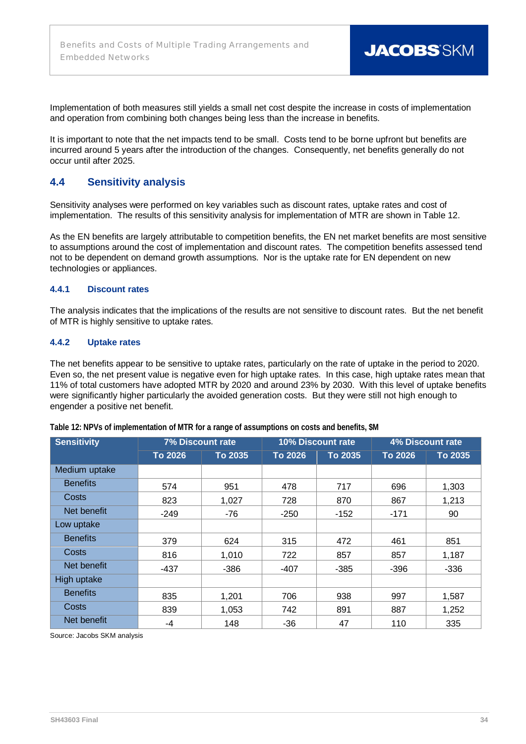Implementation of both measures still yields a small net cost despite the increase in costs of implementation and operation from combining both changes being less than the increase in benefits.

It is important to note that the net impacts tend to be small. Costs tend to be borne upfront but benefits are incurred around 5 years after the introduction of the changes. Consequently, net benefits generally do not occur until after 2025.

## 4.4 Sensitivity analysis

Sensitivity analyses were performed on key variables such as discount rates, uptake rates and cost of implementation. The results of this sensitivity analysis for implementation of MTR are shown in Table 12.

As the EN benefits are largely attributable to competition benefits, the EN net market benefits are most sensitive to assumptions around the cost of implementation and discount rates. The competition benefits assessed tend not to be dependent on demand growth assumptions. Nor is the uptake rate for EN dependent on new technologies or appliances.

### 4.4.1 Discount rates

The analysis indicates that the implications of the results are not sensitive to discount rates. But the net benefit of MTR is highly sensitive to uptake rates.

### 4.4.2 Uptake rates

The net benefits appear to be sensitive to uptake rates, particularly on the rate of uptake in the period to 2020. Even so, the net present value is negative even for high uptake rates. In this case, high uptake rates mean that 11% of total customers have adopted MTR by 2020 and around 23% by 2030. With this level of uptake benefits were significantly higher particularly the avoided generation costs. But they were still not high enough to engender a positive net benefit.

**Table 12: NPVs of implementation of MTR for a range of assumptions on costs and benefits, $M**

| Sensitivity | 7% Discount rate | | 10% Discount rate | | 4% Discount rate | |
|---|---|---|---|---|---|---|
| | To 2026 | To 2035 | To 2026 | To 2035 | To 2026 | To 2035 |
| Medium uptake | | | | | | |
| Benefits | 574 | 951 | 478 | 717 | 696 | 1,303 |
| Costs | 823 | 1,027 | 728 | 870 | 867 | 1,213 |
| Net benefit | -249 | -76 | -250 | -152 | -171 | 90 |
| Low uptake | | | | | | |
| Benefits | 379 | 624 | 315 | 472 | 461 | 851 |
| Costs | 816 | 1,010 | 722 | 857 | 857 | 1,187 |
| Net benefit | -437 | -386 | -407 | -385 | -396 | -336 |
| High uptake | | | | | | |
| Benefits | 835 | 1,201 | 706 | 938 | 997 | 1,587 |
| Costs | 839 | 1,053 | 742 | 891 | 887 | 1,252 |
| Net benefit | -4 | 148 | -36 | 47 | 110 | 335 |

Source: Jacobs SKM analysis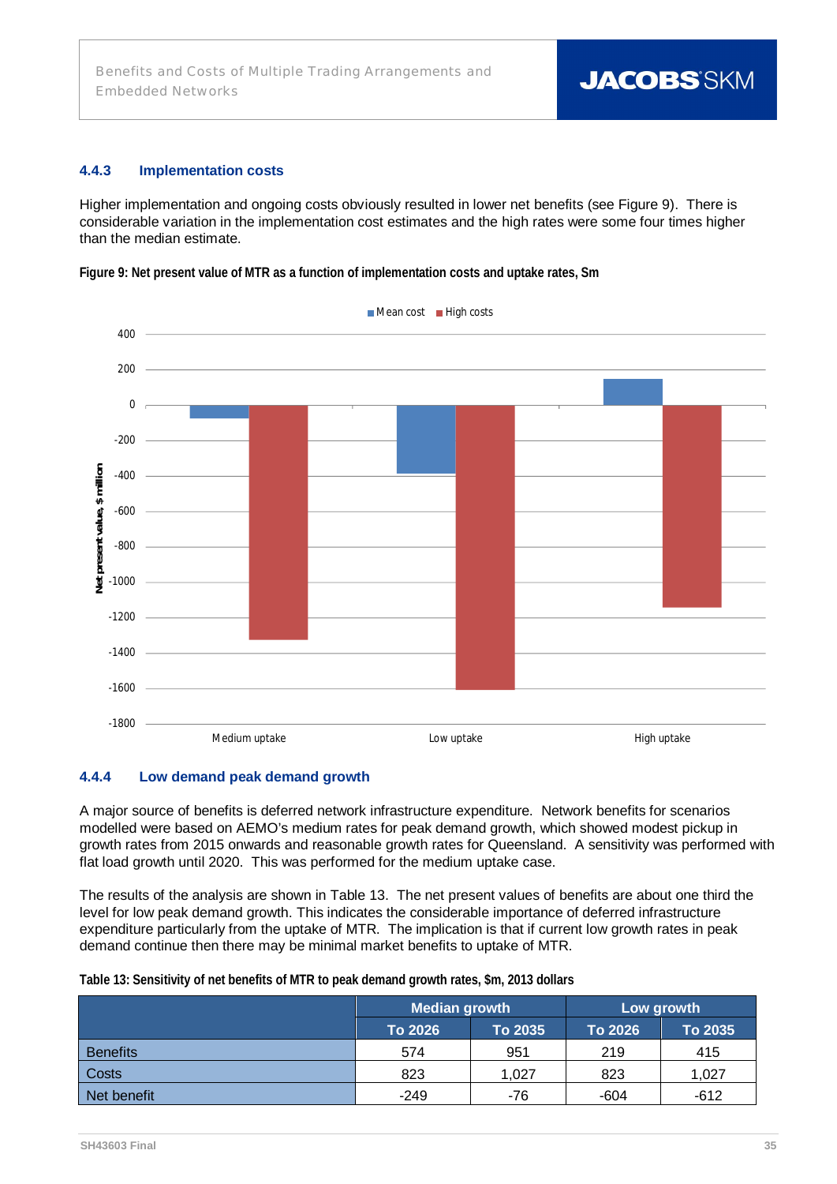### 4.4.3 Implementation costs

Higher implementation and ongoing costs obviously resulted in lower net benefits (see Figure 9). There is considerable variation in the implementation cost estimates and the high rates were some four times higher than the median estimate.

**Figure 9: Net present value of MTR as a function of implementation costs and uptake rates, Sm**

### 4.4.4 Low demand peak demand growth

A major source of benefits is deferred network infrastructure expenditure. Network benefits for scenarios modelled were based on AEMO's medium rates for peak demand growth, which showed modest pickup in growth rates from 2015 onwards and reasonable growth rates for Queensland. A sensitivity was performed with flat load growth until 2020. This was performed for the medium uptake case.

The results of the analysis are shown in Table 13. The net present values of benefits are about one third the level for low peak demand growth. This indicates the considerable importance of deferred infrastructure expenditure particularly from the uptake of MTR. The implication is that if current low growth rates in peak demand continue then there may be minimal market benefits to uptake of MTR.

**Table 13: Sensitivity of net benefits of MTR to peak demand growth rates, $m, 2013 dollars**

| | Median growth | | Low growth | |
|---|---|---|---|---|
| | To 2026 | To 2035 | To 2026 | To 2035 |
| Benefits | 574 | 951 | 219 | 415 |
| Costs | 823 | 1,027 | 823 | 1,027 |
| Net benefit | -249 | -76 | -604 | -612 |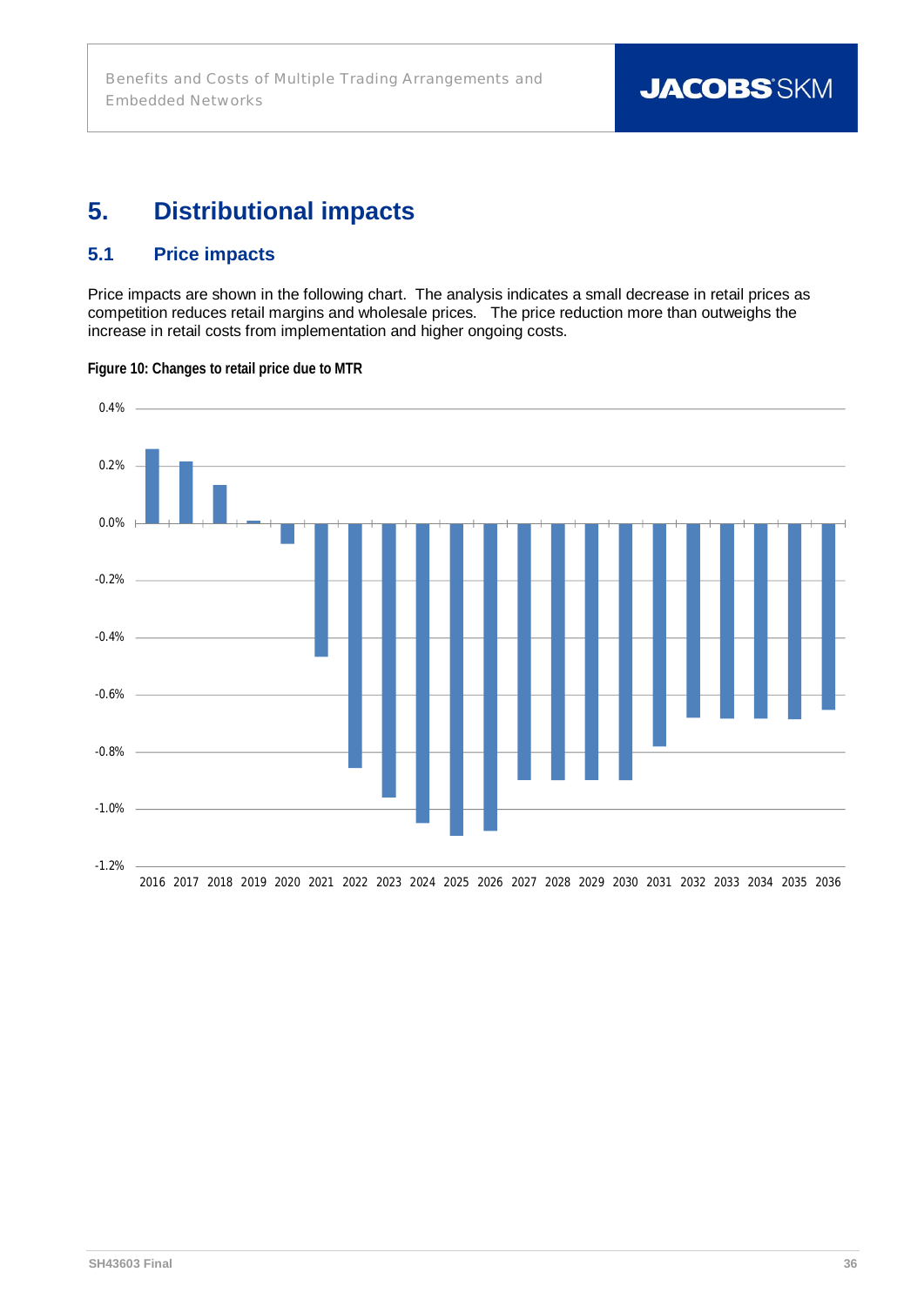# 5. Distributional impacts

## 5.1 Price impacts

Price impacts are shown in the following chart. The analysis indicates a small decrease in retail prices as competition reduces retail margins and wholesale prices. The price reduction more than outweighs the increase in retail costs from implementation and higher ongoing costs.

**Figure 10: Changes to retail price due to MTR**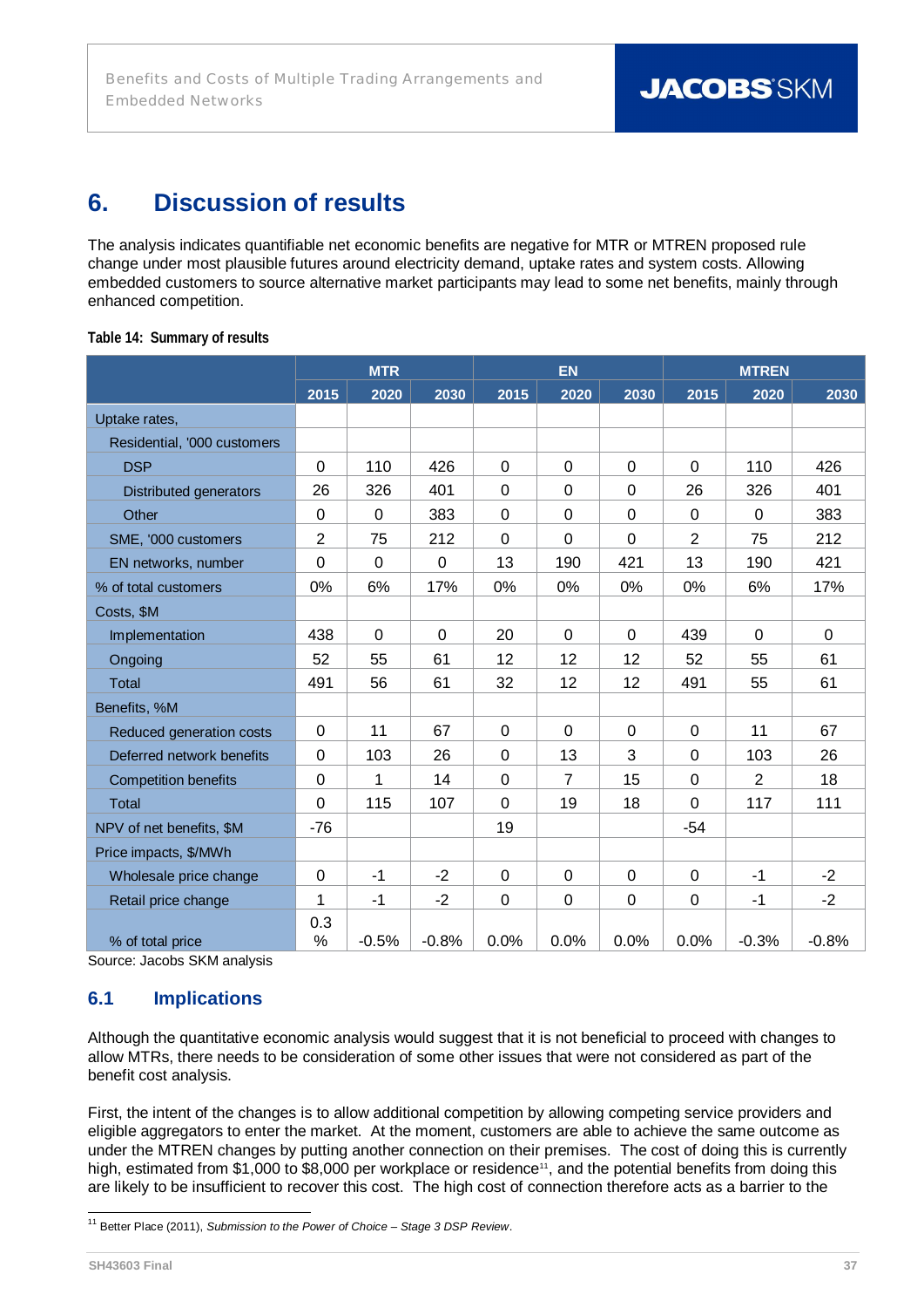# 6. Discussion of results

The analysis indicates quantifiable net economic benefits are negative for MTR or MTREN proposed rule change under most plausible futures around electricity demand, uptake rates and system costs. Allowing embedded customers to source alternative market participants may lead to some net benefits, mainly through enhanced competition.

**Table 14: Summary of results**

| | MTR | | | EN | | | MTREN | | |
|---|---|---|---|---|---|---|---|---|---|
| | 2015 | 2020 | 2030 | 2015 | 2020 | 2030 | 2015 | 2020 | 2030 |
| Uptake rates, | | | | | | | | | |
| Residential, '000 customers | | | | | | | | | |
| DSP | 0 | 110 | 426 | 0 | 0 | 0 | 0 | 110 | 426 |
| Distributed generators | 26 | 326 | 401 | 0 | 0 | 0 | 26 | 326 | 401 |
| Other | 0 | 0 | 383 | 0 | 0 | 0 | 0 | 0 | 383 |
| SME, '000 customers | 2 | 75 | 212 | 0 | 0 | 0 | 2 | 75 | 212 |
| EN networks, number | 0 | 0 | 0 | 13 | 190 | 421 | 13 | 190 | 421 |
| % of total customers | 0% | 6% | 17% | 0% | 0% | 0% | 0% | 6% | 17% |
| Costs, $M | | | | | | | | | |
| Implementation | 438 | 0 | 0 | 20 | 0 | 0 | 439 | 0 | 0 |
| Ongoing | 52 | 55 | 61 | 12 | 12 | 12 | 52 | 55 | 61 |
| Total | 491 | 56 | 61 | 32 | 12 | 12 | 491 | 55 | 61 |
| Benefits, %M | | | | | | | | | |
| Reduced generation costs | 0 | 11 | 67 | 0 | 0 | 0 | 0 | 11 | 67 |
| Deferred network benefits | 0 | 103 | 26 | 0 | 13 | 3 | 0 | 103 | 26 |
| Competition benefits | 0 | 1 | 14 | 0 | 7 | 15 | 0 | 2 | 18 |
| Total | 0 | 115 | 107 | 0 | 19 | 18 | 0 | 117 | 111 |
| NPV of net benefits, $M | -76 | | | 19 | | | -54 | | |
| Price impacts, $/MWh | | | | | | | | | |
| Wholesale price change | 0 | -1 | -2 | 0 | 0 | 0 | 0 | -1 | -2 |
| Retail price change | 1 | -1 | -2 | 0 | 0 | 0 | 0 | -1 | -2 |
| % of total price | 0.3 % | -0.5% | -0.8% | 0.0% | 0.0% | 0.0% | 0.0% | -0.3% | -0.8% |

Source: Jacobs SKM analysis

## 6.1 Implications

Although the quantitative economic analysis would suggest that it is not beneficial to proceed with changes to allow MTRs, there needs to be consideration of some other issues that were not considered as part of the benefit cost analysis.

First, the intent of the changes is to allow additional competition by allowing competing service providers and eligible aggregators to enter the market. At the moment, customers are able to achieve the same outcome as under the MTREN changes by putting another connection on their premises. The cost of doing this is currently high, estimated from $1,000 to $8,000 per workplace or residence[11], and the potential benefits from doing this are likely to be insufficient to recover this cost. The high cost of connection therefore acts as a barrier to the

[11] Better Place (2011), *Submission to the Power of Choice – Stage 3 DSP Review*.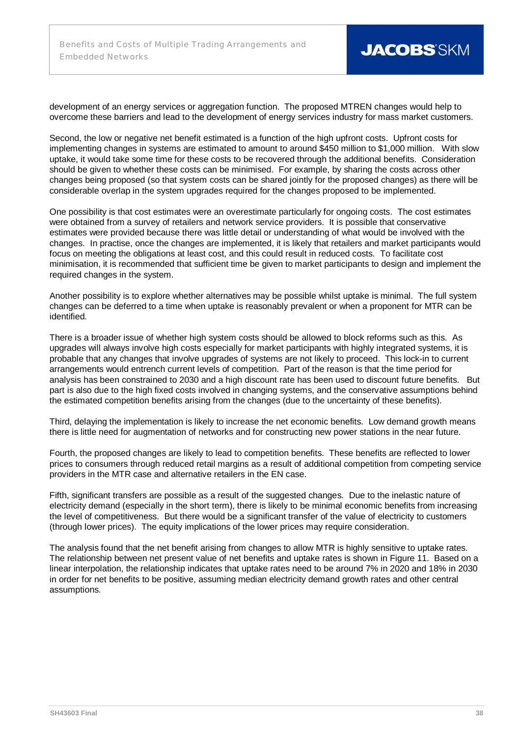development of an energy services or aggregation function. The proposed MTREN changes would help to overcome these barriers and lead to the development of energy services industry for mass market customers.

Second, the low or negative net benefit estimated is a function of the high upfront costs. Upfront costs for implementing changes in systems are estimated to amount to around $450 million to $1,000 million. With slow uptake, it would take some time for these costs to be recovered through the additional benefits. Consideration should be given to whether these costs can be minimised. For example, by sharing the costs across other changes being proposed (so that system costs can be shared jointly for the proposed changes) as there will be considerable overlap in the system upgrades required for the changes proposed to be implemented.

One possibility is that cost estimates were an overestimate particularly for ongoing costs. The cost estimates were obtained from a survey of retailers and network service providers. It is possible that conservative estimates were provided because there was little detail or understanding of what would be involved with the changes. In practise, once the changes are implemented, it is likely that retailers and market participants would focus on meeting the obligations at least cost, and this could result in reduced costs. To facilitate cost minimisation, it is recommended that sufficient time be given to market participants to design and implement the required changes in the system.

Another possibility is to explore whether alternatives may be possible whilst uptake is minimal. The full system changes can be deferred to a time when uptake is reasonably prevalent or when a proponent for MTR can be identified.

There is a broader issue of whether high system costs should be allowed to block reforms such as this. As upgrades will always involve high costs especially for market participants with highly integrated systems, it is probable that any changes that involve upgrades of systems are not likely to proceed. This lock-in to current arrangements would entrench current levels of competition. Part of the reason is that the time period for analysis has been constrained to 2030 and a high discount rate has been used to discount future benefits. But part is also due to the high fixed costs involved in changing systems, and the conservative assumptions behind the estimated competition benefits arising from the changes (due to the uncertainty of these benefits).

Third, delaying the implementation is likely to increase the net economic benefits. Low demand growth means there is little need for augmentation of networks and for constructing new power stations in the near future.

Fourth, the proposed changes are likely to lead to competition benefits. These benefits are reflected to lower prices to consumers through reduced retail margins as a result of additional competition from competing service providers in the MTR case and alternative retailers in the EN case.

Fifth, significant transfers are possible as a result of the suggested changes. Due to the inelastic nature of electricity demand (especially in the short term), there is likely to be minimal economic benefits from increasing the level of competitiveness. But there would be a significant transfer of the value of electricity to customers (through lower prices). The equity implications of the lower prices may require consideration.

The analysis found that the net benefit arising from changes to allow MTR is highly sensitive to uptake rates. The relationship between net present value of net benefits and uptake rates is shown in Figure 11. Based on a linear interpolation, the relationship indicates that uptake rates need to be around 7% in 2020 and 18% in 2030 in order for net benefits to be positive, assuming median electricity demand growth rates and other central assumptions.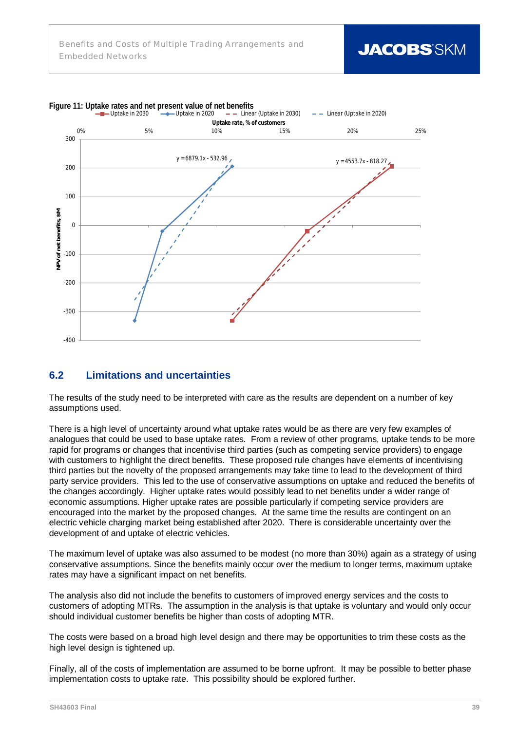Figure 11: Uptake rates and net present value of net benefits

## 6.2 Limitations and uncertainties

The results of the study need to be interpreted with care as the results are dependent on a number of key assumptions used.

There is a high level of uncertainty around what uptake rates would be as there are very few examples of analogues that could be used to base uptake rates. From a review of other programs, uptake tends to be more rapid for programs or changes that incentivise third parties (such as competing service providers) to engage with customers to highlight the direct benefits. These proposed rule changes have elements of incentivising third parties but the novelty of the proposed arrangements may take time to lead to the development of third party service providers. This led to the use of conservative assumptions on uptake and reduced the benefits of the changes accordingly. Higher uptake rates would possibly lead to net benefits under a wider range of economic assumptions. Higher uptake rates are possible particularly if competing service providers are encouraged into the market by the proposed changes. At the same time the results are contingent on an electric vehicle charging market being established after 2020. There is considerable uncertainty over the development of and uptake of electric vehicles.

The maximum level of uptake was also assumed to be modest (no more than 30%) again as a strategy of using conservative assumptions. Since the benefits mainly occur over the medium to longer terms, maximum uptake rates may have a significant impact on net benefits.

The analysis also did not include the benefits to customers of improved energy services and the costs to customers of adopting MTRs. The assumption in the analysis is that uptake is voluntary and would only occur should individual customer benefits be higher than costs of adopting MTR.

The costs were based on a broad high level design and there may be opportunities to trim these costs as the high level design is tightened up.

Finally, all of the costs of implementation are assumed to be borne upfront. It may be possible to better phase implementation costs to uptake rate. This possibility should be explored further.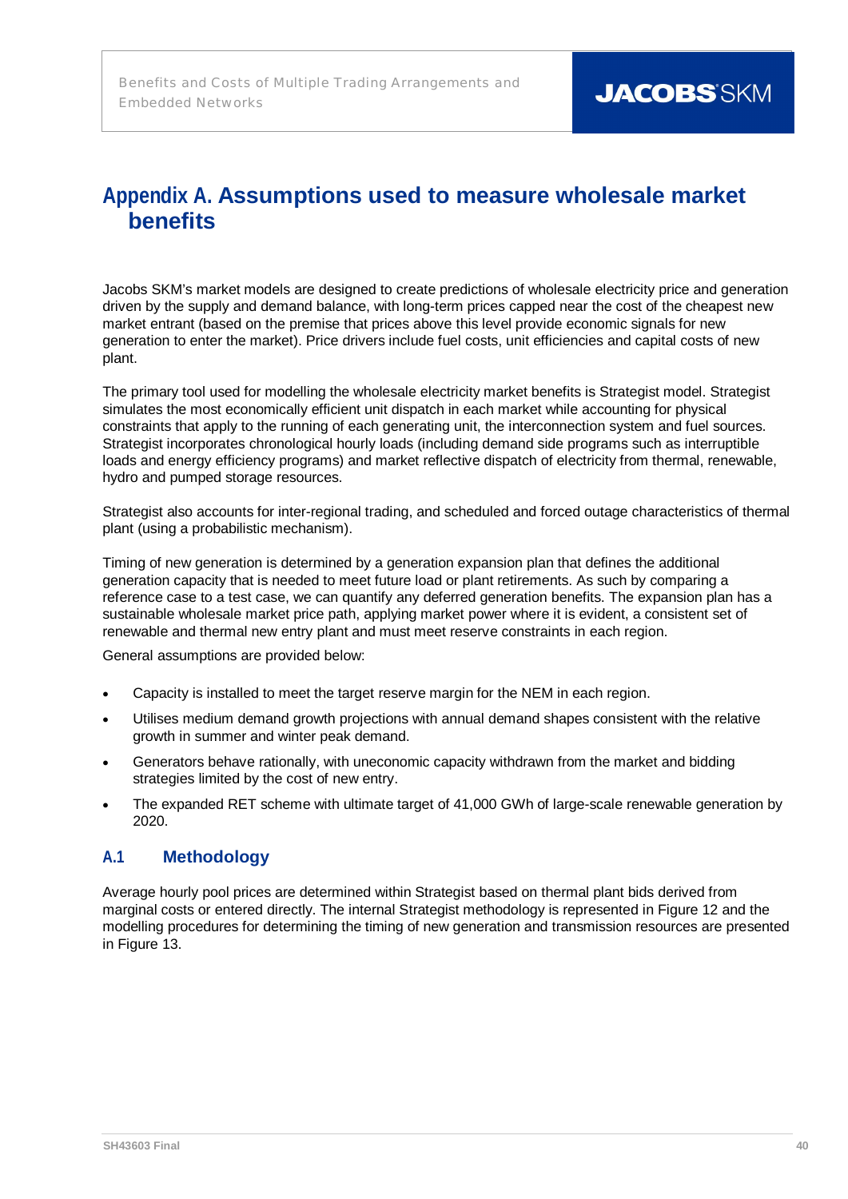# Appendix A. Assumptions used to measure wholesale market benefits

Jacobs SKM's market models are designed to create predictions of wholesale electricity price and generation driven by the supply and demand balance, with long-term prices capped near the cost of the cheapest new market entrant (based on the premise that prices above this level provide economic signals for new generation to enter the market). Price drivers include fuel costs, unit efficiencies and capital costs of new plant.

The primary tool used for modelling the wholesale electricity market benefits is Strategist model. Strategist simulates the most economically efficient unit dispatch in each market while accounting for physical constraints that apply to the running of each generating unit, the interconnection system and fuel sources. Strategist incorporates chronological hourly loads (including demand side programs such as interruptible loads and energy efficiency programs) and market reflective dispatch of electricity from thermal, renewable, hydro and pumped storage resources.

Strategist also accounts for inter-regional trading, and scheduled and forced outage characteristics of thermal plant (using a probabilistic mechanism).

Timing of new generation is determined by a generation expansion plan that defines the additional generation capacity that is needed to meet future load or plant retirements. As such by comparing a reference case to a test case, we can quantify any deferred generation benefits. The expansion plan has a sustainable wholesale market price path, applying market power where it is evident, a consistent set of renewable and thermal new entry plant and must meet reserve constraints in each region.

General assumptions are provided below:

- Capacity is installed to meet the target reserve margin for the NEM in each region.
- Utilises medium demand growth projections with annual demand shapes consistent with the relative growth in summer and winter peak demand.
- Generators behave rationally, with uneconomic capacity withdrawn from the market and bidding strategies limited by the cost of new entry.
- The expanded RET scheme with ultimate target of 41,000 GWh of large-scale renewable generation by 2020.

## A.1 Methodology

Average hourly pool prices are determined within Strategist based on thermal plant bids derived from marginal costs or entered directly. The internal Strategist methodology is represented in Figure 12 and the modelling procedures for determining the timing of new generation and transmission resources are presented in Figure 13.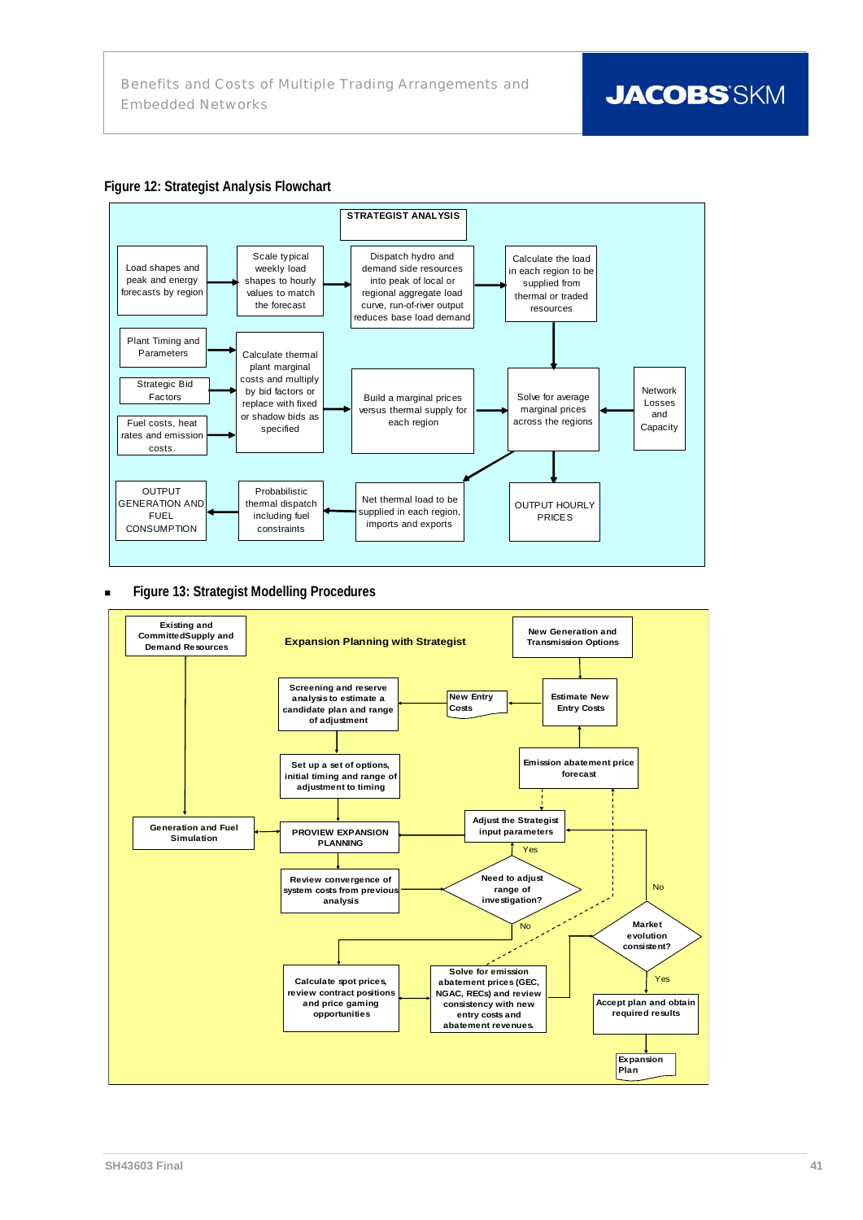**Figure 12: Strategist Analysis Flowchart**

STRATEGIST ANALYSIS

Load shapes and peak and energy forecasts by region

Scale typical weekly load shapes to hourly values to match the forecast

Dispatch hydro and demand side resources into peak of local or regional aggregate load curve, run-of-river output reduces base load demand

Calculate the load in each region to be supplied from thermal or traded resources

Plant Timing and Parameters

Strategic Bid Factors

Fuel costs, heat rates and emission costs.

Calculate thermal plant marginal costs and multiply by bid factors or replace with fixed or shadow bids as specified

Build a marginal prices versus thermal supply for each region

Solve for average marginal prices across the regions

Network Losses and Capacity

OUTPUT GENERATION AND FUEL CONSUMPTION

Probabilistic thermal dispatch including fuel constraints

Net thermal load to be supplied in each region, imports and exports

OUTPUT HOURLY PRICES

- **Figure 13: Strategist Modelling Procedures**

Expansion Planning with Strategist

Existing and Committed Supply and Demand Resources

New Generation and Transmission Options

Screening and reserve analysis to estimate a candidate plan and range of adjustment

New Entry Costs

Estimate New Entry Costs

Set up a set of options, initial timing and range of adjustment to timing

Emission abatement price forecast

Generation and Fuel Simulation

PROVIEW EXPANSION PLANNING

Adjust the Strategist input parameters

Review convergence of system costs from previous analysis

Need to adjust range of investigation? (Yes / No)

Market evolution consistent? (Yes / No)

Calculate spot prices, review contract positions and price gaming opportunities

Solve for emission abatement prices (GEC, NGAC, RECs) and review consistency with new entry costs and abatement revenues.

Accept plan and obtain required results

Expansion Plan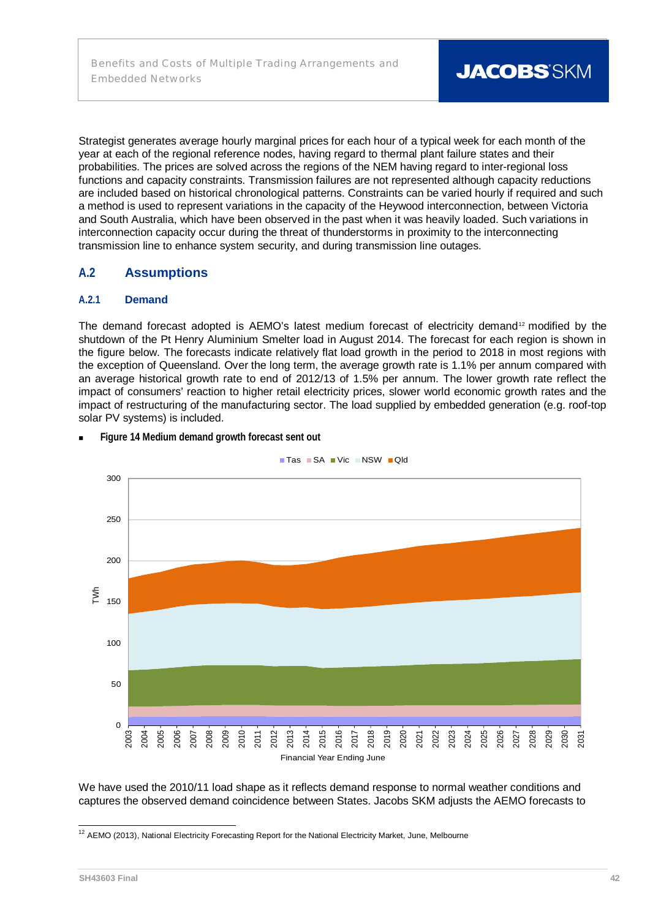Strategist generates average hourly marginal prices for each hour of a typical week for each month of the year at each of the regional reference nodes, having regard to thermal plant failure states and their probabilities. The prices are solved across the regions of the NEM having regard to inter-regional loss functions and capacity constraints. Transmission failures are not represented although capacity reductions are included based on historical chronological patterns. Constraints can be varied hourly if required and such a method is used to represent variations in the capacity of the Heywood interconnection, between Victoria and South Australia, which have been observed in the past when it was heavily loaded. Such variations in interconnection capacity occur during the threat of thunderstorms in proximity to the interconnecting transmission line to enhance system security, and during transmission line outages.

## A.2 Assumptions

### A.2.1 Demand

The demand forecast adopted is AEMO's latest medium forecast of electricity demand[12] modified by the shutdown of the Pt Henry Aluminium Smelter load in August 2014. The forecast for each region is shown in the figure below. The forecasts indicate relatively flat load growth in the period to 2018 in most regions with the exception of Queensland. Over the long term, the average growth rate is 1.1% per annum compared with an average historical growth rate to end of 2012/13 of 1.5% per annum. The lower growth rate reflect the impact of consumers' reaction to higher retail electricity prices, slower world economic growth rates and the impact of restructuring of the manufacturing sector. The load supplied by embedded generation (e.g. roof-top solar PV systems) is included.

- **Figure 14 Medium demand growth forecast sent out**

We have used the 2010/11 load shape as it reflects demand response to normal weather conditions and captures the observed demand coincidence between States. Jacobs SKM adjusts the AEMO forecasts to

[12] AEMO (2013), National Electricity Forecasting Report for the National Electricity Market, June, Melbourne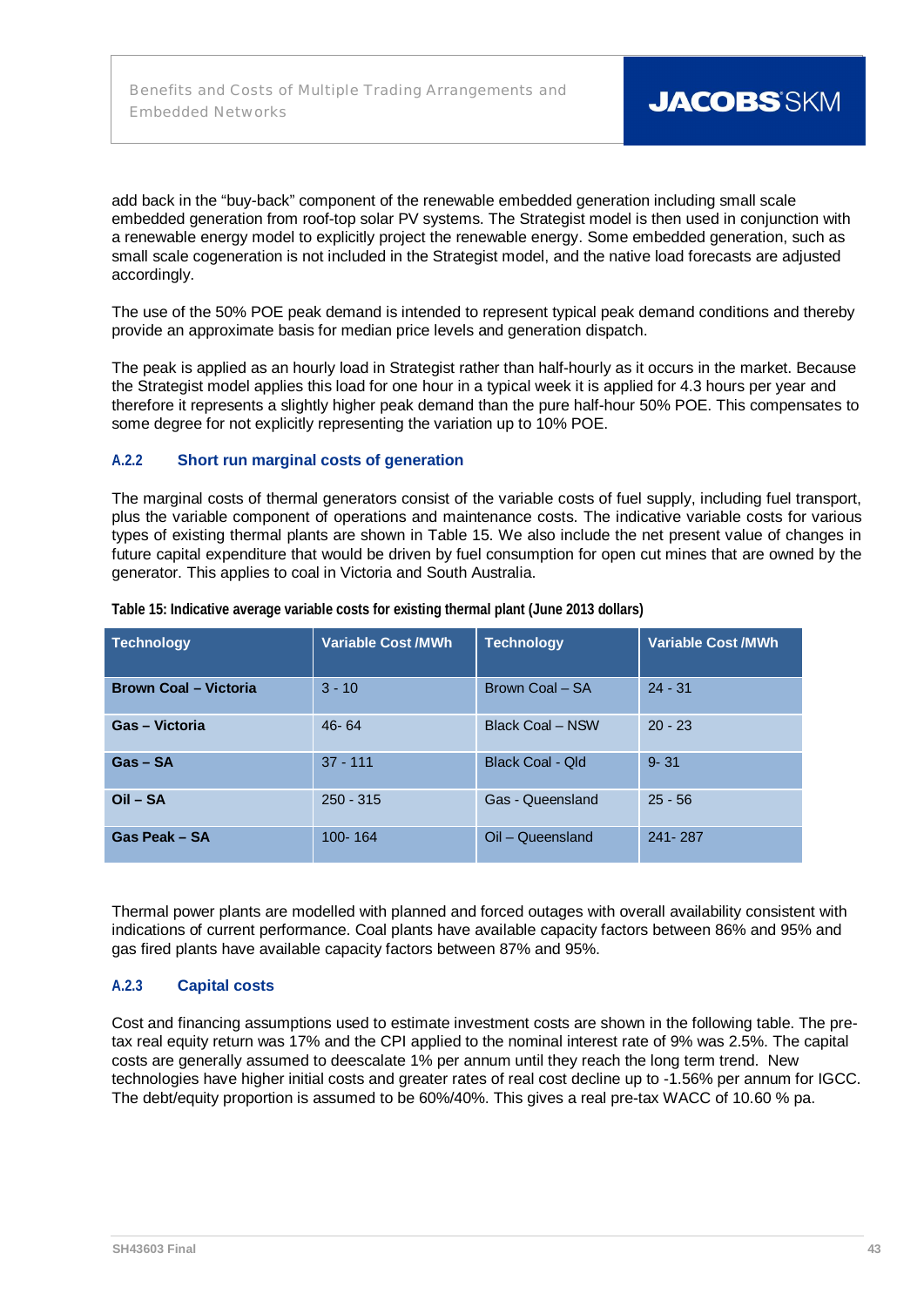add back in the "buy-back" component of the renewable embedded generation including small scale embedded generation from roof-top solar PV systems. The Strategist model is then used in conjunction with a renewable energy model to explicitly project the renewable energy. Some embedded generation, such as small scale cogeneration is not included in the Strategist model, and the native load forecasts are adjusted accordingly.

The use of the 50% POE peak demand is intended to represent typical peak demand conditions and thereby provide an approximate basis for median price levels and generation dispatch.

The peak is applied as an hourly load in Strategist rather than half-hourly as it occurs in the market. Because the Strategist model applies this load for one hour in a typical week it is applied for 4.3 hours per year and therefore it represents a slightly higher peak demand than the pure half-hour 50% POE. This compensates to some degree for not explicitly representing the variation up to 10% POE.

### A.2.2 Short run marginal costs of generation

The marginal costs of thermal generators consist of the variable costs of fuel supply, including fuel transport, plus the variable component of operations and maintenance costs. The indicative variable costs for various types of existing thermal plants are shown in Table 15. We also include the net present value of changes in future capital expenditure that would be driven by fuel consumption for open cut mines that are owned by the generator. This applies to coal in Victoria and South Australia.

**Table 15: Indicative average variable costs for existing thermal plant (June 2013 dollars)**

| Technology | Variable Cost /MWh | Technology | Variable Cost /MWh |
|---|---|---|---|
| **Brown Coal – Victoria** | 3 - 10 | Brown Coal – SA | 24 - 31 |
| **Gas – Victoria** | 46- 64 | Black Coal – NSW | 20 - 23 |
| **Gas – SA** | 37 - 111 | Black Coal - Qld | 9- 31 |
| **Oil – SA** | 250 - 315 | Gas - Queensland | 25 - 56 |
| **Gas Peak – SA** | 100- 164 | Oil – Queensland | 241- 287 |

Thermal power plants are modelled with planned and forced outages with overall availability consistent with indications of current performance. Coal plants have available capacity factors between 86% and 95% and gas fired plants have available capacity factors between 87% and 95%.

### A.2.3 Capital costs

Cost and financing assumptions used to estimate investment costs are shown in the following table. The pre-tax real equity return was 17% and the CPI applied to the nominal interest rate of 9% was 2.5%. The capital costs are generally assumed to deescalate 1% per annum until they reach the long term trend. New technologies have higher initial costs and greater rates of real cost decline up to -1.56% per annum for IGCC. The debt/equity proportion is assumed to be 60%/40%. This gives a real pre-tax WACC of 10.60 % pa.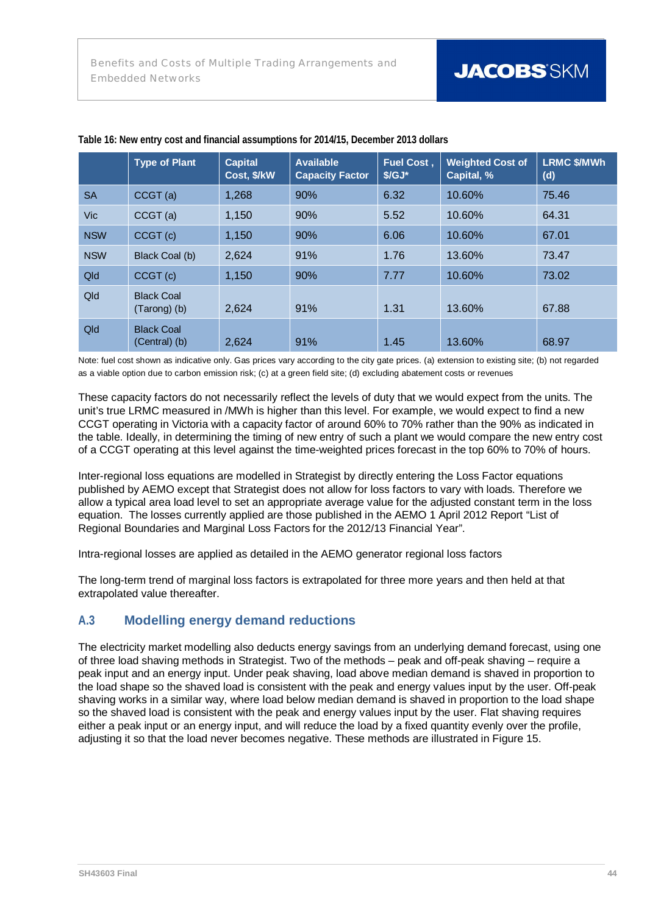**Table 16: New entry cost and financial assumptions for 2014/15, December 2013 dollars**

| | Type of Plant | Capital Cost, $/kW | Available Capacity Factor | Fuel Cost , $/GJ* | Weighted Cost of Capital, % | LRMC $/MWh (d) |
|---|---|---|---|---|---|---|
| SA | CCGT (a) | 1,268 | 90% | 6.32 | 10.60% | 75.46 |
| Vic | CCGT (a) | 1,150 | 90% | 5.52 | 10.60% | 64.31 |
| NSW | CCGT (c) | 1,150 | 90% | 6.06 | 10.60% | 67.01 |
| NSW | Black Coal (b) | 2,624 | 91% | 1.76 | 13.60% | 73.47 |
| Qld | CCGT (c) | 1,150 | 90% | 7.77 | 10.60% | 73.02 |
| Qld | Black Coal (Tarong) (b) | 2,624 | 91% | 1.31 | 13.60% | 67.88 |
| Qld | Black Coal (Central) (b) | 2,624 | 91% | 1.45 | 13.60% | 68.97 |

Note: fuel cost shown as indicative only. Gas prices vary according to the city gate prices. (a) extension to existing site; (b) not regarded as a viable option due to carbon emission risk; (c) at a green field site; (d) excluding abatement costs or revenues

These capacity factors do not necessarily reflect the levels of duty that we would expect from the units. The unit's true LRMC measured in /MWh is higher than this level. For example, we would expect to find a new CCGT operating in Victoria with a capacity factor of around 60% to 70% rather than the 90% as indicated in the table. Ideally, in determining the timing of new entry of such a plant we would compare the new entry cost of a CCGT operating at this level against the time-weighted prices forecast in the top 60% to 70% of hours.

Inter-regional loss equations are modelled in Strategist by directly entering the Loss Factor equations published by AEMO except that Strategist does not allow for loss factors to vary with loads. Therefore we allow a typical area load level to set an appropriate average value for the adjusted constant term in the loss equation. The losses currently applied are those published in the AEMO 1 April 2012 Report "List of Regional Boundaries and Marginal Loss Factors for the 2012/13 Financial Year".

Intra-regional losses are applied as detailed in the AEMO generator regional loss factors

The long-term trend of marginal loss factors is extrapolated for three more years and then held at that extrapolated value thereafter.

## A.3 Modelling energy demand reductions

The electricity market modelling also deducts energy savings from an underlying demand forecast, using one of three load shaving methods in Strategist. Two of the methods – peak and off-peak shaving – require a peak input and an energy input. Under peak shaving, load above median demand is shaved in proportion to the load shape so the shaved load is consistent with the peak and energy values input by the user. Off-peak shaving works in a similar way, where load below median demand is shaved in proportion to the load shape so the shaved load is consistent with the peak and energy values input by the user. Flat shaving requires either a peak input or an energy input, and will reduce the load by a fixed quantity evenly over the profile, adjusting it so that the load never becomes negative. These methods are illustrated in Figure 15.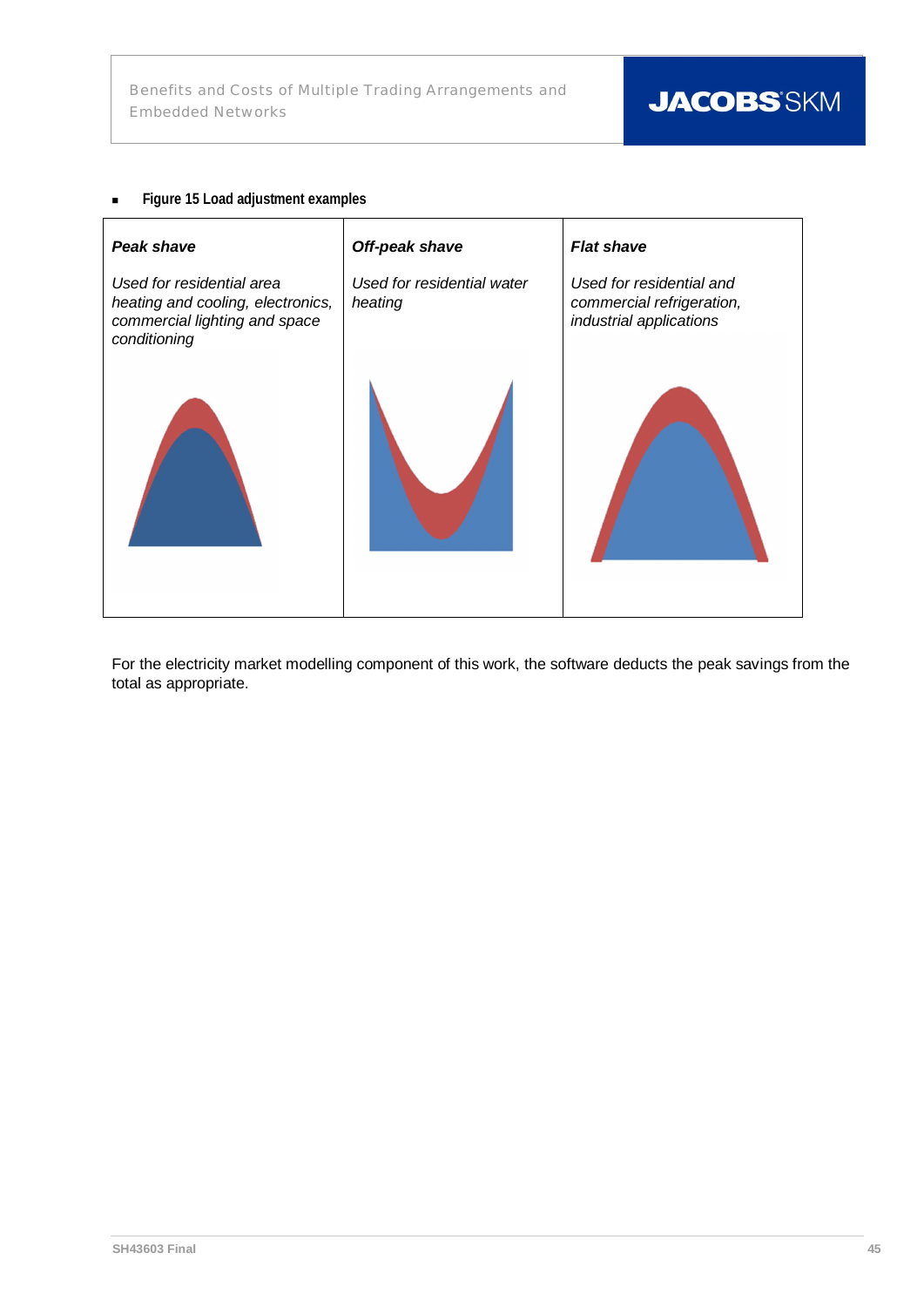- **Figure 15 Load adjustment examples**

| ***Peak shave*** | ***Off-peak shave*** | ***Flat shave*** |
|---|---|---|
| *Used for residential area heating and cooling, electronics, commercial lighting and space conditioning* | *Used for residential water heating* | *Used for residential and commercial refrigeration, industrial applications* |

For the electricity market modelling component of this work, the software deducts the peak savings from the total as appropriate.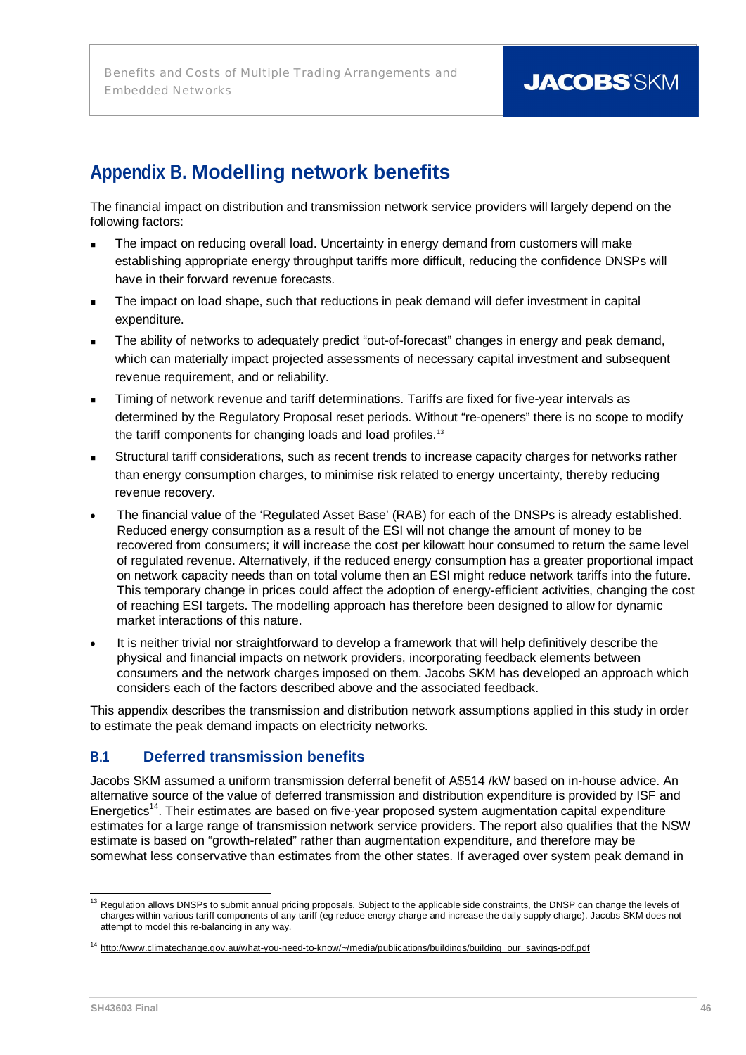# Appendix B. Modelling network benefits

The financial impact on distribution and transmission network service providers will largely depend on the following factors:

- The impact on reducing overall load. Uncertainty in energy demand from customers will make establishing appropriate energy throughput tariffs more difficult, reducing the confidence DNSPs will have in their forward revenue forecasts.
- The impact on load shape, such that reductions in peak demand will defer investment in capital expenditure.
- The ability of networks to adequately predict "out-of-forecast" changes in energy and peak demand, which can materially impact projected assessments of necessary capital investment and subsequent revenue requirement, and or reliability.
- Timing of network revenue and tariff determinations. Tariffs are fixed for five-year intervals as determined by the Regulatory Proposal reset periods. Without "re-openers" there is no scope to modify the tariff components for changing loads and load profiles.[13]
- Structural tariff considerations, such as recent trends to increase capacity charges for networks rather than energy consumption charges, to minimise risk related to energy uncertainty, thereby reducing revenue recovery.
- The financial value of the 'Regulated Asset Base' (RAB) for each of the DNSPs is already established. Reduced energy consumption as a result of the ESI will not change the amount of money to be recovered from consumers; it will increase the cost per kilowatt hour consumed to return the same level of regulated revenue. Alternatively, if the reduced energy consumption has a greater proportional impact on network capacity needs than on total volume then an ESI might reduce network tariffs into the future. This temporary change in prices could affect the adoption of energy-efficient activities, changing the cost of reaching ESI targets. The modelling approach has therefore been designed to allow for dynamic market interactions of this nature.
- It is neither trivial nor straightforward to develop a framework that will help definitively describe the physical and financial impacts on network providers, incorporating feedback elements between consumers and the network charges imposed on them. Jacobs SKM has developed an approach which considers each of the factors described above and the associated feedback.

This appendix describes the transmission and distribution network assumptions applied in this study in order to estimate the peak demand impacts on electricity networks.

## B.1 Deferred transmission benefits

Jacobs SKM assumed a uniform transmission deferral benefit of A$514 /kW based on in-house advice. An alternative source of the value of deferred transmission and distribution expenditure is provided by ISF and Energetics[14]. Their estimates are based on five-year proposed system augmentation capital expenditure estimates for a large range of transmission network service providers. The report also qualifies that the NSW estimate is based on "growth-related" rather than augmentation expenditure, and therefore may be somewhat less conservative than estimates from the other states. If averaged over system peak demand in

---

[13] Regulation allows DNSPs to submit annual pricing proposals. Subject to the applicable side constraints, the DNSP can change the levels of charges within various tariff components of any tariff (eg reduce energy charge and increase the daily supply charge). Jacobs SKM does not attempt to model this re-balancing in any way.

[14] http://www.climatechange.gov.au/what-you-need-to-know/~/media/publications/buildings/building_our_savings-pdf.pdf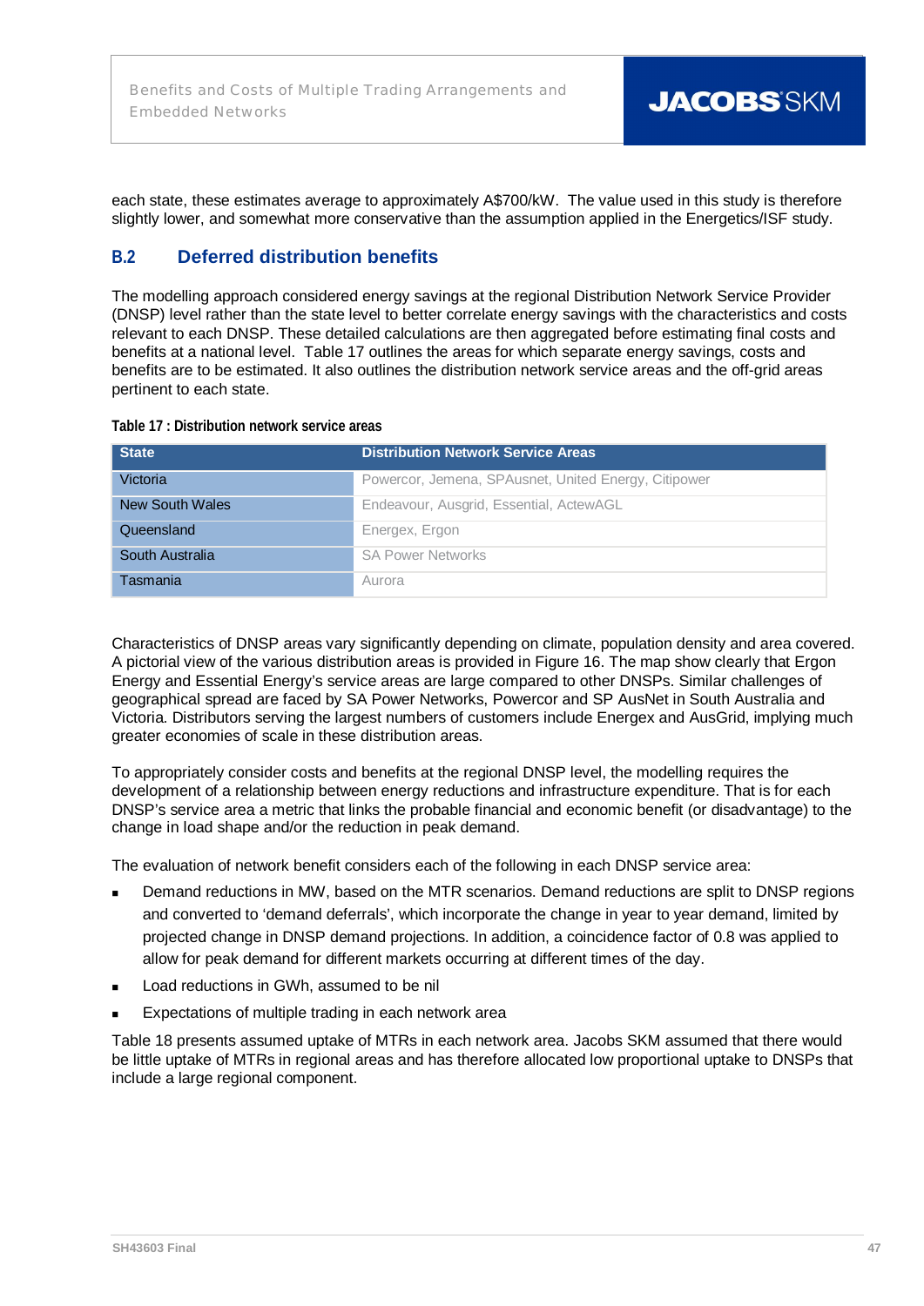each state, these estimates average to approximately A$700/kW. The value used in this study is therefore slightly lower, and somewhat more conservative than the assumption applied in the Energetics/ISF study.

## B.2 Deferred distribution benefits

The modelling approach considered energy savings at the regional Distribution Network Service Provider (DNSP) level rather than the state level to better correlate energy savings with the characteristics and costs relevant to each DNSP. These detailed calculations are then aggregated before estimating final costs and benefits at a national level. Table 17 outlines the areas for which separate energy savings, costs and benefits are to be estimated. It also outlines the distribution network service areas and the off-grid areas pertinent to each state.

**Table 17 : Distribution network service areas**

| State | Distribution Network Service Areas |
| --- | --- |
| Victoria | Powercor, Jemena, SPAusnet, United Energy, Citipower |
| New South Wales | Endeavour, Ausgrid, Essential, ActewAGL |
| Queensland | Energex, Ergon |
| South Australia | SA Power Networks |
| Tasmania | Aurora |

Characteristics of DNSP areas vary significantly depending on climate, population density and area covered. A pictorial view of the various distribution areas is provided in Figure 16. The map show clearly that Ergon Energy and Essential Energy's service areas are large compared to other DNSPs. Similar challenges of geographical spread are faced by SA Power Networks, Powercor and SP AusNet in South Australia and Victoria. Distributors serving the largest numbers of customers include Energex and AusGrid, implying much greater economies of scale in these distribution areas.

To appropriately consider costs and benefits at the regional DNSP level, the modelling requires the development of a relationship between energy reductions and infrastructure expenditure. That is for each DNSP's service area a metric that links the probable financial and economic benefit (or disadvantage) to the change in load shape and/or the reduction in peak demand.

The evaluation of network benefit considers each of the following in each DNSP service area:

- Demand reductions in MW, based on the MTR scenarios. Demand reductions are split to DNSP regions and converted to 'demand deferrals', which incorporate the change in year to year demand, limited by projected change in DNSP demand projections. In addition, a coincidence factor of 0.8 was applied to allow for peak demand for different markets occurring at different times of the day.
- Load reductions in GWh, assumed to be nil
- Expectations of multiple trading in each network area

Table 18 presents assumed uptake of MTRs in each network area. Jacobs SKM assumed that there would be little uptake of MTRs in regional areas and has therefore allocated low proportional uptake to DNSPs that include a large regional component.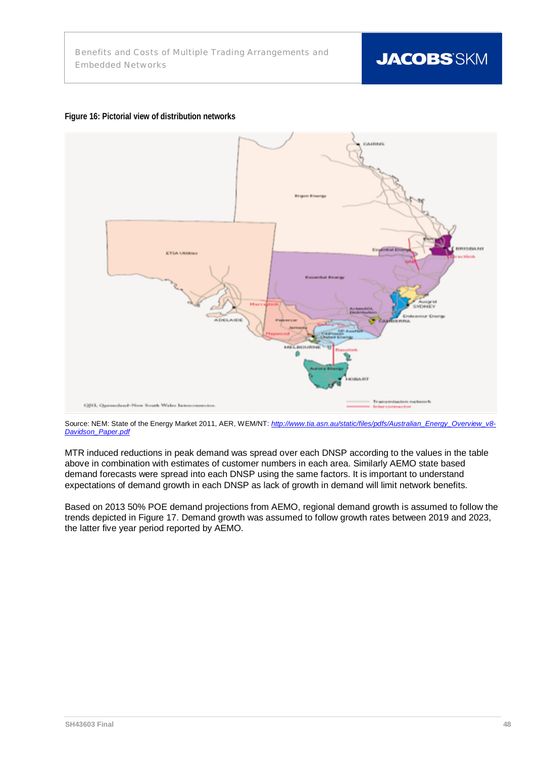**Figure 16: Pictorial view of distribution networks**

Source: NEM: State of the Energy Market 2011, AER, WEM/NT: [http://www.tia.asn.au/static/files/pdfs/Australian_Energy_Overview_v8-Davidson_Paper.pdf](http://www.tia.asn.au/static/files/pdfs/Australian_Energy_Overview_v8-Davidson_Paper.pdf)

MTR induced reductions in peak demand was spread over each DNSP according to the values in the table above in combination with estimates of customer numbers in each area. Similarly AEMO state based demand forecasts were spread into each DNSP using the same factors. It is important to understand expectations of demand growth in each DNSP as lack of growth in demand will limit network benefits.

Based on 2013 50% POE demand projections from AEMO, regional demand growth is assumed to follow the trends depicted in Figure 17. Demand growth was assumed to follow growth rates between 2019 and 2023, the latter five year period reported by AEMO.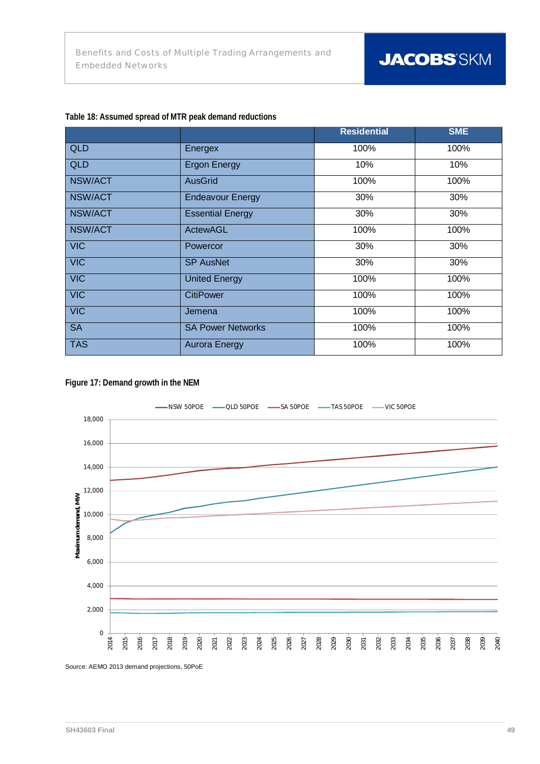**Table 18: Assumed spread of MTR peak demand reductions**

| | | Residential | SME |
|---|---|---|---|
| QLD | Energex | 100% | 100% |
| QLD | Ergon Energy | 10% | 10% |
| NSW/ACT | AusGrid | 100% | 100% |
| NSW/ACT | Endeavour Energy | 30% | 30% |
| NSW/ACT | Essential Energy | 30% | 30% |
| NSW/ACT | ActewAGL | 100% | 100% |
| VIC | Powercor | 30% | 30% |
| VIC | SP AusNet | 30% | 30% |
| VIC | United Energy | 100% | 100% |
| VIC | CitiPower | 100% | 100% |
| VIC | Jemena | 100% | 100% |
| SA | SA Power Networks | 100% | 100% |
| TAS | Aurora Energy | 100% | 100% |

**Figure 17: Demand growth in the NEM**

Source: AEMO 2013 demand projections, 50PoE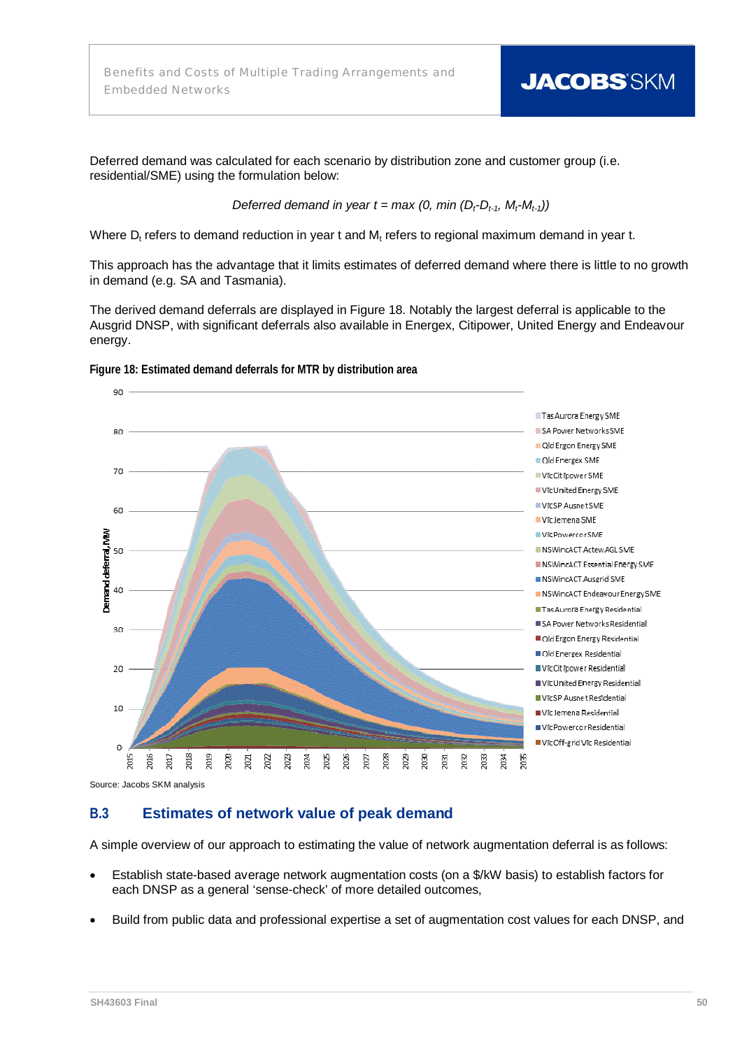Deferred demand was calculated for each scenario by distribution zone and customer group (i.e. residential/SME) using the formulation below:

$$\textit{Deferred demand in year } t = \max(0, \min(D_t - D_{t-1}, M_t - M_{t-1}))$$

Where $D_t$ refers to demand reduction in year t and $M_t$ refers to regional maximum demand in year t.

This approach has the advantage that it limits estimates of deferred demand where there is little to no growth in demand (e.g. SA and Tasmania).

The derived demand deferrals are displayed in Figure 18. Notably the largest deferral is applicable to the Ausgrid DNSP, with significant deferrals also available in Energex, Citipower, United Energy and Endeavour energy.

**Figure 18: Estimated demand deferrals for MTR by distribution area**

Source: Jacobs SKM analysis

## B.3 Estimates of network value of peak demand

A simple overview of our approach to estimating the value of network augmentation deferral is as follows:

- Establish state-based average network augmentation costs (on a $/kW basis) to establish factors for each DNSP as a general 'sense-check' of more detailed outcomes,
- Build from public data and professional expertise a set of augmentation cost values for each DNSP, and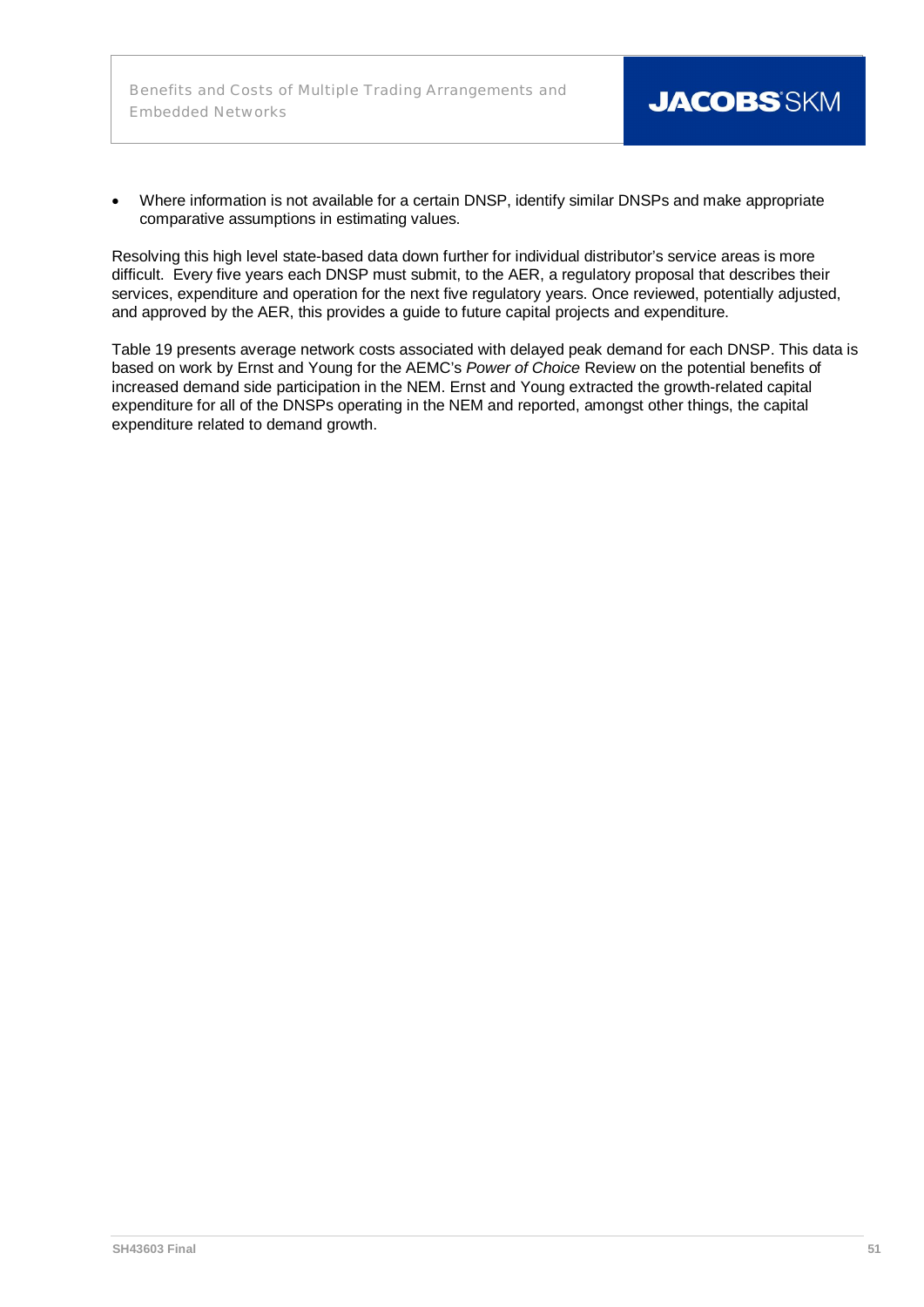- Where information is not available for a certain DNSP, identify similar DNSPs and make appropriate comparative assumptions in estimating values.

Resolving this high level state-based data down further for individual distributor's service areas is more difficult. Every five years each DNSP must submit, to the AER, a regulatory proposal that describes their services, expenditure and operation for the next five regulatory years. Once reviewed, potentially adjusted, and approved by the AER, this provides a guide to future capital projects and expenditure.

Table 19 presents average network costs associated with delayed peak demand for each DNSP. This data is based on work by Ernst and Young for the AEMC's *Power of Choice* Review on the potential benefits of increased demand side participation in the NEM. Ernst and Young extracted the growth-related capital expenditure for all of the DNSPs operating in the NEM and reported, amongst other things, the capital expenditure related to demand growth.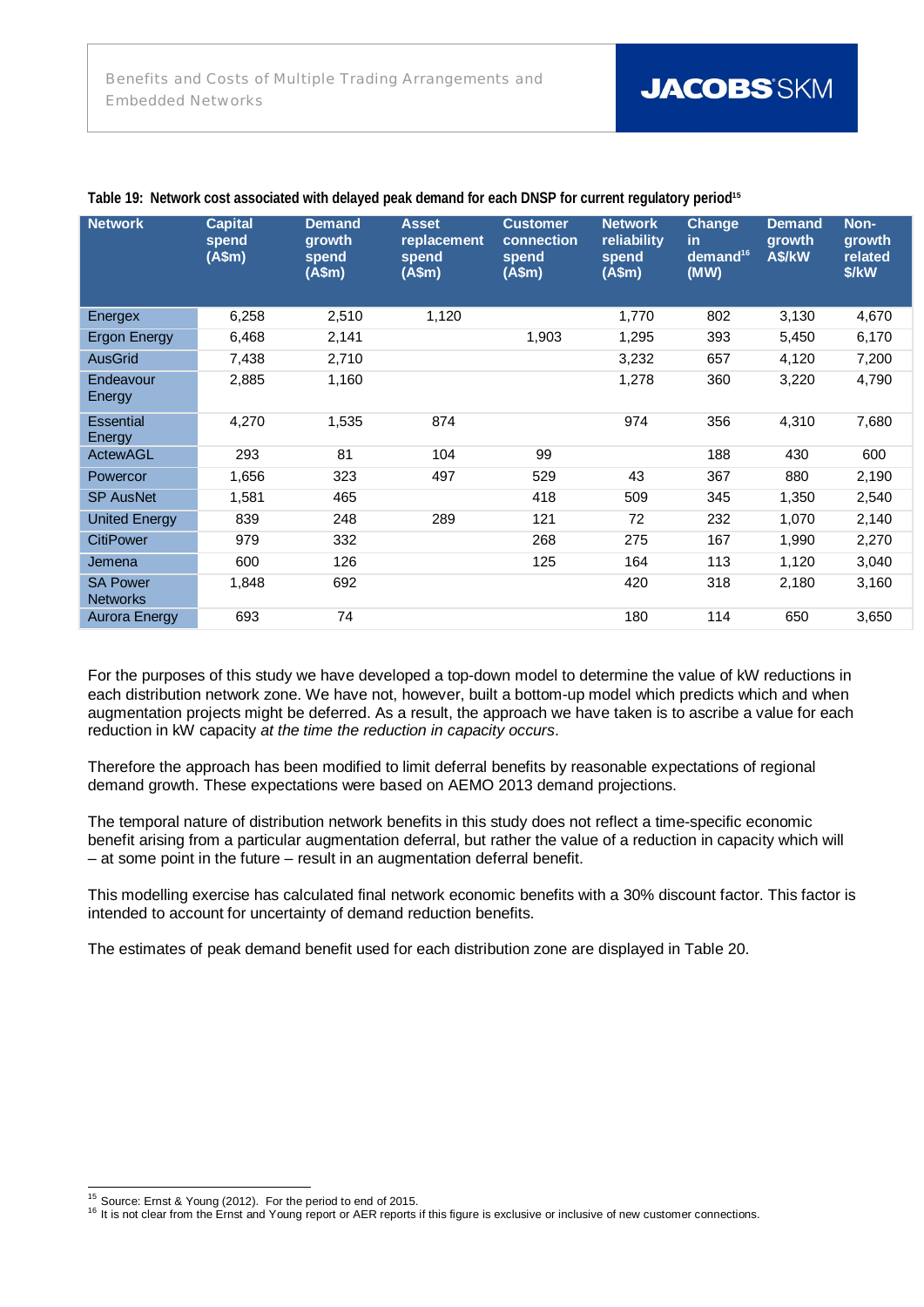**Table 19: Network cost associated with delayed peak demand for each DNSP for current regulatory period[15]**

| Network | Capital spend (A$m) | Demand growth spend (A$m) | Asset replacement spend (A$m) | Customer connection spend (A$m) | Network reliability spend (A$m) | Change in demand[16] (MW) | Demand growth A$/kW | Non-growth related $/kW |
|---|---|---|---|---|---|---|---|---|
| Energex | 6,258 | 2,510 | 1,120 | | 1,770 | 802 | 3,130 | 4,670 |
| Ergon Energy | 6,468 | 2,141 | | 1,903 | 1,295 | 393 | 5,450 | 6,170 |
| AusGrid | 7,438 | 2,710 | | | 3,232 | 657 | 4,120 | 7,200 |
| Endeavour Energy | 2,885 | 1,160 | | | 1,278 | 360 | 3,220 | 4,790 |
| Essential Energy | 4,270 | 1,535 | 874 | | 974 | 356 | 4,310 | 7,680 |
| ActewAGL | 293 | 81 | 104 | 99 | | 188 | 430 | 600 |
| Powercor | 1,656 | 323 | 497 | 529 | 43 | 367 | 880 | 2,190 |
| SP AusNet | 1,581 | 465 | | 418 | 509 | 345 | 1,350 | 2,540 |
| United Energy | 839 | 248 | 289 | 121 | 72 | 232 | 1,070 | 2,140 |
| CitiPower | 979 | 332 | | 268 | 275 | 167 | 1,990 | 2,270 |
| Jemena | 600 | 126 | | 125 | 164 | 113 | 1,120 | 3,040 |
| SA Power Networks | 1,848 | 692 | | | 420 | 318 | 2,180 | 3,160 |
| Aurora Energy | 693 | 74 | | | 180 | 114 | 650 | 3,650 |

For the purposes of this study we have developed a top-down model to determine the value of kW reductions in each distribution network zone. We have not, however, built a bottom-up model which predicts which and when augmentation projects might be deferred. As a result, the approach we have taken is to ascribe a value for each reduction in kW capacity *at the time the reduction in capacity occurs*.

Therefore the approach has been modified to limit deferral benefits by reasonable expectations of regional demand growth. These expectations were based on AEMO 2013 demand projections.

The temporal nature of distribution network benefits in this study does not reflect a time-specific economic benefit arising from a particular augmentation deferral, but rather the value of a reduction in capacity which will – at some point in the future – result in an augmentation deferral benefit.

This modelling exercise has calculated final network economic benefits with a 30% discount factor. This factor is intended to account for uncertainty of demand reduction benefits.

The estimates of peak demand benefit used for each distribution zone are displayed in Table 20.

[15] Source: Ernst & Young (2012). For the period to end of 2015.
[16] It is not clear from the Ernst and Young report or AER reports if this figure is exclusive or inclusive of new customer connections.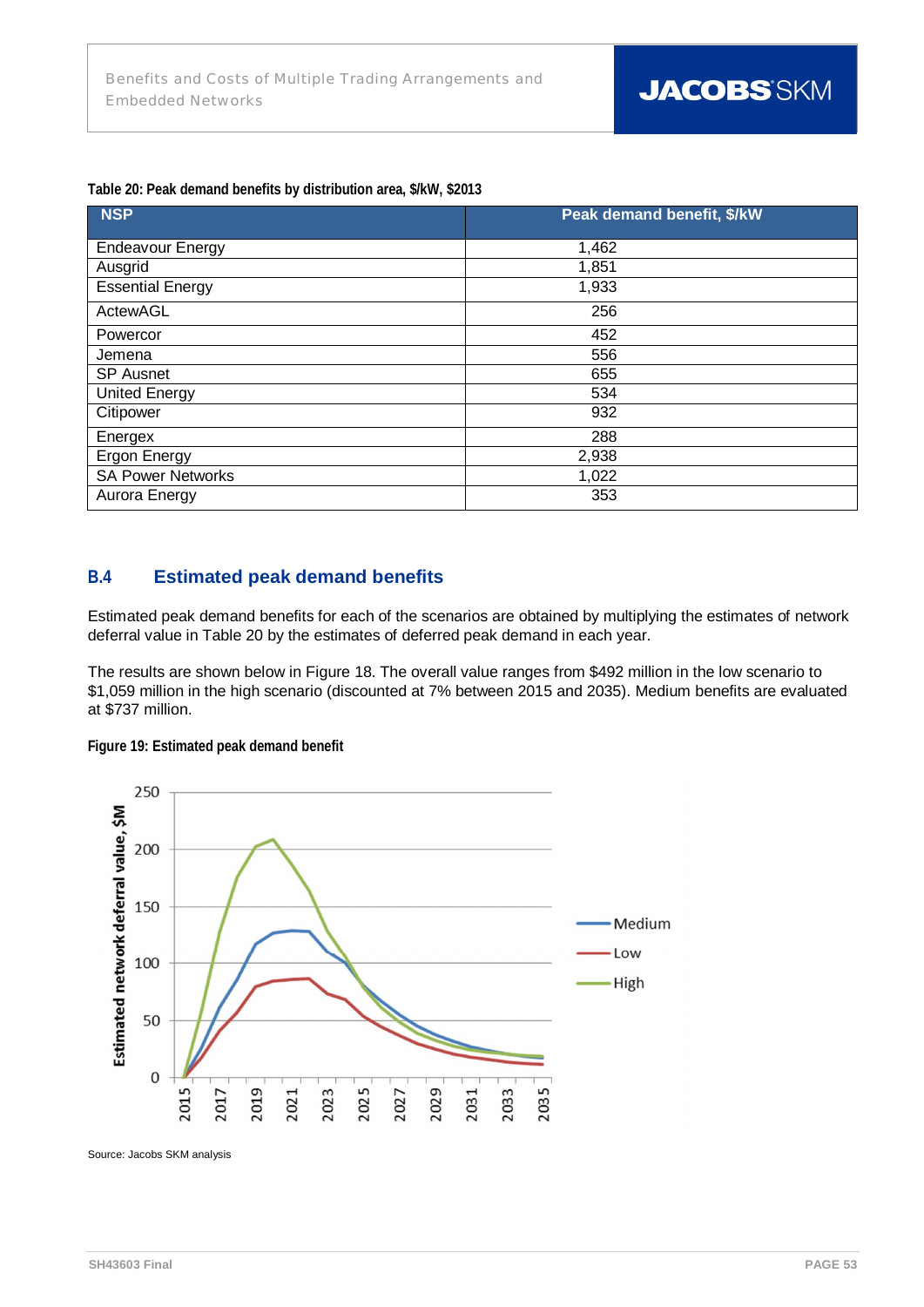Table 20: Peak demand benefits by distribution area, $/kW, $2013

| NSP | Peak demand benefit, $/kW |
|---|---|
| Endeavour Energy | 1,462 |
| Ausgrid | 1,851 |
| Essential Energy | 1,933 |
| ActewAGL | 256 |
| Powercor | 452 |
| Jemena | 556 |
| SP Ausnet | 655 |
| United Energy | 534 |
| Citipower | 932 |
| Energex | 288 |
| Ergon Energy | 2,938 |
| SA Power Networks | 1,022 |
| Aurora Energy | 353 |

## B.4 Estimated peak demand benefits

Estimated peak demand benefits for each of the scenarios are obtained by multiplying the estimates of network deferral value in Table 20 by the estimates of deferred peak demand in each year.

The results are shown below in Figure 18. The overall value ranges from $492 million in the low scenario to $1,059 million in the high scenario (discounted at 7% between 2015 and 2035). Medium benefits are evaluated at $737 million.

Figure 19: Estimated peak demand benefit

Source: Jacobs SKM analysis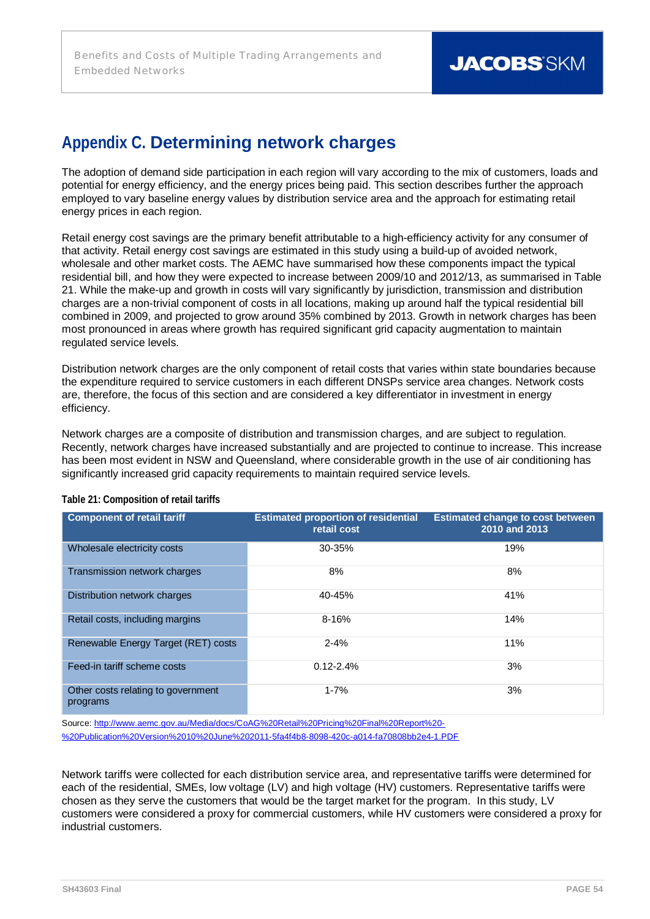# Appendix C. Determining network charges

The adoption of demand side participation in each region will vary according to the mix of customers, loads and potential for energy efficiency, and the energy prices being paid. This section describes further the approach employed to vary baseline energy values by distribution service area and the approach for estimating retail energy prices in each region.

Retail energy cost savings are the primary benefit attributable to a high-efficiency activity for any consumer of that activity. Retail energy cost savings are estimated in this study using a build-up of avoided network, wholesale and other market costs. The AEMC have summarised how these components impact the typical residential bill, and how they were expected to increase between 2009/10 and 2012/13, as summarised in Table 21. While the make-up and growth in costs will vary significantly by jurisdiction, transmission and distribution charges are a non-trivial component of costs in all locations, making up around half the typical residential bill combined in 2009, and projected to grow around 35% combined by 2013. Growth in network charges has been most pronounced in areas where growth has required significant grid capacity augmentation to maintain regulated service levels.

Distribution network charges are the only component of retail costs that varies within state boundaries because the expenditure required to service customers in each different DNSPs service area changes. Network costs are, therefore, the focus of this section and are considered a key differentiator in investment in energy efficiency.

Network charges are a composite of distribution and transmission charges, and are subject to regulation. Recently, network charges have increased substantially and are projected to continue to increase. This increase has been most evident in NSW and Queensland, where considerable growth in the use of air conditioning has significantly increased grid capacity requirements to maintain required service levels.

**Table 21: Composition of retail tariffs**

| Component of retail tariff | Estimated proportion of residential retail cost | Estimated change to cost between 2010 and 2013 |
|---|---|---|
| Wholesale electricity costs | 30-35% | 19% |
| Transmission network charges | 8% | 8% |
| Distribution network charges | 40-45% | 41% |
| Retail costs, including margins | 8-16% | 14% |
| Renewable Energy Target (RET) costs | 2-4% | 11% |
| Feed-in tariff scheme costs | 0.12-2.4% | 3% |
| Other costs relating to government programs | 1-7% | 3% |

Source: http://www.aemc.gov.au/Media/docs/CoAG%20Retail%20Pricing%20Final%20Report%20-%20Publication%20Version%2010%20June%202011-5fa4f4b8-8098-420c-a014-fa70808bb2e4-1.PDF

Network tariffs were collected for each distribution service area, and representative tariffs were determined for each of the residential, SMEs, low voltage (LV) and high voltage (HV) customers. Representative tariffs were chosen as they serve the customers that would be the target market for the program. In this study, LV customers were considered a proxy for commercial customers, while HV customers were considered a proxy for industrial customers.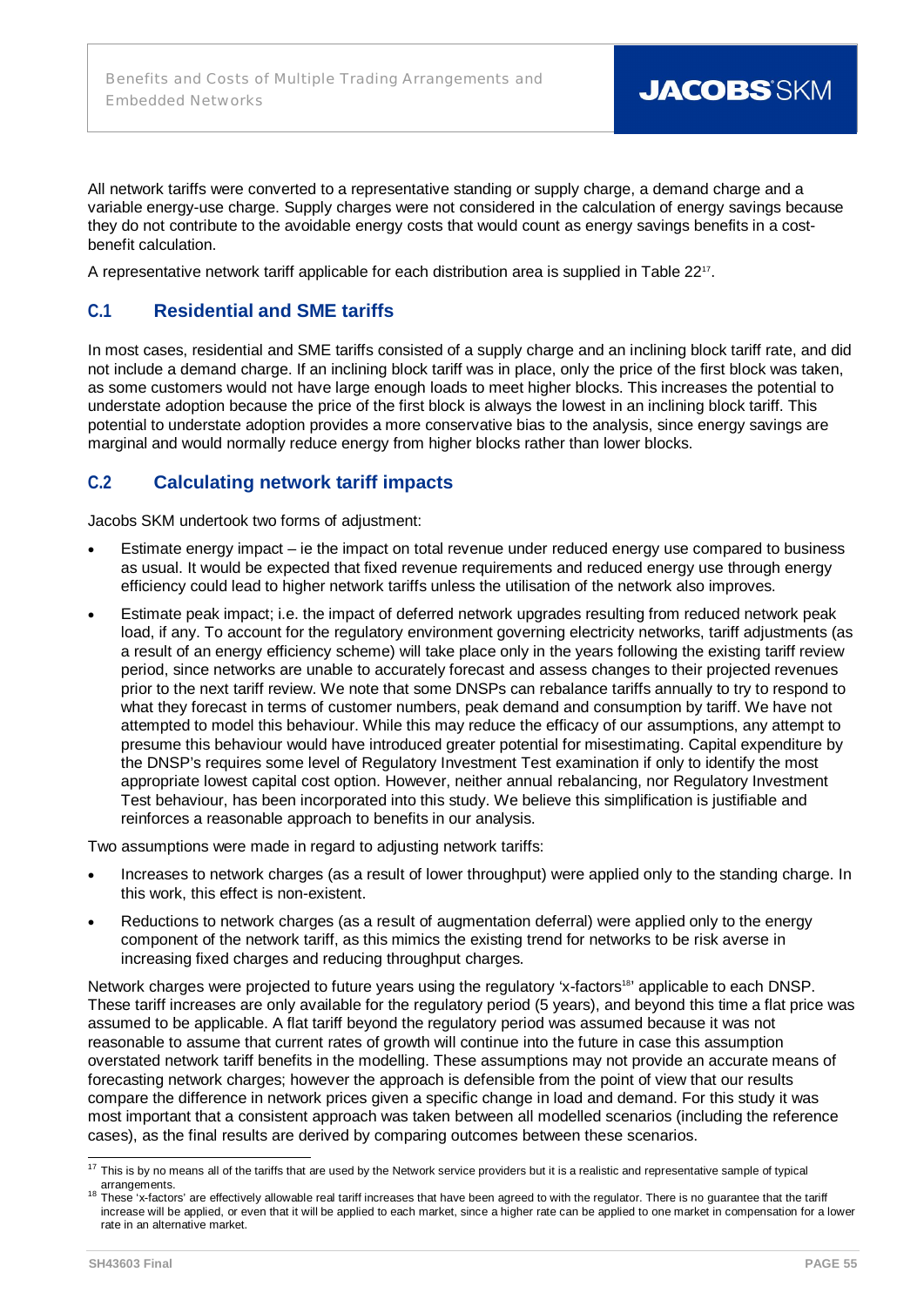All network tariffs were converted to a representative standing or supply charge, a demand charge and a variable energy-use charge. Supply charges were not considered in the calculation of energy savings because they do not contribute to the avoidable energy costs that would count as energy savings benefits in a cost-benefit calculation.

A representative network tariff applicable for each distribution area is supplied in Table 22[17].

## C.1 Residential and SME tariffs

In most cases, residential and SME tariffs consisted of a supply charge and an inclining block tariff rate, and did not include a demand charge. If an inclining block tariff was in place, only the price of the first block was taken, as some customers would not have large enough loads to meet higher blocks. This increases the potential to understate adoption because the price of the first block is always the lowest in an inclining block tariff. This potential to understate adoption provides a more conservative bias to the analysis, since energy savings are marginal and would normally reduce energy from higher blocks rather than lower blocks.

## C.2 Calculating network tariff impacts

Jacobs SKM undertook two forms of adjustment:

- Estimate energy impact – ie the impact on total revenue under reduced energy use compared to business as usual. It would be expected that fixed revenue requirements and reduced energy use through energy efficiency could lead to higher network tariffs unless the utilisation of the network also improves.
- Estimate peak impact; i.e. the impact of deferred network upgrades resulting from reduced network peak load, if any. To account for the regulatory environment governing electricity networks, tariff adjustments (as a result of an energy efficiency scheme) will take place only in the years following the existing tariff review period, since networks are unable to accurately forecast and assess changes to their projected revenues prior to the next tariff review. We note that some DNSPs can rebalance tariffs annually to try to respond to what they forecast in terms of customer numbers, peak demand and consumption by tariff. We have not attempted to model this behaviour. While this may reduce the efficacy of our assumptions, any attempt to presume this behaviour would have introduced greater potential for misestimating. Capital expenditure by the DNSP's requires some level of Regulatory Investment Test examination if only to identify the most appropriate lowest capital cost option. However, neither annual rebalancing, nor Regulatory Investment Test behaviour, has been incorporated into this study. We believe this simplification is justifiable and reinforces a reasonable approach to benefits in our analysis.

Two assumptions were made in regard to adjusting network tariffs:

- Increases to network charges (as a result of lower throughput) were applied only to the standing charge. In this work, this effect is non-existent.
- Reductions to network charges (as a result of augmentation deferral) were applied only to the energy component of the network tariff, as this mimics the existing trend for networks to be risk averse in increasing fixed charges and reducing throughput charges.

Network charges were projected to future years using the regulatory 'x-factors[18]' applicable to each DNSP. These tariff increases are only available for the regulatory period (5 years), and beyond this time a flat price was assumed to be applicable. A flat tariff beyond the regulatory period was assumed because it was not reasonable to assume that current rates of growth will continue into the future in case this assumption overstated network tariff benefits in the modelling. These assumptions may not provide an accurate means of forecasting network charges; however the approach is defensible from the point of view that our results compare the difference in network prices given a specific change in load and demand. For this study it was most important that a consistent approach was taken between all modelled scenarios (including the reference cases), as the final results are derived by comparing outcomes between these scenarios.

---

[17] This is by no means all of the tariffs that are used by the Network service providers but it is a realistic and representative sample of typical arrangements.

[18] These 'x-factors' are effectively allowable real tariff increases that have been agreed to with the regulator. There is no guarantee that the tariff increase will be applied, or even that it will be applied to each market, since a higher rate can be applied to one market in compensation for a lower rate in an alternative market.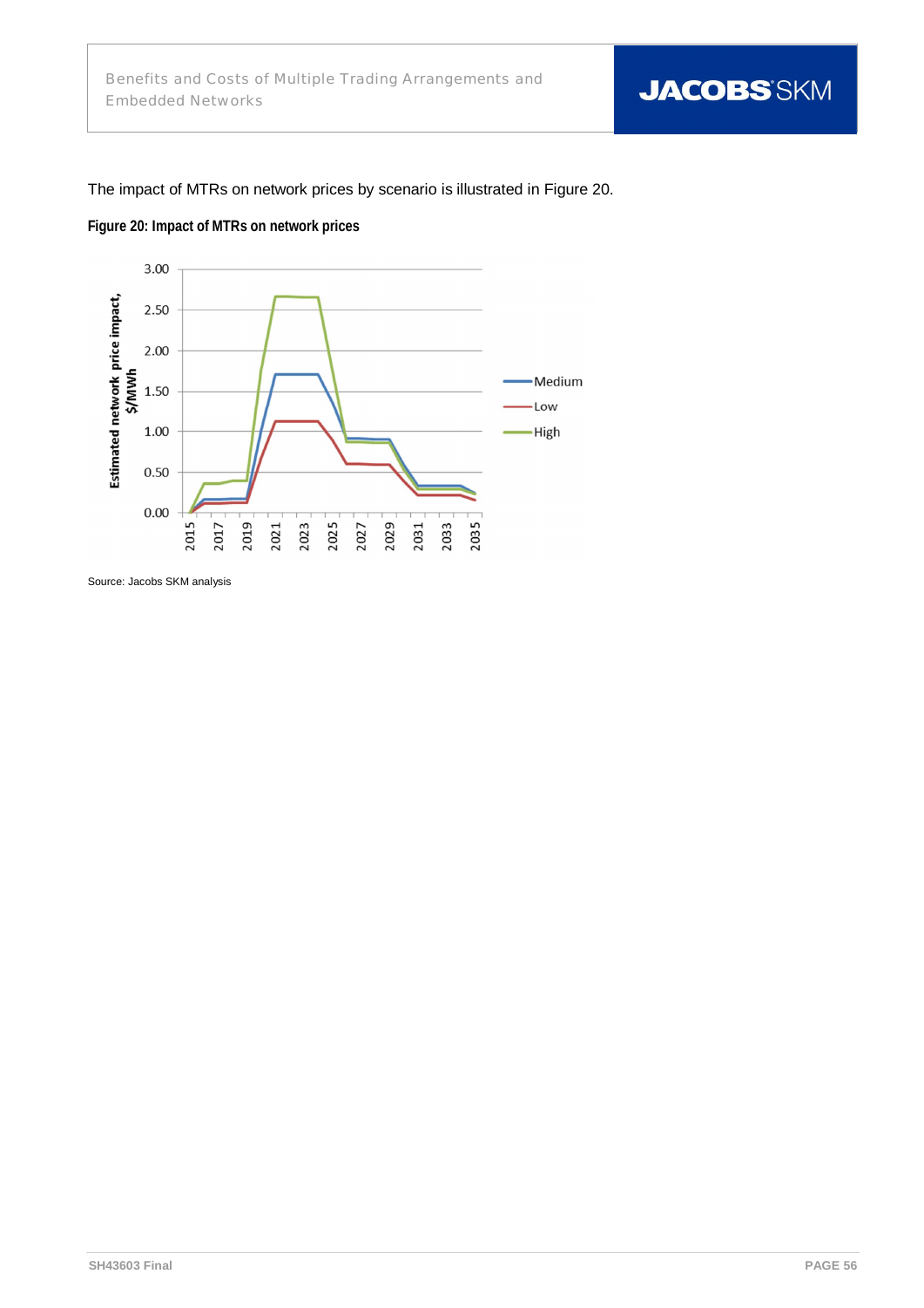The impact of MTRs on network prices by scenario is illustrated in Figure 20.

**Figure 20: Impact of MTRs on network prices**

Source: Jacobs SKM analysis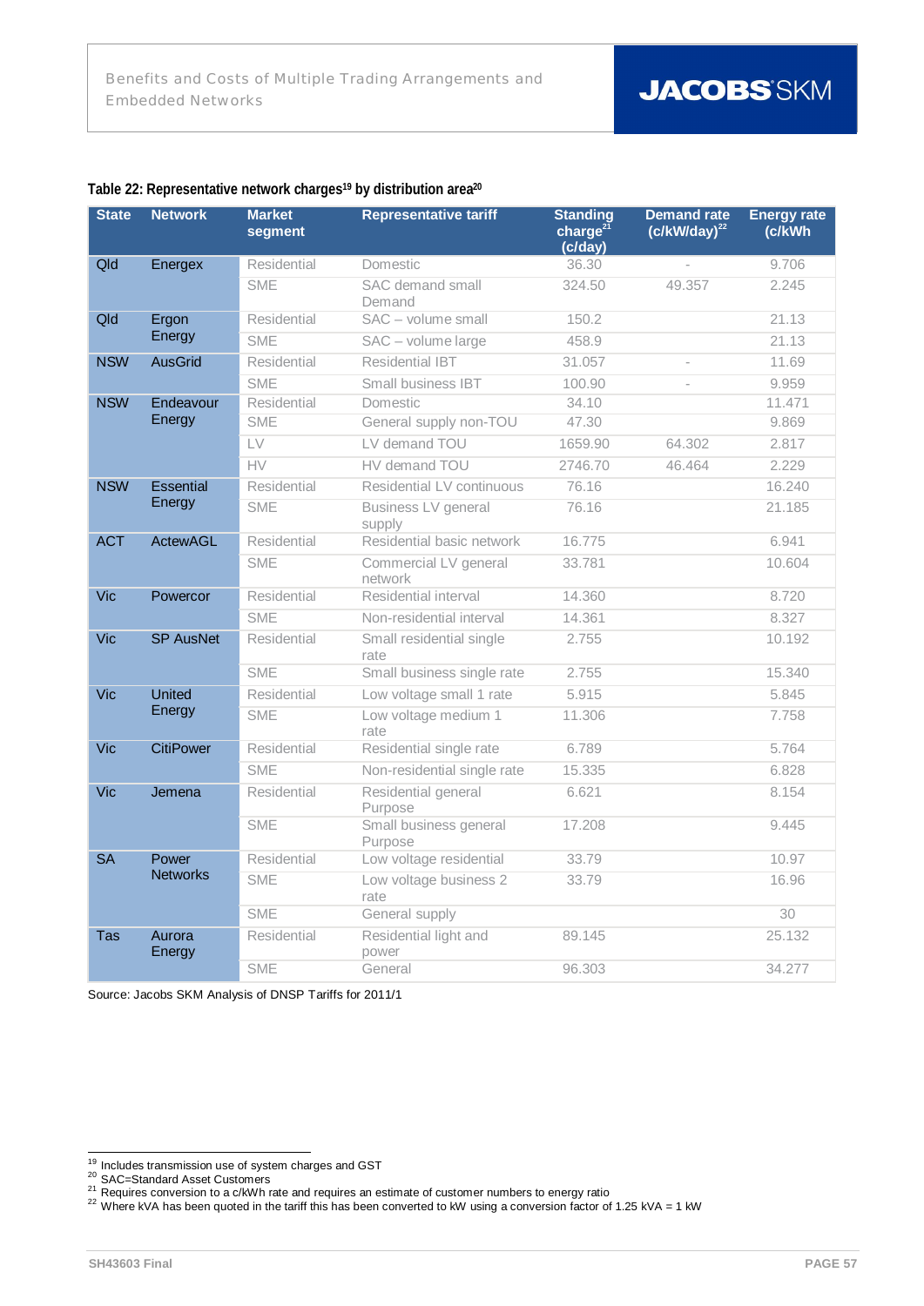**Table 22: Representative network charges[19] by distribution area[20]**

| State | Network | Market segment | Representative tariff | Standing charge[21] (c/day) | Demand rate (c/kW/day)[22] | Energy rate (c/kWh |
|---|---|---|---|---|---|---|
| Qld | Energex | Residential | Domestic | 36.30 | - | 9.706 |
| | | SME | SAC demand small Demand | 324.50 | 49.357 | 2.245 |
| Qld | Ergon Energy | Residential | SAC – volume small | 150.2 | | 21.13 |
| | | SME | SAC – volume large | 458.9 | | 21.13 |
| NSW | AusGrid | Residential | Residential IBT | 31.057 | - | 11.69 |
| | | SME | Small business IBT | 100.90 | - | 9.959 |
| NSW | Endeavour Energy | Residential | Domestic | 34.10 | | 11.471 |
| | | SME | General supply non-TOU | 47.30 | | 9.869 |
| | | LV | LV demand TOU | 1659.90 | 64.302 | 2.817 |
| | | HV | HV demand TOU | 2746.70 | 46.464 | 2.229 |
| NSW | Essential Energy | Residential | Residential LV continuous | 76.16 | | 16.240 |
| | | SME | Business LV general supply | 76.16 | | 21.185 |
| ACT | ActewAGL | Residential | Residential basic network | 16.775 | | 6.941 |
| | | SME | Commercial LV general network | 33.781 | | 10.604 |
| Vic | Powercor | Residential | Residential interval | 14.360 | | 8.720 |
| | | SME | Non-residential interval | 14.361 | | 8.327 |
| Vic | SP AusNet | Residential | Small residential single rate | 2.755 | | 10.192 |
| | | SME | Small business single rate | 2.755 | | 15.340 |
| Vic | United Energy | Residential | Low voltage small 1 rate | 5.915 | | 5.845 |
| | | SME | Low voltage medium 1 rate | 11.306 | | 7.758 |
| Vic | CitiPower | Residential | Residential single rate | 6.789 | | 5.764 |
| | | SME | Non-residential single rate | 15.335 | | 6.828 |
| Vic | Jemena | Residential | Residential general Purpose | 6.621 | | 8.154 |
| | | SME | Small business general Purpose | 17.208 | | 9.445 |
| SA | Power Networks | Residential | Low voltage residential | 33.79 | | 10.97 |
| | | SME | Low voltage business 2 rate | 33.79 | | 16.96 |
| | | SME | General supply | | | 30 |
| Tas | Aurora Energy | Residential | Residential light and power | 89.145 | | 25.132 |
| | | SME | General | 96.303 | | 34.277 |

Source: Jacobs SKM Analysis of DNSP Tariffs for 2011/1

[19] Includes transmission use of system charges and GST

[20] SAC=Standard Asset Customers

[21] Requires conversion to a c/kWh rate and requires an estimate of customer numbers to energy ratio

[22] Where kVA has been quoted in the tariff this has been converted to kW using a conversion factor of 1.25 kVA = 1 kW